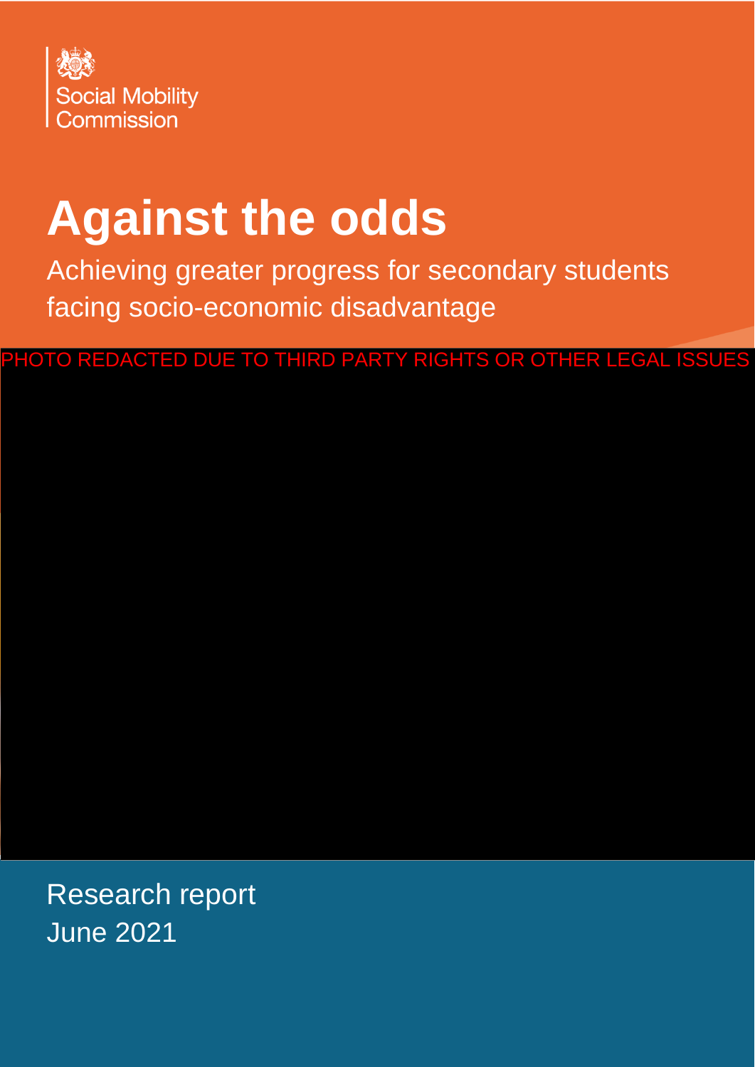Social Mobility Commission

# Against the odds

Achieving greater progress for secondary students facing socio-economic disadvantage

PHOTO REDACTED DUE TO THIRD PARTY RIGHTS OR OTHER LEGAL ISSUES

Research report
June 2021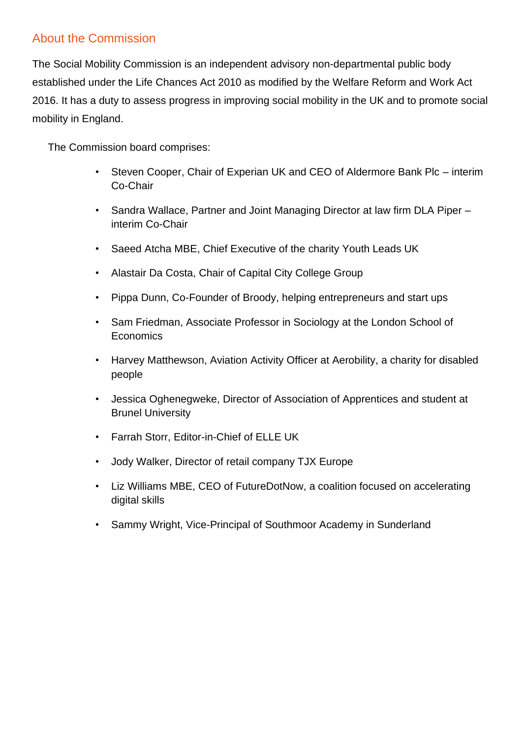## About the Commission

The Social Mobility Commission is an independent advisory non-departmental public body established under the Life Chances Act 2010 as modified by the Welfare Reform and Work Act 2016. It has a duty to assess progress in improving social mobility in the UK and to promote social mobility in England.

The Commission board comprises:

- Steven Cooper, Chair of Experian UK and CEO of Aldermore Bank Plc – interim Co-Chair
- Sandra Wallace, Partner and Joint Managing Director at law firm DLA Piper – interim Co-Chair
- Saeed Atcha MBE, Chief Executive of the charity Youth Leads UK
- Alastair Da Costa, Chair of Capital City College Group
- Pippa Dunn, Co-Founder of Broody, helping entrepreneurs and start ups
- Sam Friedman, Associate Professor in Sociology at the London School of Economics
- Harvey Matthewson, Aviation Activity Officer at Aerobility, a charity for disabled people
- Jessica Oghenegweke, Director of Association of Apprentices and student at Brunel University
- Farrah Storr, Editor-in-Chief of ELLE UK
- Jody Walker, Director of retail company TJX Europe
- Liz Williams MBE, CEO of FutureDotNow, a coalition focused on accelerating digital skills
- Sammy Wright, Vice-Principal of Southmoor Academy in Sunderland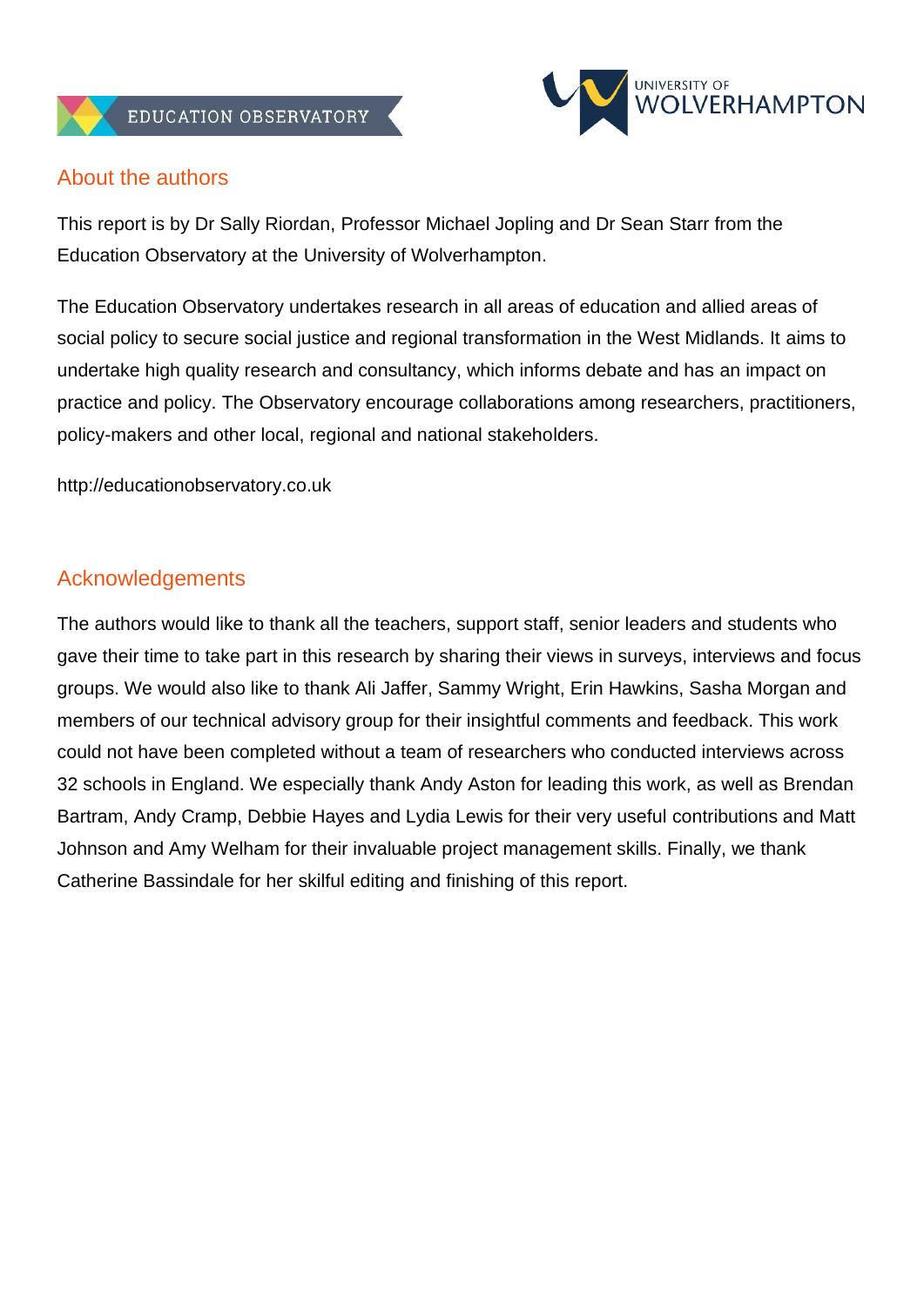## About the authors

This report is by Dr Sally Riordan, Professor Michael Jopling and Dr Sean Starr from the Education Observatory at the University of Wolverhampton.

The Education Observatory undertakes research in all areas of education and allied areas of social policy to secure social justice and regional transformation in the West Midlands. It aims to undertake high quality research and consultancy, which informs debate and has an impact on practice and policy. The Observatory encourage collaborations among researchers, practitioners, policy-makers and other local, regional and national stakeholders.

http://educationobservatory.co.uk

## Acknowledgements

The authors would like to thank all the teachers, support staff, senior leaders and students who gave their time to take part in this research by sharing their views in surveys, interviews and focus groups. We would also like to thank Ali Jaffer, Sammy Wright, Erin Hawkins, Sasha Morgan and members of our technical advisory group for their insightful comments and feedback. This work could not have been completed without a team of researchers who conducted interviews across 32 schools in England. We especially thank Andy Aston for leading this work, as well as Brendan Bartram, Andy Cramp, Debbie Hayes and Lydia Lewis for their very useful contributions and Matt Johnson and Amy Welham for their invaluable project management skills. Finally, we thank Catherine Bassindale for her skilful editing and finishing of this report.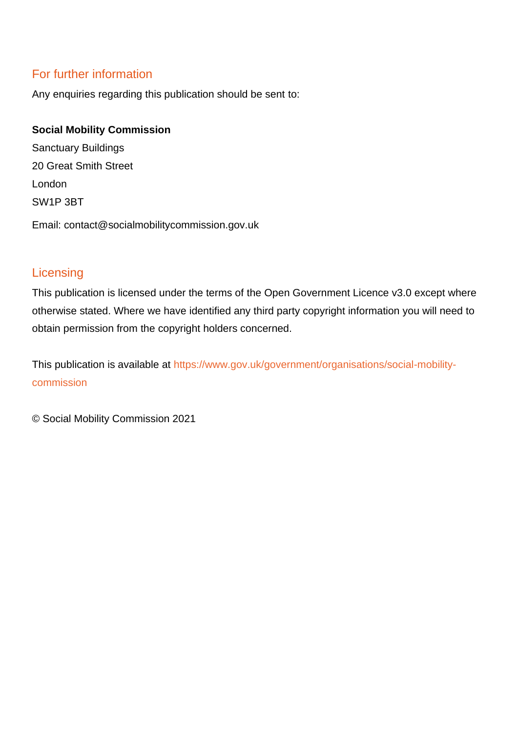## For further information

Any enquiries regarding this publication should be sent to:

**Social Mobility Commission**

Sanctuary Buildings

20 Great Smith Street

London

SW1P 3BT

Email: contact@socialmobilitycommission.gov.uk

## Licensing

This publication is licensed under the terms of the Open Government Licence v3.0 except where otherwise stated. Where we have identified any third party copyright information you will need to obtain permission from the copyright holders concerned.

This publication is available at https://www.gov.uk/government/organisations/social-mobility-commission

© Social Mobility Commission 2021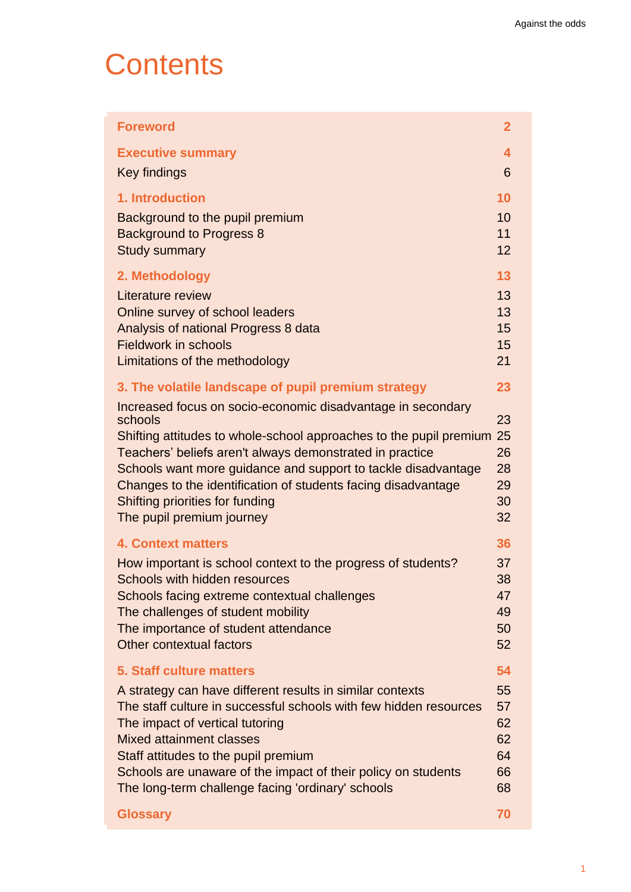# Contents

| | |
|---|---|
| **Foreword** | **2** |
| **Executive summary** | **4** |
| Key findings | 6 |
| **1. Introduction** | **10** |
| Background to the pupil premium | 10 |
| Background to Progress 8 | 11 |
| Study summary | 12 |
| **2. Methodology** | **13** |
| Literature review | 13 |
| Online survey of school leaders | 13 |
| Analysis of national Progress 8 data | 15 |
| Fieldwork in schools | 15 |
| Limitations of the methodology | 21 |
| **3. The volatile landscape of pupil premium strategy** | **23** |
| Increased focus on socio-economic disadvantage in secondary schools | 23 |
| Shifting attitudes to whole-school approaches to the pupil premium | 25 |
| Teachers' beliefs aren't always demonstrated in practice | 26 |
| Schools want more guidance and support to tackle disadvantage | 28 |
| Changes to the identification of students facing disadvantage | 29 |
| Shifting priorities for funding | 30 |
| The pupil premium journey | 32 |
| **4. Context matters** | **36** |
| How important is school context to the progress of students? | 37 |
| Schools with hidden resources | 38 |
| Schools facing extreme contextual challenges | 47 |
| The challenges of student mobility | 49 |
| The importance of student attendance | 50 |
| Other contextual factors | 52 |
| **5. Staff culture matters** | **54** |
| A strategy can have different results in similar contexts | 55 |
| The staff culture in successful schools with few hidden resources | 57 |
| The impact of vertical tutoring | 62 |
| Mixed attainment classes | 62 |
| Staff attitudes to the pupil premium | 64 |
| Schools are unaware of the impact of their policy on students | 66 |
| The long-term challenge facing 'ordinary' schools | 68 |
| **Glossary** | **70** |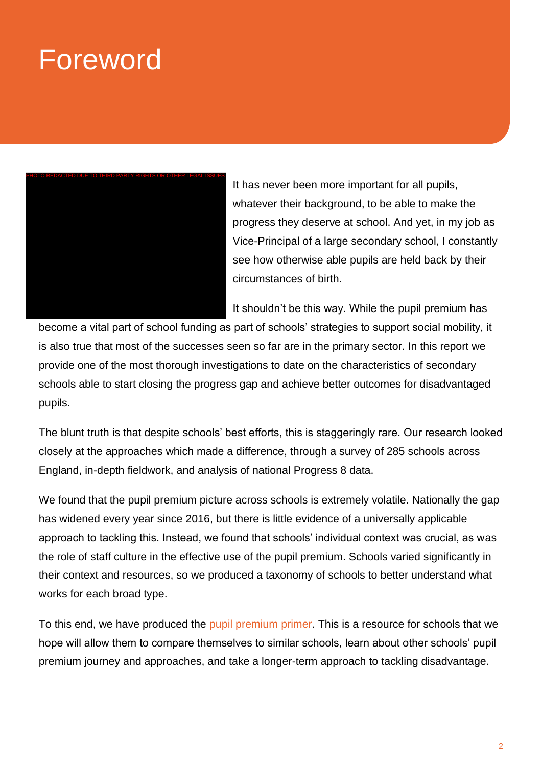# Foreword

PHOTO REDACTED DUE TO THIRD PARTY RIGHTS OR OTHER LEGAL ISSUES

It has never been more important for all pupils, whatever their background, to be able to make the progress they deserve at school. And yet, in my job as Vice-Principal of a large secondary school, I constantly see how otherwise able pupils are held back by their circumstances of birth.

It shouldn't be this way. While the pupil premium has become a vital part of school funding as part of schools' strategies to support social mobility, it is also true that most of the successes seen so far are in the primary sector. In this report we provide one of the most thorough investigations to date on the characteristics of secondary schools able to start closing the progress gap and achieve better outcomes for disadvantaged pupils.

The blunt truth is that despite schools' best efforts, this is staggeringly rare. Our research looked closely at the approaches which made a difference, through a survey of 285 schools across England, in-depth fieldwork, and analysis of national Progress 8 data.

We found that the pupil premium picture across schools is extremely volatile. Nationally the gap has widened every year since 2016, but there is little evidence of a universally applicable approach to tackling this. Instead, we found that schools' individual context was crucial, as was the role of staff culture in the effective use of the pupil premium. Schools varied significantly in their context and resources, so we produced a taxonomy of schools to better understand what works for each broad type.

To this end, we have produced the pupil premium primer. This is a resource for schools that we hope will allow them to compare themselves to similar schools, learn about other schools' pupil premium journey and approaches, and take a longer-term approach to tackling disadvantage.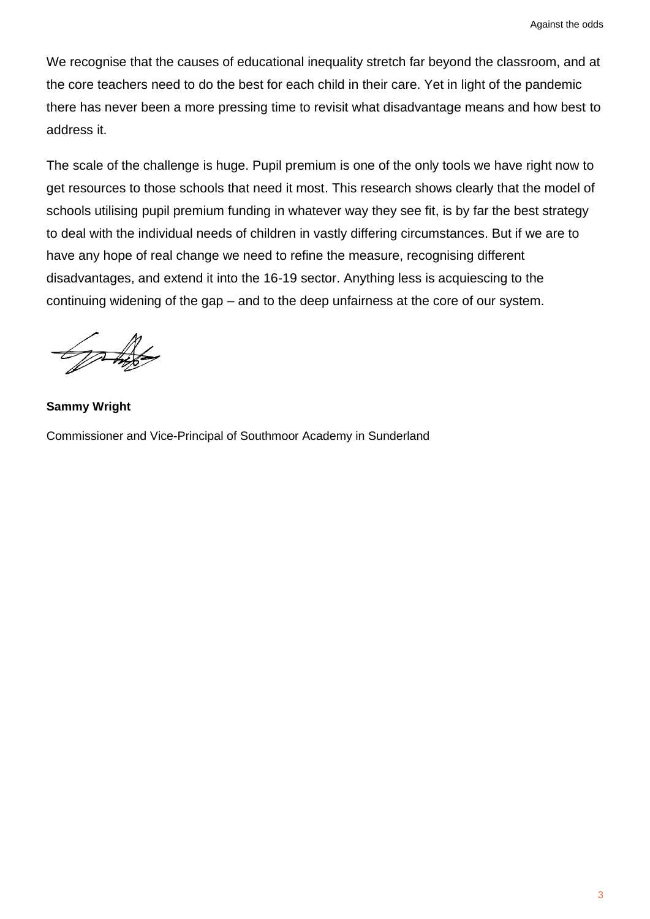We recognise that the causes of educational inequality stretch far beyond the classroom, and at the core teachers need to do the best for each child in their care. Yet in light of the pandemic there has never been a more pressing time to revisit what disadvantage means and how best to address it.

The scale of the challenge is huge. Pupil premium is one of the only tools we have right now to get resources to those schools that need it most. This research shows clearly that the model of schools utilising pupil premium funding in whatever way they see fit, is by far the best strategy to deal with the individual needs of children in vastly differing circumstances. But if we are to have any hope of real change we need to refine the measure, recognising different disadvantages, and extend it into the 16-19 sector. Anything less is acquiescing to the continuing widening of the gap – and to the deep unfairness at the core of our system.

**Sammy Wright**

Commissioner and Vice-Principal of Southmoor Academy in Sunderland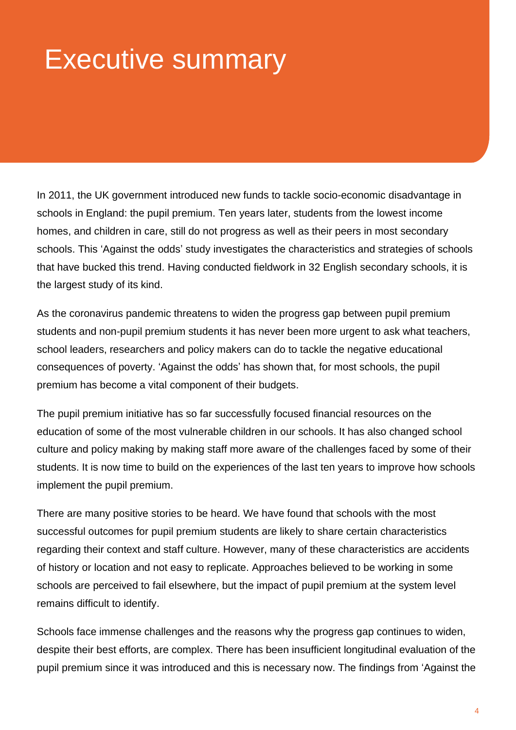# Executive summary

In 2011, the UK government introduced new funds to tackle socio-economic disadvantage in schools in England: the pupil premium. Ten years later, students from the lowest income homes, and children in care, still do not progress as well as their peers in most secondary schools. This 'Against the odds' study investigates the characteristics and strategies of schools that have bucked this trend. Having conducted fieldwork in 32 English secondary schools, it is the largest study of its kind.

As the coronavirus pandemic threatens to widen the progress gap between pupil premium students and non-pupil premium students it has never been more urgent to ask what teachers, school leaders, researchers and policy makers can do to tackle the negative educational consequences of poverty. 'Against the odds' has shown that, for most schools, the pupil premium has become a vital component of their budgets.

The pupil premium initiative has so far successfully focused financial resources on the education of some of the most vulnerable children in our schools. It has also changed school culture and policy making by making staff more aware of the challenges faced by some of their students. It is now time to build on the experiences of the last ten years to improve how schools implement the pupil premium.

There are many positive stories to be heard. We have found that schools with the most successful outcomes for pupil premium students are likely to share certain characteristics regarding their context and staff culture. However, many of these characteristics are accidents of history or location and not easy to replicate. Approaches believed to be working in some schools are perceived to fail elsewhere, but the impact of pupil premium at the system level remains difficult to identify.

Schools face immense challenges and the reasons why the progress gap continues to widen, despite their best efforts, are complex. There has been insufficient longitudinal evaluation of the pupil premium since it was introduced and this is necessary now. The findings from 'Against the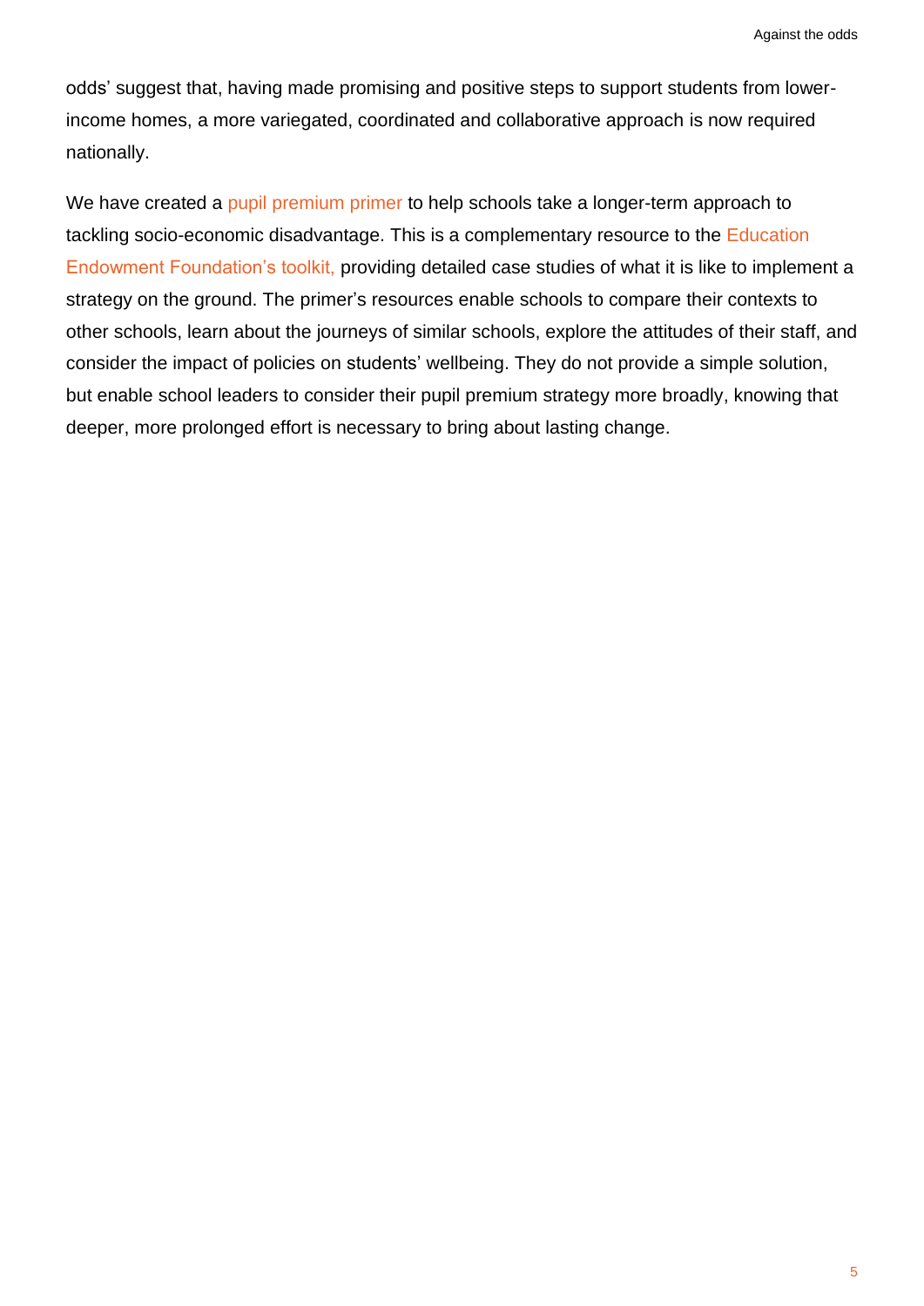odds' suggest that, having made promising and positive steps to support students from lower-income homes, a more variegated, coordinated and collaborative approach is now required nationally.

We have created a pupil premium primer to help schools take a longer-term approach to tackling socio-economic disadvantage. This is a complementary resource to the Education Endowment Foundation's toolkit, providing detailed case studies of what it is like to implement a strategy on the ground. The primer's resources enable schools to compare their contexts to other schools, learn about the journeys of similar schools, explore the attitudes of their staff, and consider the impact of policies on students' wellbeing. They do not provide a simple solution, but enable school leaders to consider their pupil premium strategy more broadly, knowing that deeper, more prolonged effort is necessary to bring about lasting change.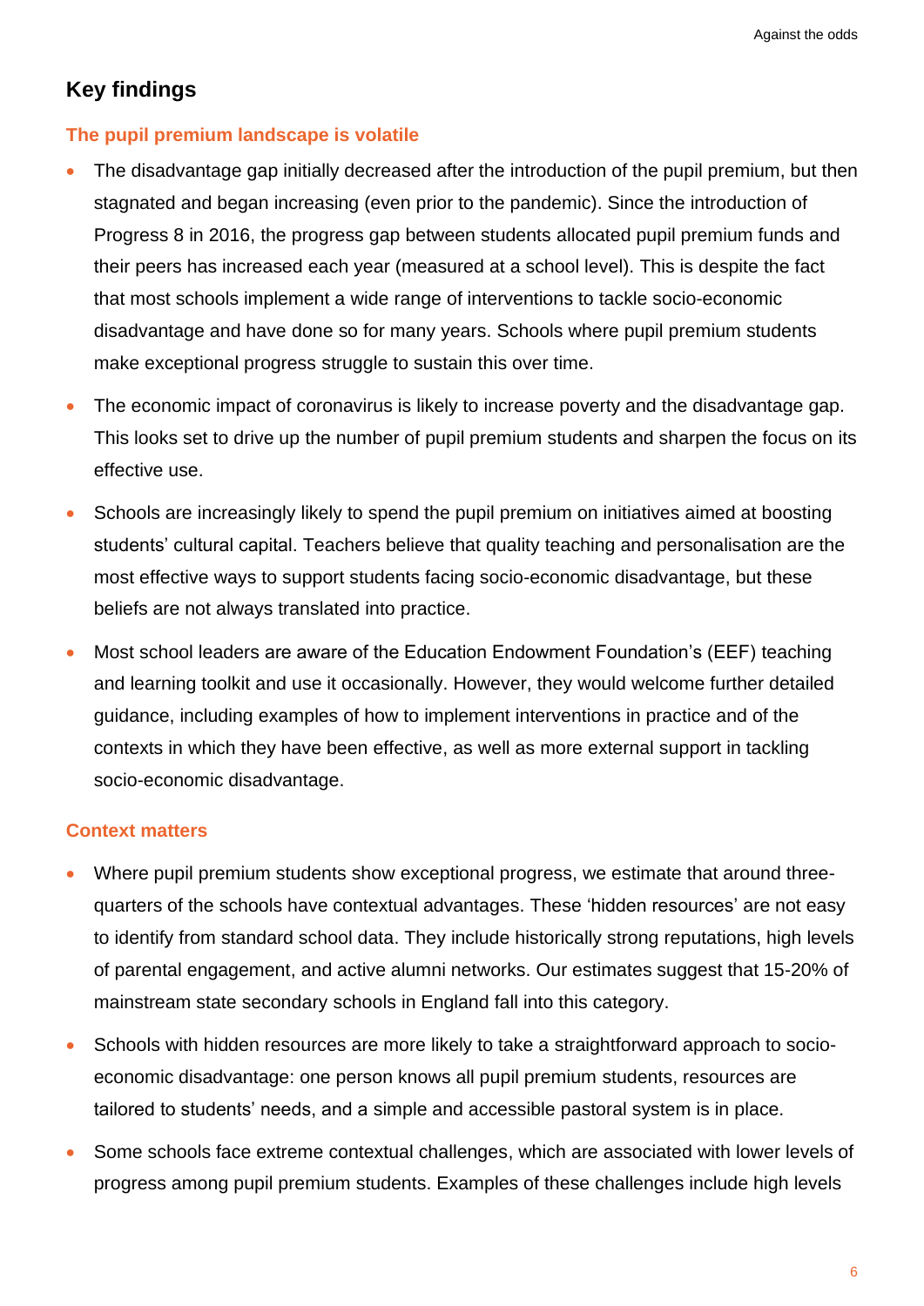## Key findings

### The pupil premium landscape is volatile

- The disadvantage gap initially decreased after the introduction of the pupil premium, but then stagnated and began increasing (even prior to the pandemic). Since the introduction of Progress 8 in 2016, the progress gap between students allocated pupil premium funds and their peers has increased each year (measured at a school level). This is despite the fact that most schools implement a wide range of interventions to tackle socio-economic disadvantage and have done so for many years. Schools where pupil premium students make exceptional progress struggle to sustain this over time.
- The economic impact of coronavirus is likely to increase poverty and the disadvantage gap. This looks set to drive up the number of pupil premium students and sharpen the focus on its effective use.
- Schools are increasingly likely to spend the pupil premium on initiatives aimed at boosting students' cultural capital. Teachers believe that quality teaching and personalisation are the most effective ways to support students facing socio-economic disadvantage, but these beliefs are not always translated into practice.
- Most school leaders are aware of the Education Endowment Foundation's (EEF) teaching and learning toolkit and use it occasionally. However, they would welcome further detailed guidance, including examples of how to implement interventions in practice and of the contexts in which they have been effective, as well as more external support in tackling socio-economic disadvantage.

### Context matters

- Where pupil premium students show exceptional progress, we estimate that around three-quarters of the schools have contextual advantages. These 'hidden resources' are not easy to identify from standard school data. They include historically strong reputations, high levels of parental engagement, and active alumni networks. Our estimates suggest that 15-20% of mainstream state secondary schools in England fall into this category.
- Schools with hidden resources are more likely to take a straightforward approach to socio-economic disadvantage: one person knows all pupil premium students, resources are tailored to students' needs, and a simple and accessible pastoral system is in place.
- Some schools face extreme contextual challenges, which are associated with lower levels of progress among pupil premium students. Examples of these challenges include high levels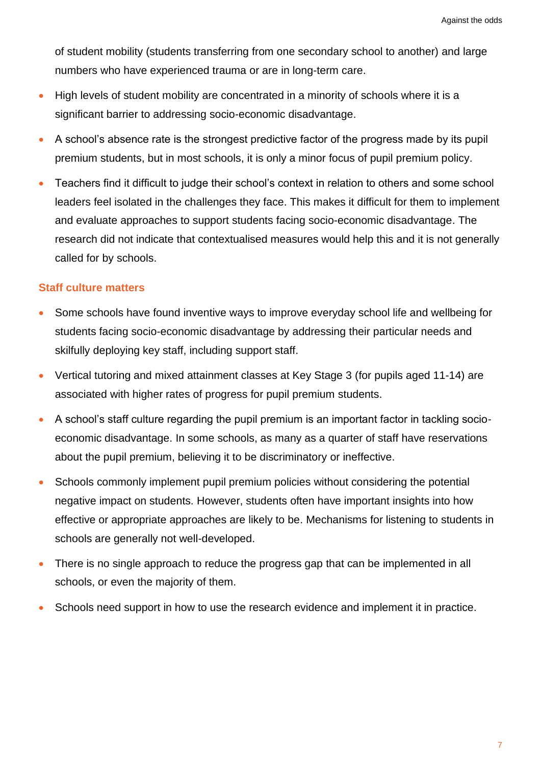of student mobility (students transferring from one secondary school to another) and large numbers who have experienced trauma or are in long-term care.

- High levels of student mobility are concentrated in a minority of schools where it is a significant barrier to addressing socio-economic disadvantage.
- A school's absence rate is the strongest predictive factor of the progress made by its pupil premium students, but in most schools, it is only a minor focus of pupil premium policy.
- Teachers find it difficult to judge their school's context in relation to others and some school leaders feel isolated in the challenges they face. This makes it difficult for them to implement and evaluate approaches to support students facing socio-economic disadvantage. The research did not indicate that contextualised measures would help this and it is not generally called for by schools.

### Staff culture matters

- Some schools have found inventive ways to improve everyday school life and wellbeing for students facing socio-economic disadvantage by addressing their particular needs and skilfully deploying key staff, including support staff.
- Vertical tutoring and mixed attainment classes at Key Stage 3 (for pupils aged 11-14) are associated with higher rates of progress for pupil premium students.
- A school's staff culture regarding the pupil premium is an important factor in tackling socio-economic disadvantage. In some schools, as many as a quarter of staff have reservations about the pupil premium, believing it to be discriminatory or ineffective.
- Schools commonly implement pupil premium policies without considering the potential negative impact on students. However, students often have important insights into how effective or appropriate approaches are likely to be. Mechanisms for listening to students in schools are generally not well-developed.
- There is no single approach to reduce the progress gap that can be implemented in all schools, or even the majority of them.
- Schools need support in how to use the research evidence and implement it in practice.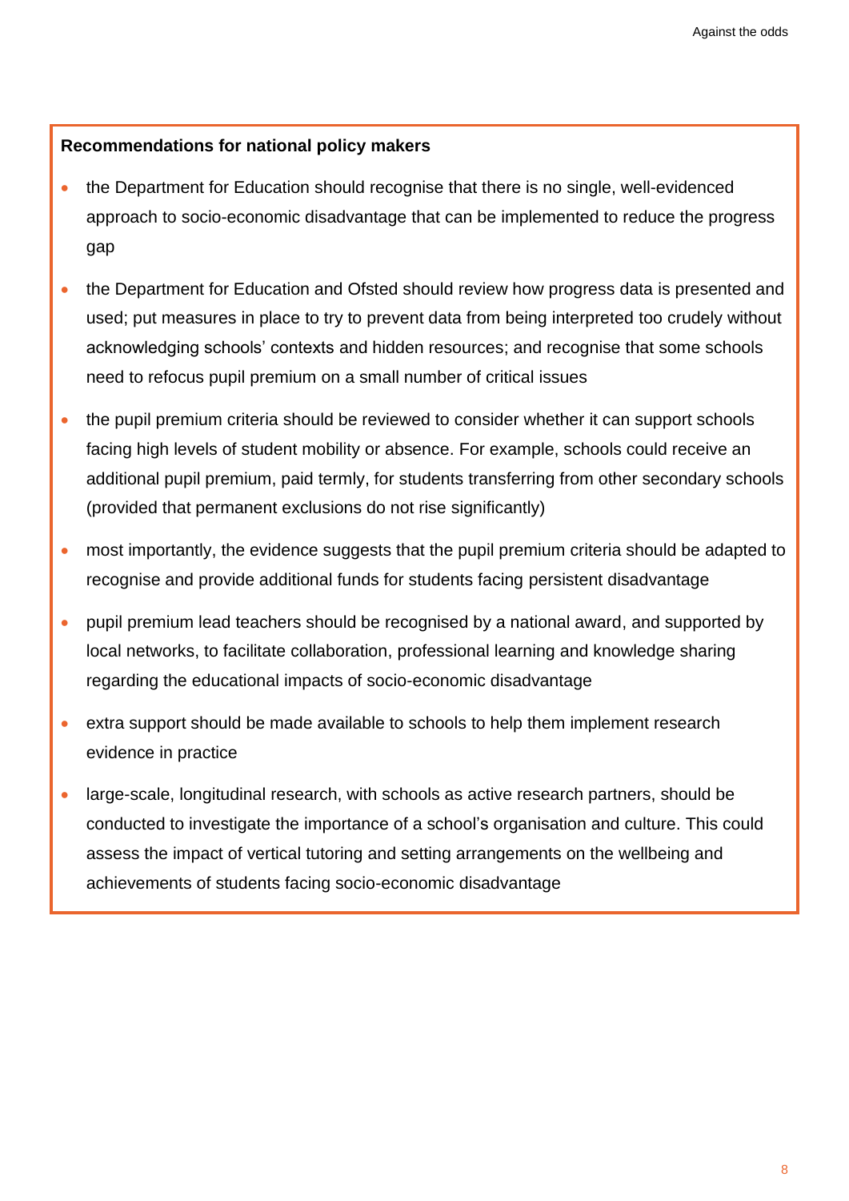**Recommendations for national policy makers**

- the Department for Education should recognise that there is no single, well-evidenced approach to socio-economic disadvantage that can be implemented to reduce the progress gap
- the Department for Education and Ofsted should review how progress data is presented and used; put measures in place to try to prevent data from being interpreted too crudely without acknowledging schools' contexts and hidden resources; and recognise that some schools need to refocus pupil premium on a small number of critical issues
- the pupil premium criteria should be reviewed to consider whether it can support schools facing high levels of student mobility or absence. For example, schools could receive an additional pupil premium, paid termly, for students transferring from other secondary schools (provided that permanent exclusions do not rise significantly)
- most importantly, the evidence suggests that the pupil premium criteria should be adapted to recognise and provide additional funds for students facing persistent disadvantage
- pupil premium lead teachers should be recognised by a national award, and supported by local networks, to facilitate collaboration, professional learning and knowledge sharing regarding the educational impacts of socio-economic disadvantage
- extra support should be made available to schools to help them implement research evidence in practice
- large-scale, longitudinal research, with schools as active research partners, should be conducted to investigate the importance of a school's organisation and culture. This could assess the impact of vertical tutoring and setting arrangements on the wellbeing and achievements of students facing socio-economic disadvantage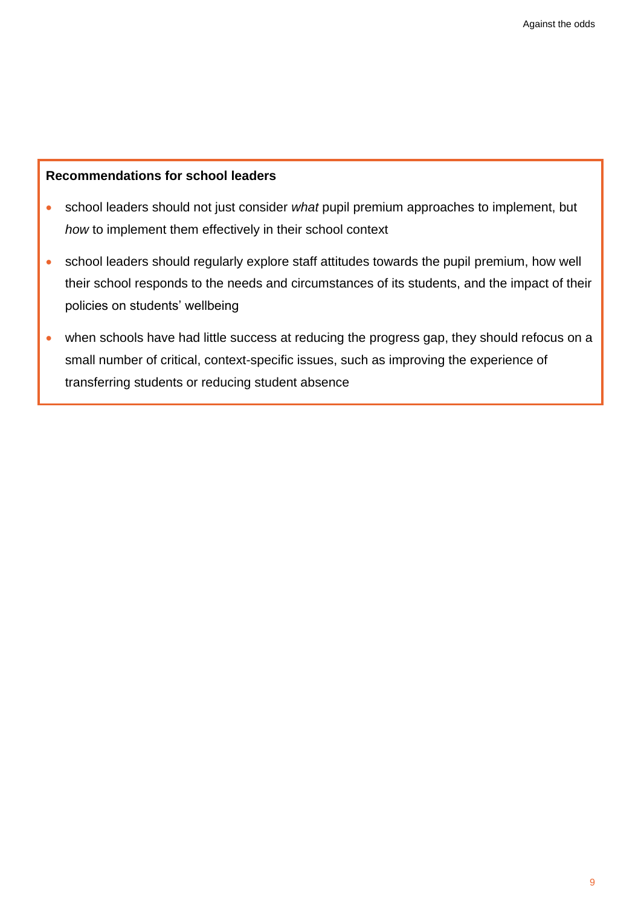**Recommendations for school leaders**

- school leaders should not just consider *what* pupil premium approaches to implement, but *how* to implement them effectively in their school context
- school leaders should regularly explore staff attitudes towards the pupil premium, how well their school responds to the needs and circumstances of its students, and the impact of their policies on students' wellbeing
- when schools have had little success at reducing the progress gap, they should refocus on a small number of critical, context-specific issues, such as improving the experience of transferring students or reducing student absence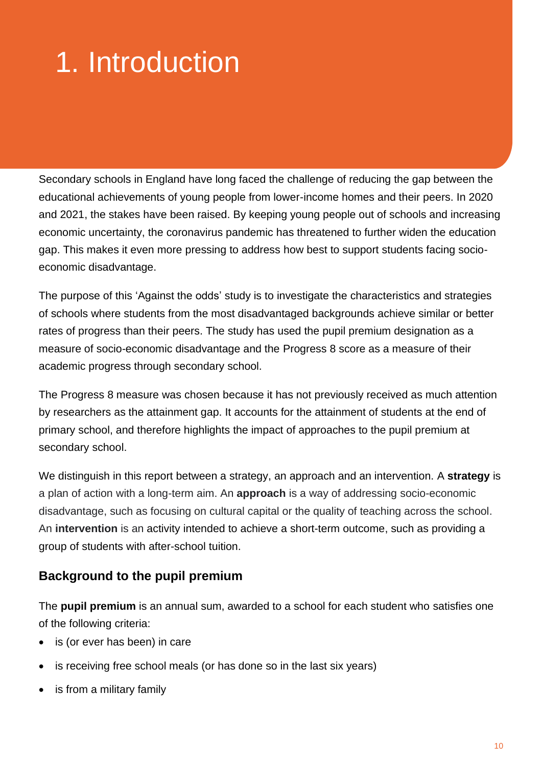# 1. Introduction

Secondary schools in England have long faced the challenge of reducing the gap between the educational achievements of young people from lower-income homes and their peers. In 2020 and 2021, the stakes have been raised. By keeping young people out of schools and increasing economic uncertainty, the coronavirus pandemic has threatened to further widen the education gap. This makes it even more pressing to address how best to support students facing socio-economic disadvantage.

The purpose of this 'Against the odds' study is to investigate the characteristics and strategies of schools where students from the most disadvantaged backgrounds achieve similar or better rates of progress than their peers. The study has used the pupil premium designation as a measure of socio-economic disadvantage and the Progress 8 score as a measure of their academic progress through secondary school.

The Progress 8 measure was chosen because it has not previously received as much attention by researchers as the attainment gap. It accounts for the attainment of students at the end of primary school, and therefore highlights the impact of approaches to the pupil premium at secondary school.

We distinguish in this report between a strategy, an approach and an intervention. A **strategy** is a plan of action with a long-term aim. An **approach** is a way of addressing socio-economic disadvantage, such as focusing on cultural capital or the quality of teaching across the school. An **intervention** is an activity intended to achieve a short-term outcome, such as providing a group of students with after-school tuition.

## Background to the pupil premium

The **pupil premium** is an annual sum, awarded to a school for each student who satisfies one of the following criteria:

- is (or ever has been) in care
- is receiving free school meals (or has done so in the last six years)
- is from a military family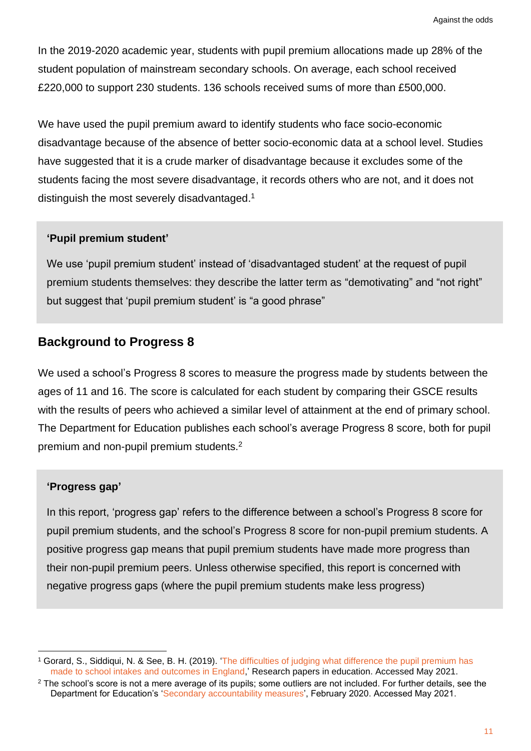In the 2019-2020 academic year, students with pupil premium allocations made up 28% of the student population of mainstream secondary schools. On average, each school received £220,000 to support 230 students. 136 schools received sums of more than £500,000.

We have used the pupil premium award to identify students who face socio-economic disadvantage because of the absence of better socio-economic data at a school level. Studies have suggested that it is a crude marker of disadvantage because it excludes some of the students facing the most severe disadvantage, it records others who are not, and it does not distinguish the most severely disadvantaged.[1]

> **'Pupil premium student'**
>
> We use 'pupil premium student' instead of 'disadvantaged student' at the request of pupil premium students themselves: they describe the latter term as "demotivating" and "not right" but suggest that 'pupil premium student' is "a good phrase"

## Background to Progress 8

We used a school's Progress 8 scores to measure the progress made by students between the ages of 11 and 16. The score is calculated for each student by comparing their GSCE results with the results of peers who achieved a similar level of attainment at the end of primary school. The Department for Education publishes each school's average Progress 8 score, both for pupil premium and non-pupil premium students.[2]

> **'Progress gap'**
>
> In this report, 'progress gap' refers to the difference between a school's Progress 8 score for pupil premium students, and the school's Progress 8 score for non-pupil premium students. A positive progress gap means that pupil premium students have made more progress than their non-pupil premium peers. Unless otherwise specified, this report is concerned with negative progress gaps (where the pupil premium students make less progress)

---

[1] Gorard, S., Siddiqui, N. & See, B. H. (2019). 'The difficulties of judging what difference the pupil premium has made to school intakes and outcomes in England,' Research papers in education. Accessed May 2021.

[2] The school's score is not a mere average of its pupils; some outliers are not included. For further details, see the Department for Education's 'Secondary accountability measures', February 2020. Accessed May 2021.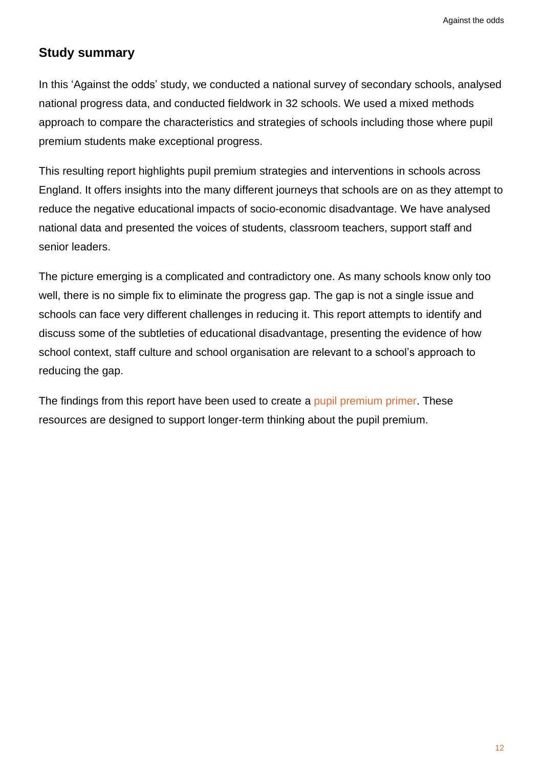## Study summary

In this 'Against the odds' study, we conducted a national survey of secondary schools, analysed national progress data, and conducted fieldwork in 32 schools. We used a mixed methods approach to compare the characteristics and strategies of schools including those where pupil premium students make exceptional progress.

This resulting report highlights pupil premium strategies and interventions in schools across England. It offers insights into the many different journeys that schools are on as they attempt to reduce the negative educational impacts of socio-economic disadvantage. We have analysed national data and presented the voices of students, classroom teachers, support staff and senior leaders.

The picture emerging is a complicated and contradictory one. As many schools know only too well, there is no simple fix to eliminate the progress gap. The gap is not a single issue and schools can face very different challenges in reducing it. This report attempts to identify and discuss some of the subtleties of educational disadvantage, presenting the evidence of how school context, staff culture and school organisation are relevant to a school's approach to reducing the gap.

The findings from this report have been used to create a pupil premium primer. These resources are designed to support longer-term thinking about the pupil premium.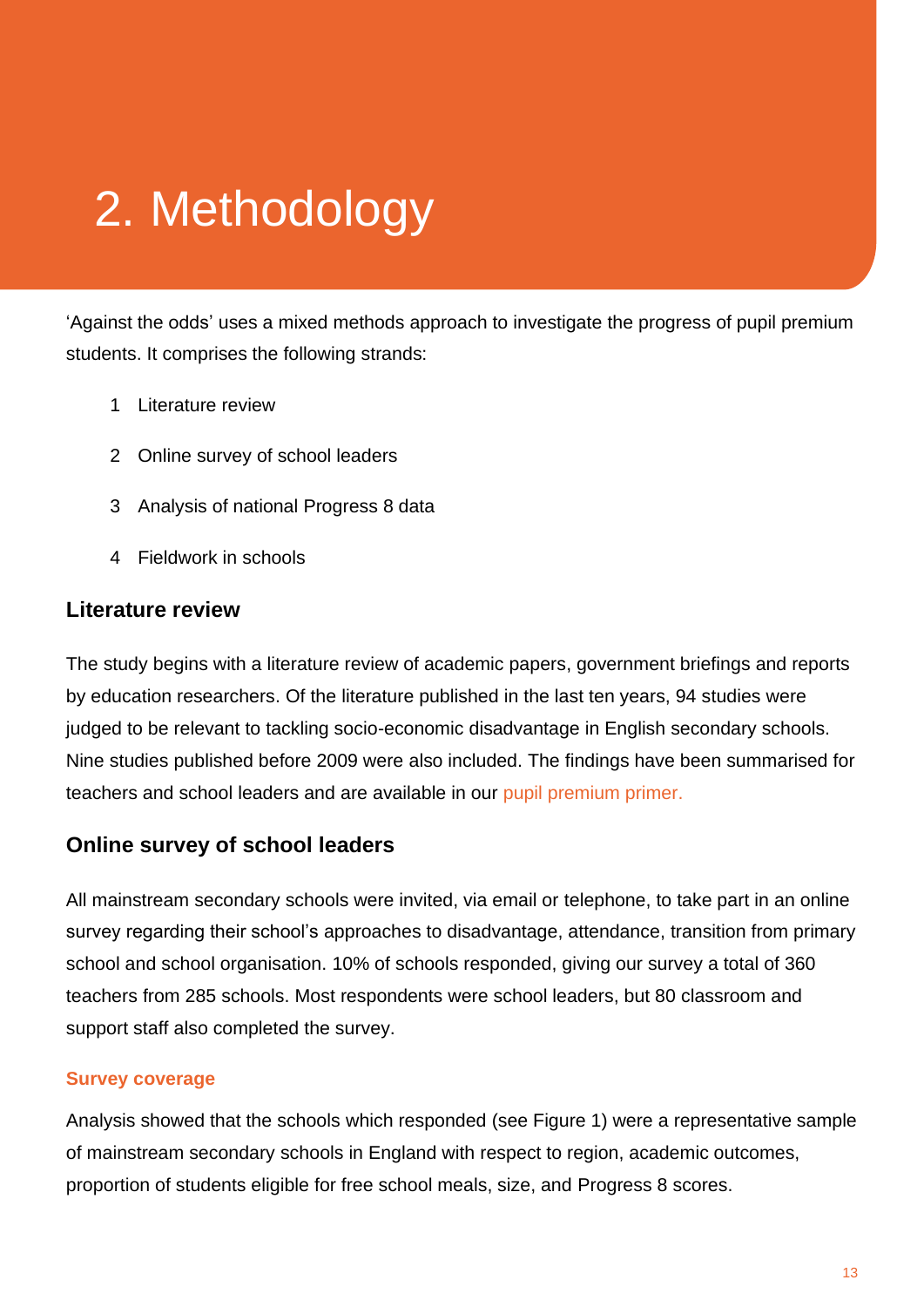# 2. Methodology

'Against the odds' uses a mixed methods approach to investigate the progress of pupil premium students. It comprises the following strands:

1. Literature review
2. Online survey of school leaders
3. Analysis of national Progress 8 data
4. Fieldwork in schools

## Literature review

The study begins with a literature review of academic papers, government briefings and reports by education researchers. Of the literature published in the last ten years, 94 studies were judged to be relevant to tackling socio-economic disadvantage in English secondary schools. Nine studies published before 2009 were also included. The findings have been summarised for teachers and school leaders and are available in our pupil premium primer.

## Online survey of school leaders

All mainstream secondary schools were invited, via email or telephone, to take part in an online survey regarding their school's approaches to disadvantage, attendance, transition from primary school and school organisation. 10% of schools responded, giving our survey a total of 360 teachers from 285 schools. Most respondents were school leaders, but 80 classroom and support staff also completed the survey.

### Survey coverage

Analysis showed that the schools which responded (see Figure 1) were a representative sample of mainstream secondary schools in England with respect to region, academic outcomes, proportion of students eligible for free school meals, size, and Progress 8 scores.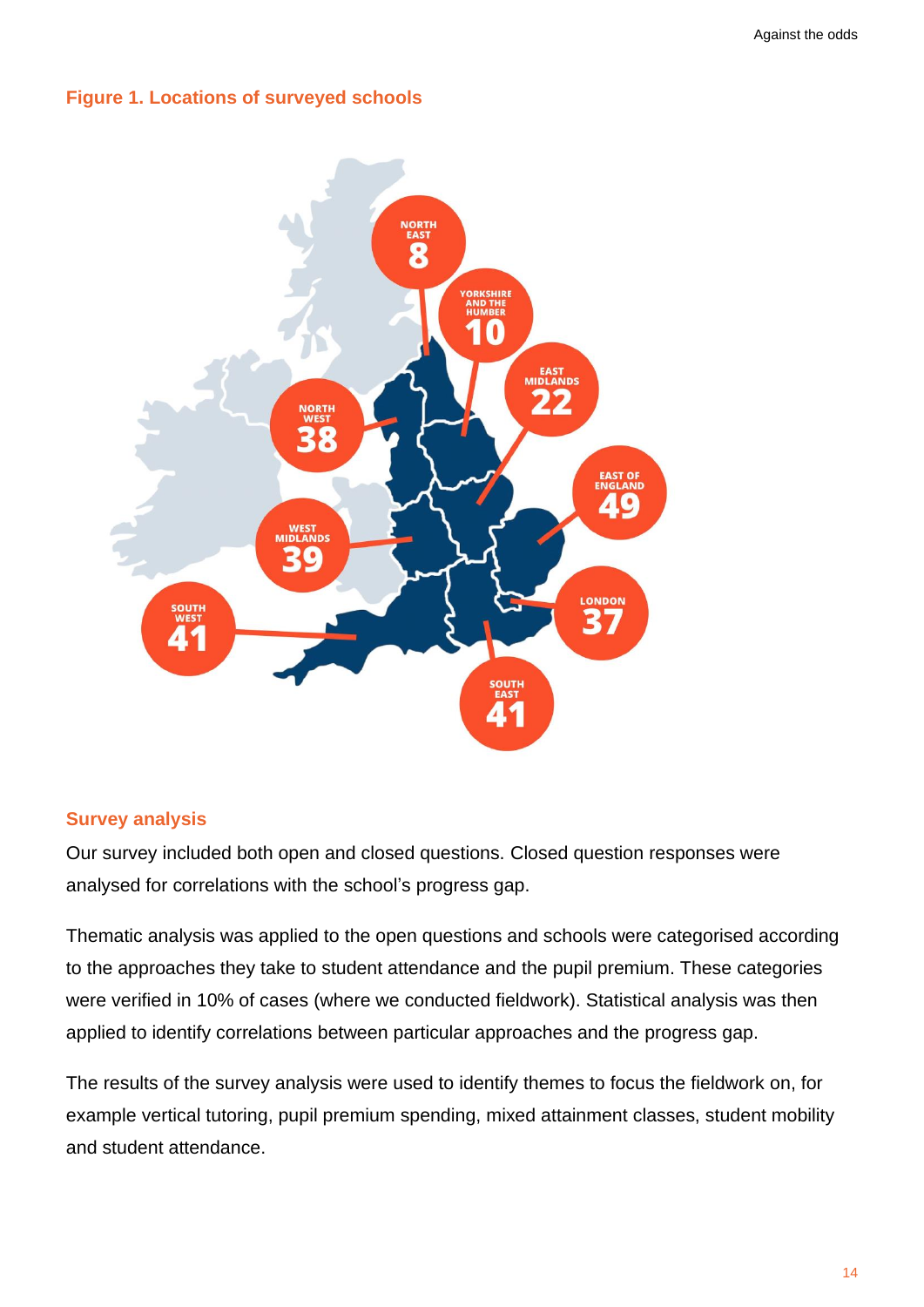### Figure 1. Locations of surveyed schools

NORTH EAST 8

YORKSHIRE AND THE HUMBER 10

EAST MIDLANDS 22

NORTH WEST 38

EAST OF ENGLAND 49

WEST MIDLANDS 39

LONDON 37

SOUTH WEST 41

SOUTH EAST 41

### Survey analysis

Our survey included both open and closed questions. Closed question responses were analysed for correlations with the school's progress gap.

Thematic analysis was applied to the open questions and schools were categorised according to the approaches they take to student attendance and the pupil premium. These categories were verified in 10% of cases (where we conducted fieldwork). Statistical analysis was then applied to identify correlations between particular approaches and the progress gap.

The results of the survey analysis were used to identify themes to focus the fieldwork on, for example vertical tutoring, pupil premium spending, mixed attainment classes, student mobility and student attendance.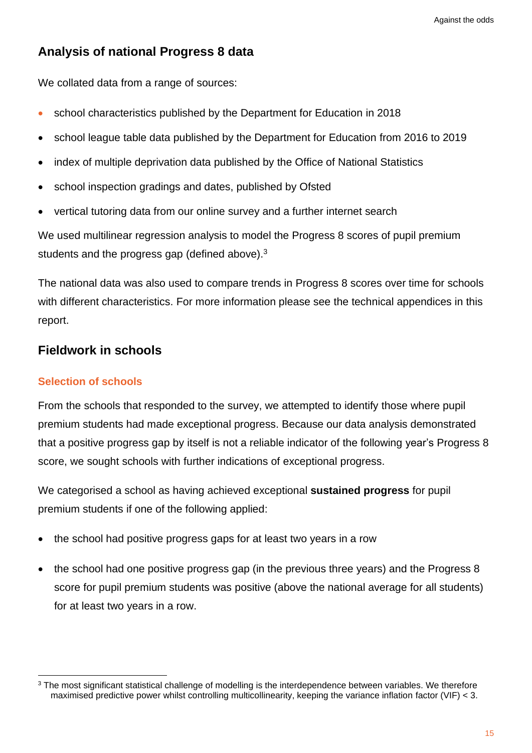## Analysis of national Progress 8 data

We collated data from a range of sources:

- school characteristics published by the Department for Education in 2018
- school league table data published by the Department for Education from 2016 to 2019
- index of multiple deprivation data published by the Office of National Statistics
- school inspection gradings and dates, published by Ofsted
- vertical tutoring data from our online survey and a further internet search

We used multilinear regression analysis to model the Progress 8 scores of pupil premium students and the progress gap (defined above).[3]

The national data was also used to compare trends in Progress 8 scores over time for schools with different characteristics. For more information please see the technical appendices in this report.

## Fieldwork in schools

### Selection of schools

From the schools that responded to the survey, we attempted to identify those where pupil premium students had made exceptional progress. Because our data analysis demonstrated that a positive progress gap by itself is not a reliable indicator of the following year's Progress 8 score, we sought schools with further indications of exceptional progress.

We categorised a school as having achieved exceptional **sustained progress** for pupil premium students if one of the following applied:

- the school had positive progress gaps for at least two years in a row
- the school had one positive progress gap (in the previous three years) and the Progress 8 score for pupil premium students was positive (above the national average for all students) for at least two years in a row.

[3] The most significant statistical challenge of modelling is the interdependence between variables. We therefore maximised predictive power whilst controlling multicollinearity, keeping the variance inflation factor (VIF) < 3.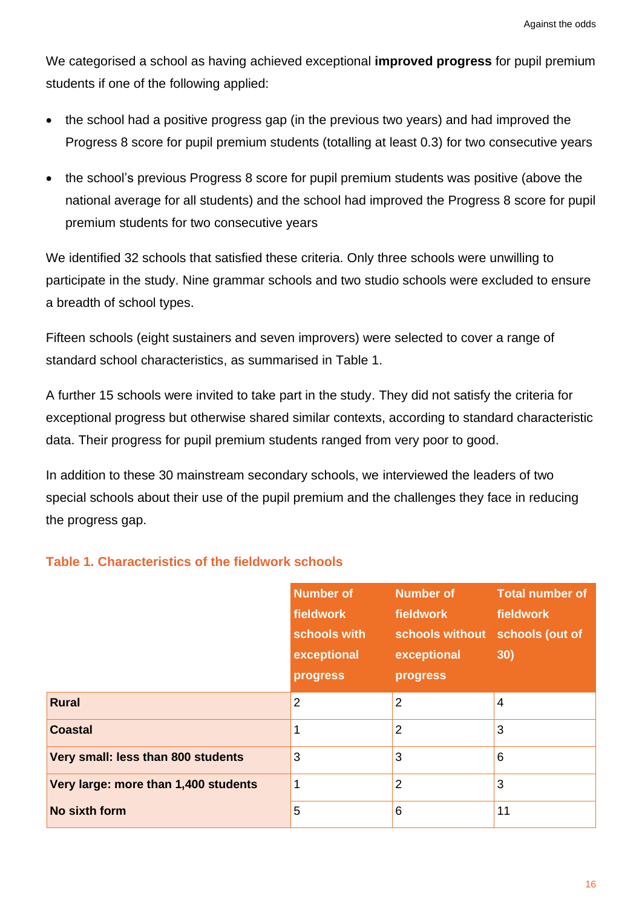We categorised a school as having achieved exceptional **improved progress** for pupil premium students if one of the following applied:

- the school had a positive progress gap (in the previous two years) and had improved the Progress 8 score for pupil premium students (totalling at least 0.3) for two consecutive years
- the school's previous Progress 8 score for pupil premium students was positive (above the national average for all students) and the school had improved the Progress 8 score for pupil premium students for two consecutive years

We identified 32 schools that satisfied these criteria. Only three schools were unwilling to participate in the study. Nine grammar schools and two studio schools were excluded to ensure a breadth of school types.

Fifteen schools (eight sustainers and seven improvers) were selected to cover a range of standard school characteristics, as summarised in Table 1.

A further 15 schools were invited to take part in the study. They did not satisfy the criteria for exceptional progress but otherwise shared similar contexts, according to standard characteristic data. Their progress for pupil premium students ranged from very poor to good.

In addition to these 30 mainstream secondary schools, we interviewed the leaders of two special schools about their use of the pupil premium and the challenges they face in reducing the progress gap.

### Table 1. Characteristics of the fieldwork schools

| | Number of fieldwork schools with exceptional progress | Number of fieldwork schools without exceptional progress | Total number of fieldwork schools (out of 30) |
|---|---|---|---|
| **Rural** | 2 | 2 | 4 |
| **Coastal** | 1 | 2 | 3 |
| **Very small: less than 800 students** | 3 | 3 | 6 |
| **Very large: more than 1,400 students** | 1 | 2 | 3 |
| **No sixth form** | 5 | 6 | 11 |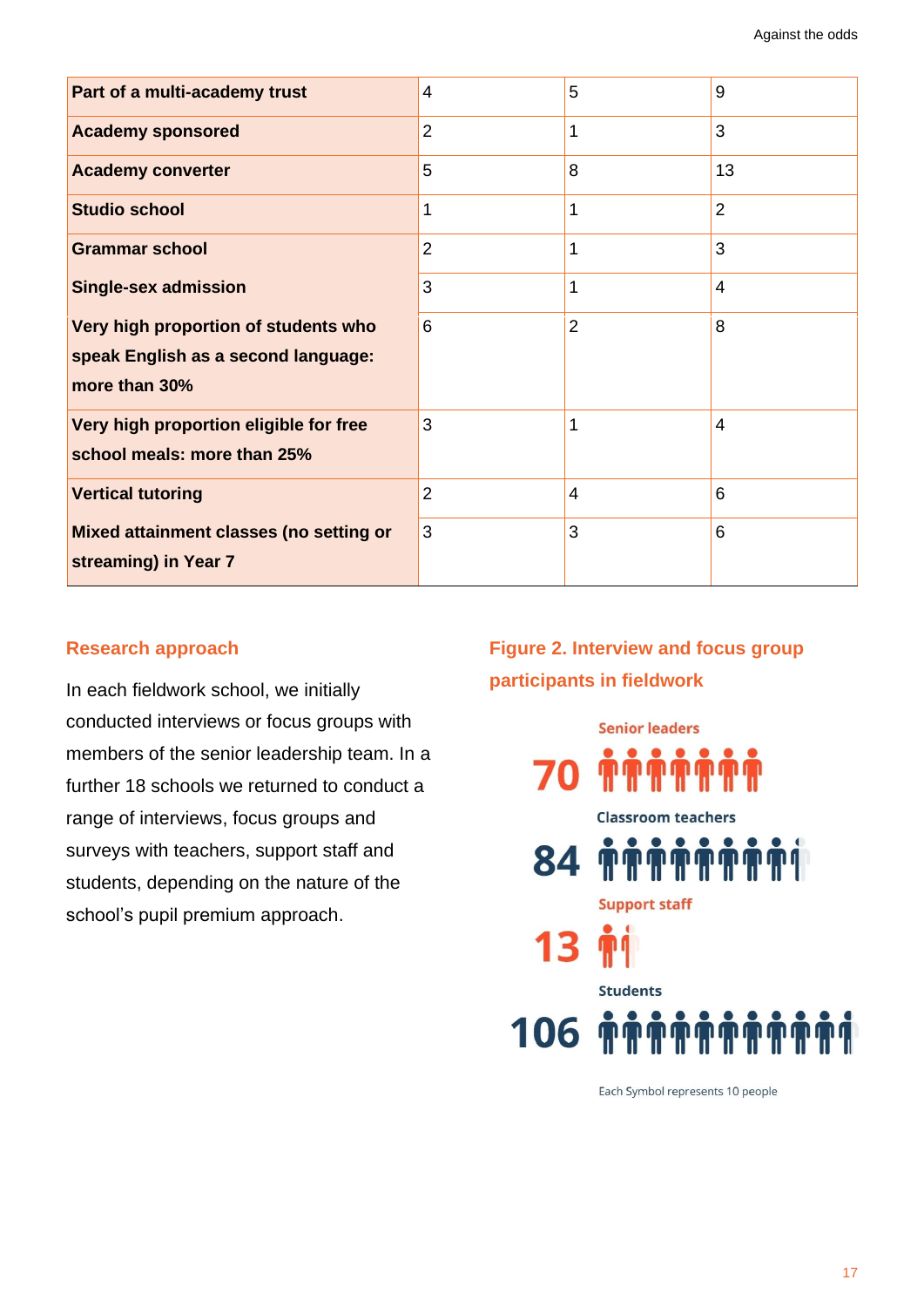| Part of a multi-academy trust | 4 | 5 | 9 |
|---|---|---|---|
| **Academy sponsored** | 2 | 1 | 3 |
| **Academy converter** | 5 | 8 | 13 |
| **Studio school** | 1 | 1 | 2 |
| **Grammar school** | 2 | 1 | 3 |
| **Single-sex admission** | 3 | 1 | 4 |
| **Very high proportion of students who speak English as a second language: more than 30%** | 6 | 2 | 8 |
| **Very high proportion eligible for free school meals: more than 25%** | 3 | 1 | 4 |
| **Vertical tutoring** | 2 | 4 | 6 |
| **Mixed attainment classes (no setting or streaming) in Year 7** | 3 | 3 | 6 |

## Research approach

In each fieldwork school, we initially conducted interviews or focus groups with members of the senior leadership team. In a further 18 schools we returned to conduct a range of interviews, focus groups and surveys with teachers, support staff and students, depending on the nature of the school's pupil premium approach.

### Figure 2. Interview and focus group participants in fieldwork

Senior leaders
70

Classroom teachers
84

Support staff
13

Students
106

Each Symbol represents 10 people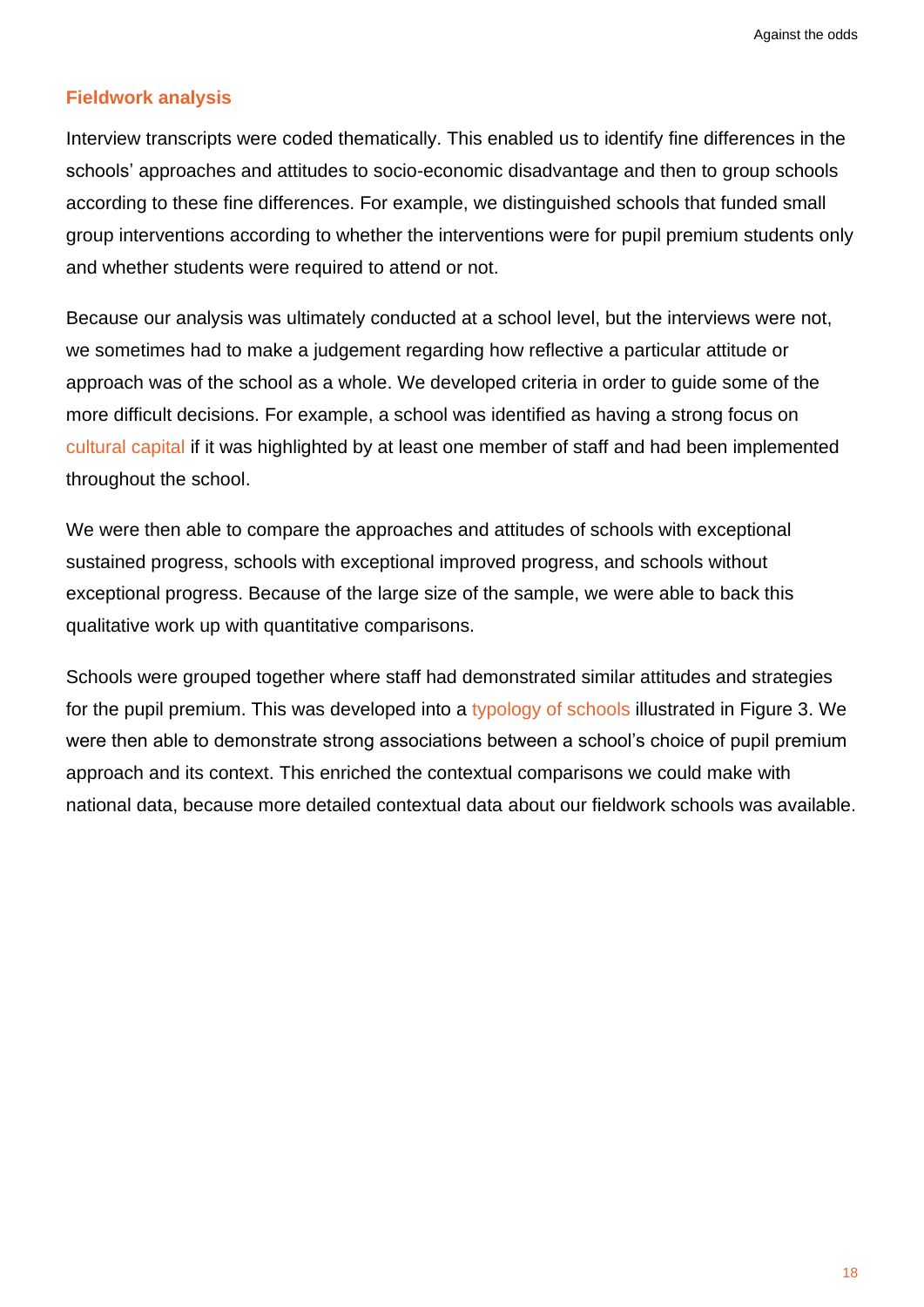### Fieldwork analysis

Interview transcripts were coded thematically. This enabled us to identify fine differences in the schools' approaches and attitudes to socio-economic disadvantage and then to group schools according to these fine differences. For example, we distinguished schools that funded small group interventions according to whether the interventions were for pupil premium students only and whether students were required to attend or not.

Because our analysis was ultimately conducted at a school level, but the interviews were not, we sometimes had to make a judgement regarding how reflective a particular attitude or approach was of the school as a whole. We developed criteria in order to guide some of the more difficult decisions. For example, a school was identified as having a strong focus on cultural capital if it was highlighted by at least one member of staff and had been implemented throughout the school.

We were then able to compare the approaches and attitudes of schools with exceptional sustained progress, schools with exceptional improved progress, and schools without exceptional progress. Because of the large size of the sample, we were able to back this qualitative work up with quantitative comparisons.

Schools were grouped together where staff had demonstrated similar attitudes and strategies for the pupil premium. This was developed into a typology of schools illustrated in Figure 3. We were then able to demonstrate strong associations between a school's choice of pupil premium approach and its context. This enriched the contextual comparisons we could make with national data, because more detailed contextual data about our fieldwork schools was available.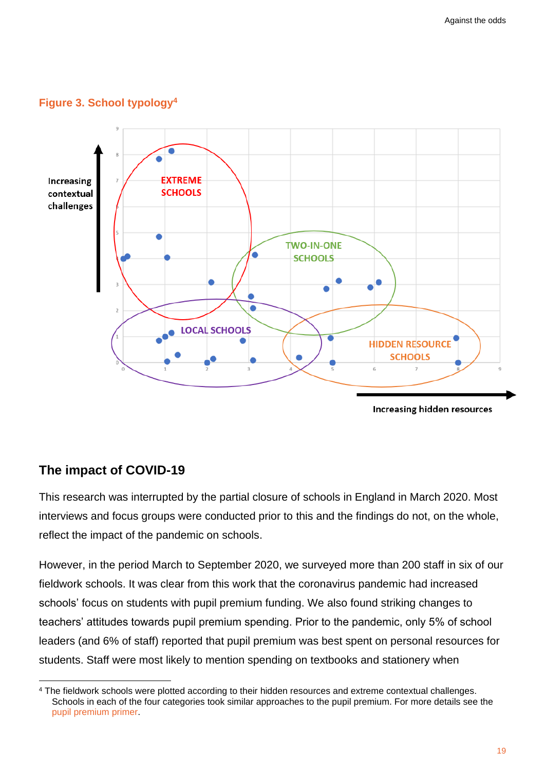**Figure 3. School typology[4]**

Increasing contextual challenges

EXTREME SCHOOLS

TWO-IN-ONE SCHOOLS

LOCAL SCHOOLS

HIDDEN RESOURCE SCHOOLS

Increasing hidden resources

## The impact of COVID-19

This research was interrupted by the partial closure of schools in England in March 2020. Most interviews and focus groups were conducted prior to this and the findings do not, on the whole, reflect the impact of the pandemic on schools.

However, in the period March to September 2020, we surveyed more than 200 staff in six of our fieldwork schools. It was clear from this work that the coronavirus pandemic had increased schools' focus on students with pupil premium funding. We also found striking changes to teachers' attitudes towards pupil premium spending. Prior to the pandemic, only 5% of school leaders (and 6% of staff) reported that pupil premium was best spent on personal resources for students. Staff were most likely to mention spending on textbooks and stationery when

---

[4] The fieldwork schools were plotted according to their hidden resources and extreme contextual challenges. Schools in each of the four categories took similar approaches to the pupil premium. For more details see the pupil premium primer.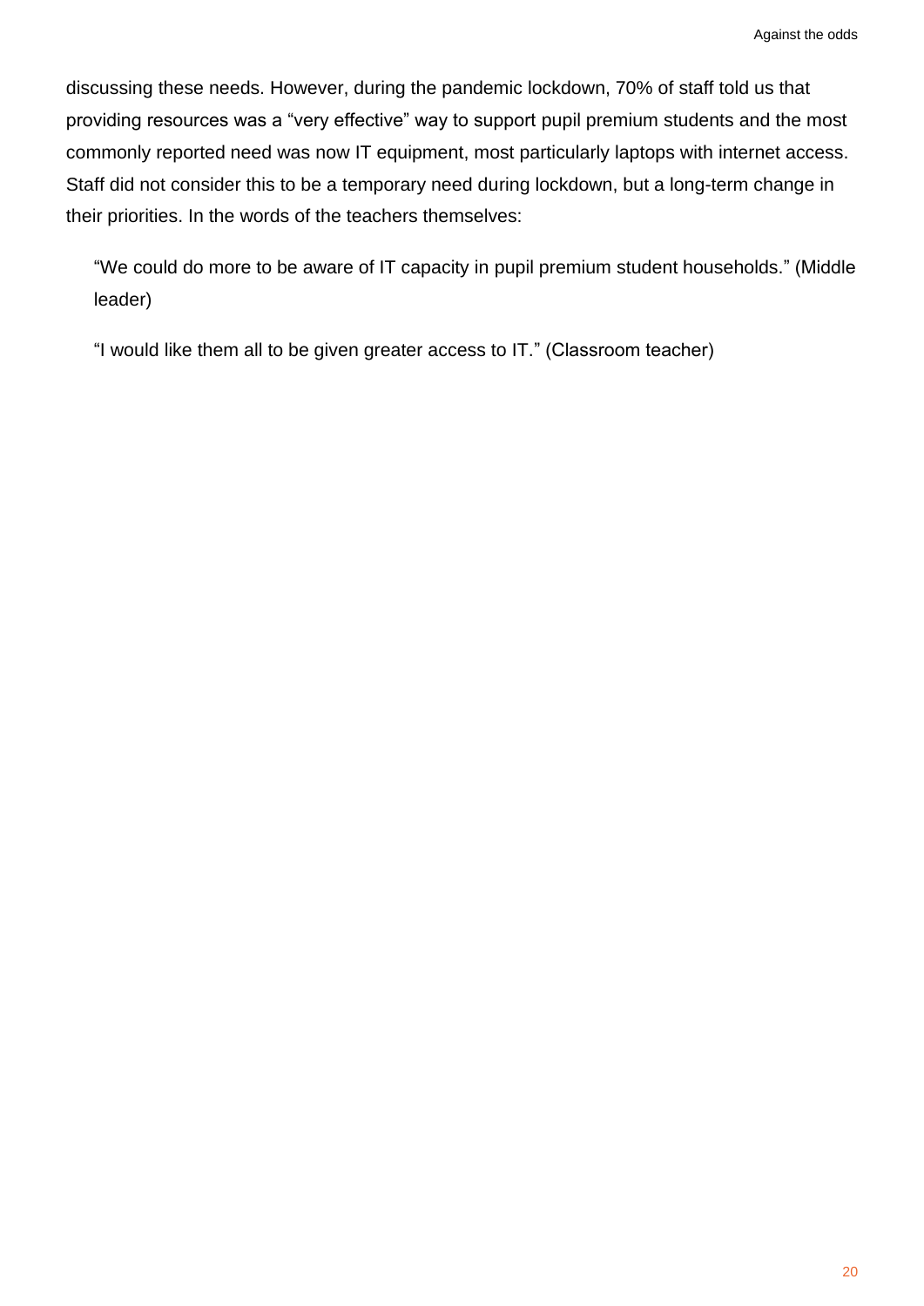discussing these needs. However, during the pandemic lockdown, 70% of staff told us that providing resources was a “very effective” way to support pupil premium students and the most commonly reported need was now IT equipment, most particularly laptops with internet access. Staff did not consider this to be a temporary need during lockdown, but a long-term change in their priorities. In the words of the teachers themselves:

> “We could do more to be aware of IT capacity in pupil premium student households.” (Middle leader)
>
> “I would like them all to be given greater access to IT.” (Classroom teacher)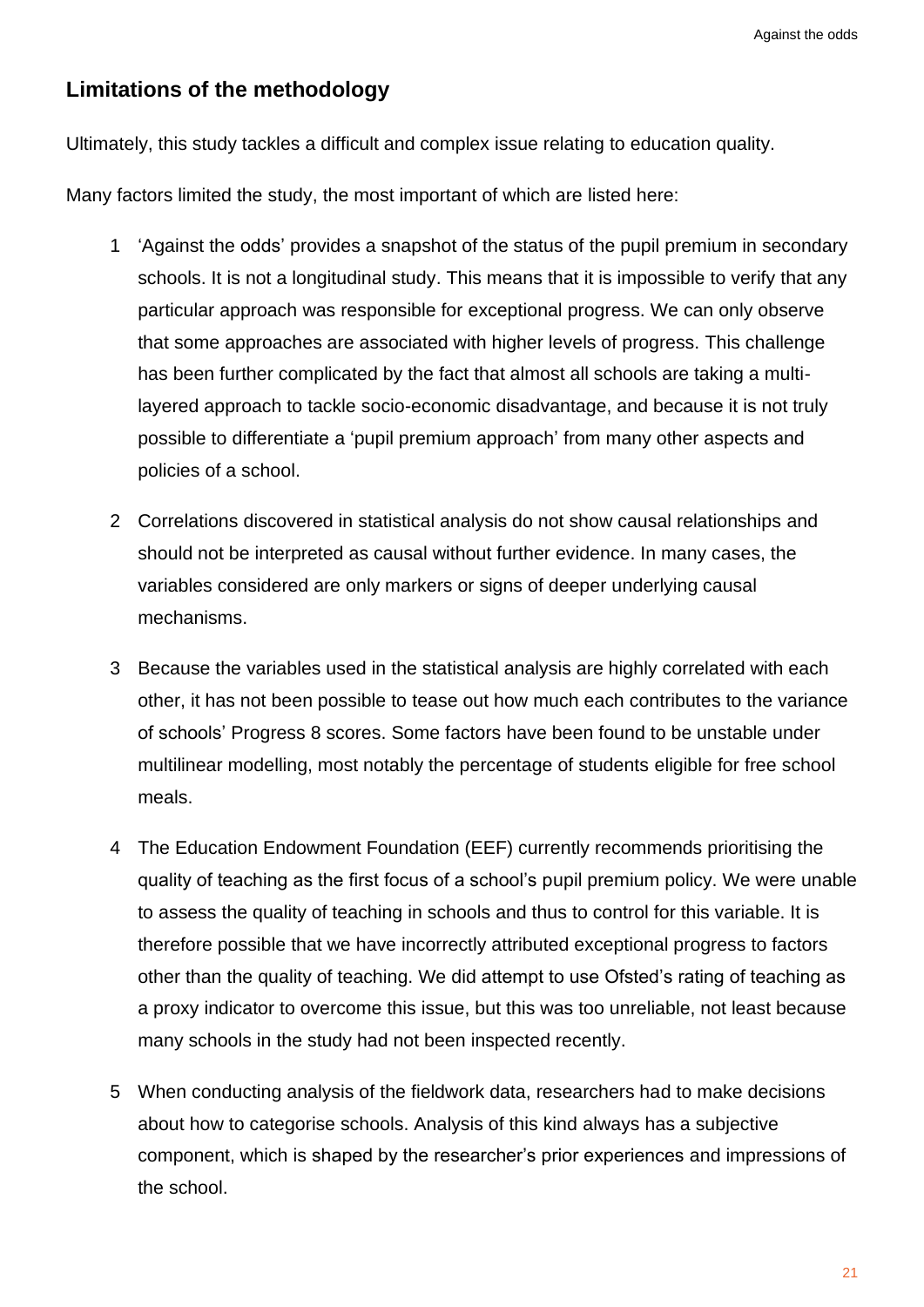## Limitations of the methodology

Ultimately, this study tackles a difficult and complex issue relating to education quality.

Many factors limited the study, the most important of which are listed here:

1. 'Against the odds' provides a snapshot of the status of the pupil premium in secondary schools. It is not a longitudinal study. This means that it is impossible to verify that any particular approach was responsible for exceptional progress. We can only observe that some approaches are associated with higher levels of progress. This challenge has been further complicated by the fact that almost all schools are taking a multi-layered approach to tackle socio-economic disadvantage, and because it is not truly possible to differentiate a 'pupil premium approach' from many other aspects and policies of a school.
2. Correlations discovered in statistical analysis do not show causal relationships and should not be interpreted as causal without further evidence. In many cases, the variables considered are only markers or signs of deeper underlying causal mechanisms.
3. Because the variables used in the statistical analysis are highly correlated with each other, it has not been possible to tease out how much each contributes to the variance of schools' Progress 8 scores. Some factors have been found to be unstable under multilinear modelling, most notably the percentage of students eligible for free school meals.
4. The Education Endowment Foundation (EEF) currently recommends prioritising the quality of teaching as the first focus of a school's pupil premium policy. We were unable to assess the quality of teaching in schools and thus to control for this variable. It is therefore possible that we have incorrectly attributed exceptional progress to factors other than the quality of teaching. We did attempt to use Ofsted's rating of teaching as a proxy indicator to overcome this issue, but this was too unreliable, not least because many schools in the study had not been inspected recently.
5. When conducting analysis of the fieldwork data, researchers had to make decisions about how to categorise schools. Analysis of this kind always has a subjective component, which is shaped by the researcher's prior experiences and impressions of the school.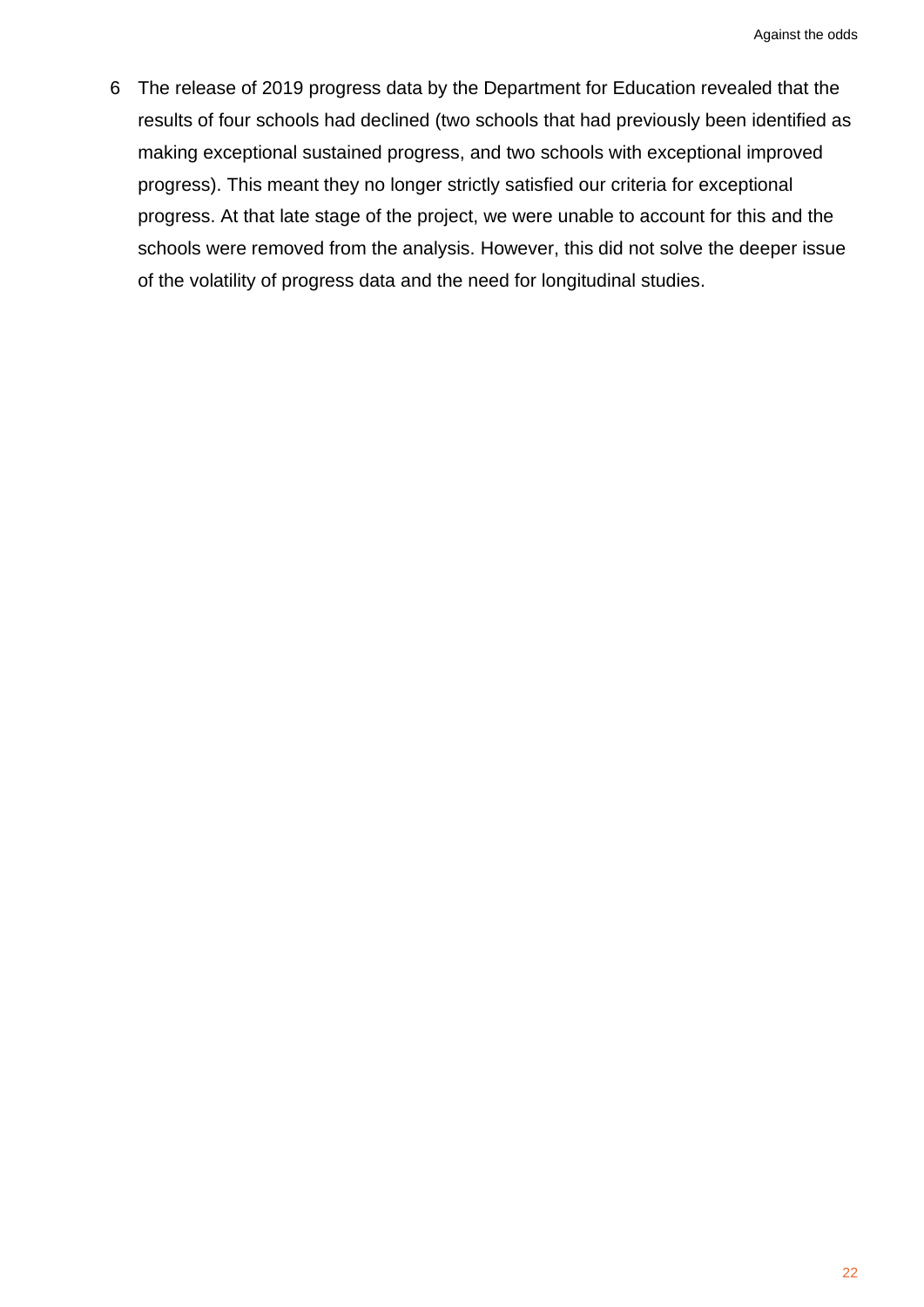6 The release of 2019 progress data by the Department for Education revealed that the results of four schools had declined (two schools that had previously been identified as making exceptional sustained progress, and two schools with exceptional improved progress). This meant they no longer strictly satisfied our criteria for exceptional progress. At that late stage of the project, we were unable to account for this and the schools were removed from the analysis. However, this did not solve the deeper issue of the volatility of progress data and the need for longitudinal studies.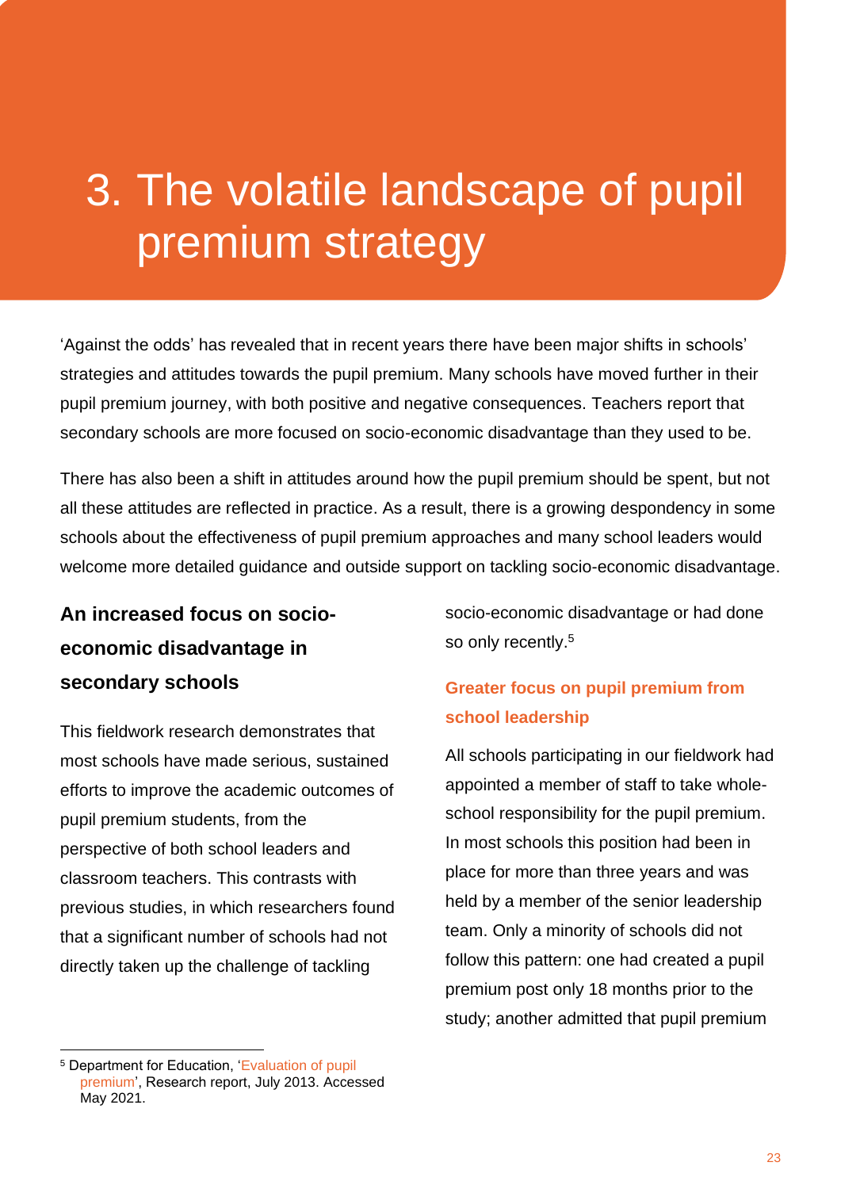# 3. The volatile landscape of pupil premium strategy

'Against the odds' has revealed that in recent years there have been major shifts in schools' strategies and attitudes towards the pupil premium. Many schools have moved further in their pupil premium journey, with both positive and negative consequences. Teachers report that secondary schools are more focused on socio-economic disadvantage than they used to be.

There has also been a shift in attitudes around how the pupil premium should be spent, but not all these attitudes are reflected in practice. As a result, there is a growing despondency in some schools about the effectiveness of pupil premium approaches and many school leaders would welcome more detailed guidance and outside support on tackling socio-economic disadvantage.

## An increased focus on socio-economic disadvantage in secondary schools

This fieldwork research demonstrates that most schools have made serious, sustained efforts to improve the academic outcomes of pupil premium students, from the perspective of both school leaders and classroom teachers. This contrasts with previous studies, in which researchers found that a significant number of schools had not directly taken up the challenge of tackling socio-economic disadvantage or had done so only recently.[5]

### Greater focus on pupil premium from school leadership

All schools participating in our fieldwork had appointed a member of staff to take whole-school responsibility for the pupil premium. In most schools this position had been in place for more than three years and was held by a member of the senior leadership team. Only a minority of schools did not follow this pattern: one had created a pupil premium post only 18 months prior to the study; another admitted that pupil premium

---

[5] Department for Education, 'Evaluation of pupil premium', Research report, July 2013. Accessed May 2021.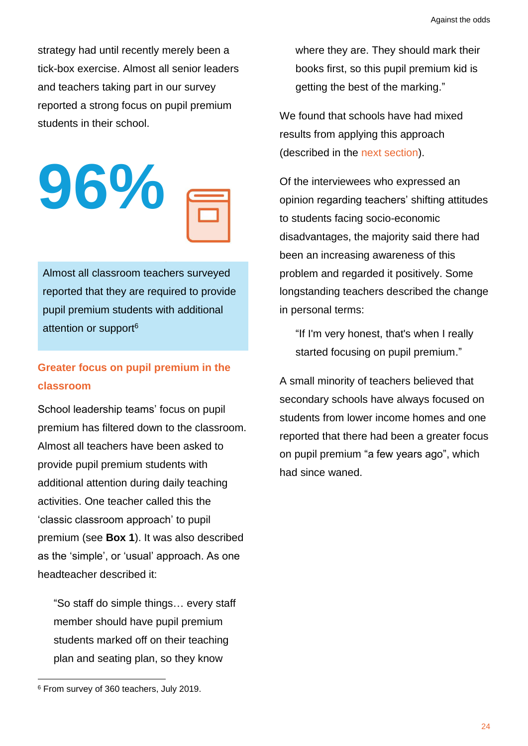strategy had until recently merely been a tick-box exercise. Almost all senior leaders and teachers taking part in our survey reported a strong focus on pupil premium students in their school.

**96%**

Almost all classroom teachers surveyed reported that they are required to provide pupil premium students with additional attention or support[6]

### Greater focus on pupil premium in the classroom

School leadership teams' focus on pupil premium has filtered down to the classroom. Almost all teachers have been asked to provide pupil premium students with additional attention during daily teaching activities. One teacher called this the 'classic classroom approach' to pupil premium (see **Box 1**). It was also described as the 'simple', or 'usual' approach. As one headteacher described it:

> "So staff do simple things… every staff member should have pupil premium students marked off on their teaching plan and seating plan, so they know where they are. They should mark their books first, so this pupil premium kid is getting the best of the marking."

We found that schools have had mixed results from applying this approach (described in the next section).

Of the interviewees who expressed an opinion regarding teachers' shifting attitudes to students facing socio-economic disadvantages, the majority said there had been an increasing awareness of this problem and regarded it positively. Some longstanding teachers described the change in personal terms:

> "If I'm very honest, that's when I really started focusing on pupil premium."

A small minority of teachers believed that secondary schools have always focused on students from lower income homes and one reported that there had been a greater focus on pupil premium "a few years ago", which had since waned.

---

[6] From survey of 360 teachers, July 2019.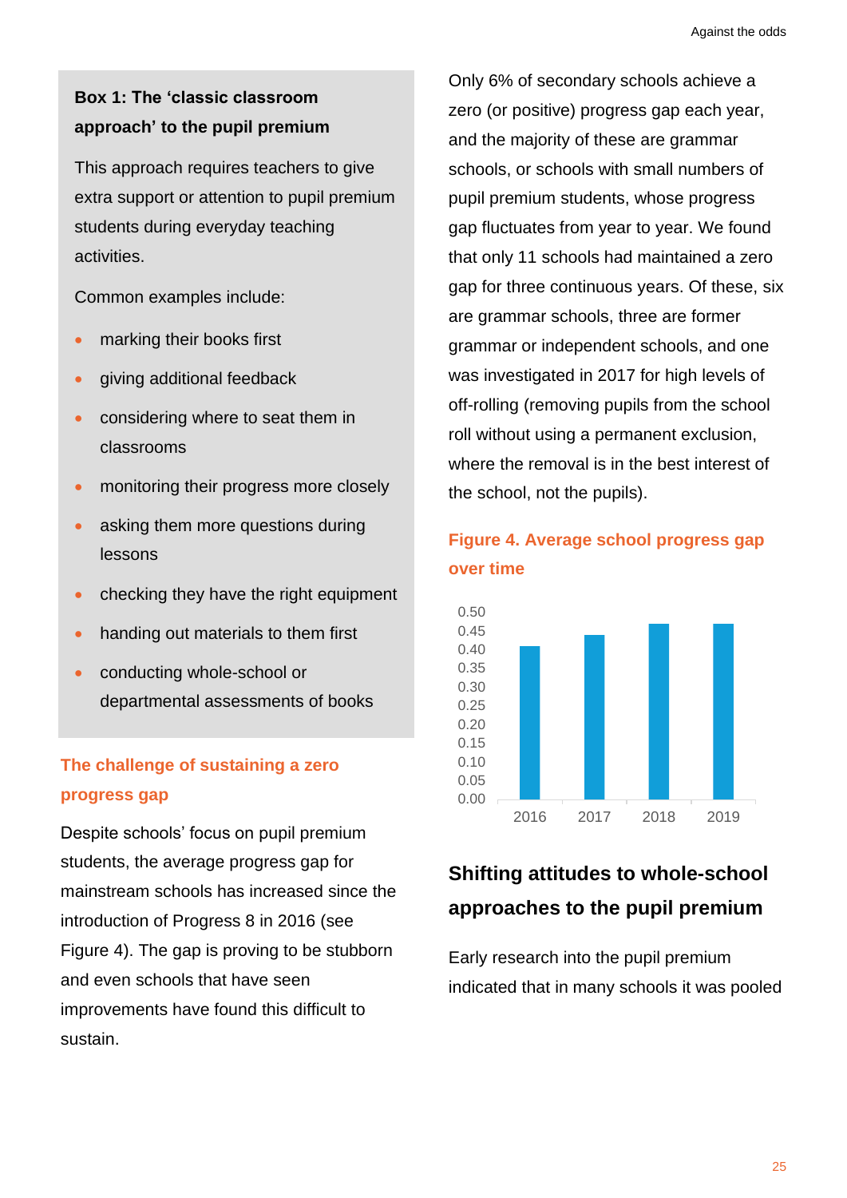**Box 1: The 'classic classroom approach' to the pupil premium**

This approach requires teachers to give extra support or attention to pupil premium students during everyday teaching activities.

Common examples include:

- marking their books first
- giving additional feedback
- considering where to seat them in classrooms
- monitoring their progress more closely
- asking them more questions during lessons
- checking they have the right equipment
- handing out materials to them first
- conducting whole-school or departmental assessments of books

## The challenge of sustaining a zero progress gap

Despite schools' focus on pupil premium students, the average progress gap for mainstream schools has increased since the introduction of Progress 8 in 2016 (see Figure 4). The gap is proving to be stubborn and even schools that have seen improvements have found this difficult to sustain.

Only 6% of secondary schools achieve a zero (or positive) progress gap each year, and the majority of these are grammar schools, or schools with small numbers of pupil premium students, whose progress gap fluctuates from year to year. We found that only 11 schools had maintained a zero gap for three continuous years. Of these, six are grammar schools, three are former grammar or independent schools, and one was investigated in 2017 for high levels of off-rolling (removing pupils from the school roll without using a permanent exclusion, where the removal is in the best interest of the school, not the pupils).

**Figure 4. Average school progress gap over time**

## Shifting attitudes to whole-school approaches to the pupil premium

Early research into the pupil premium indicated that in many schools it was pooled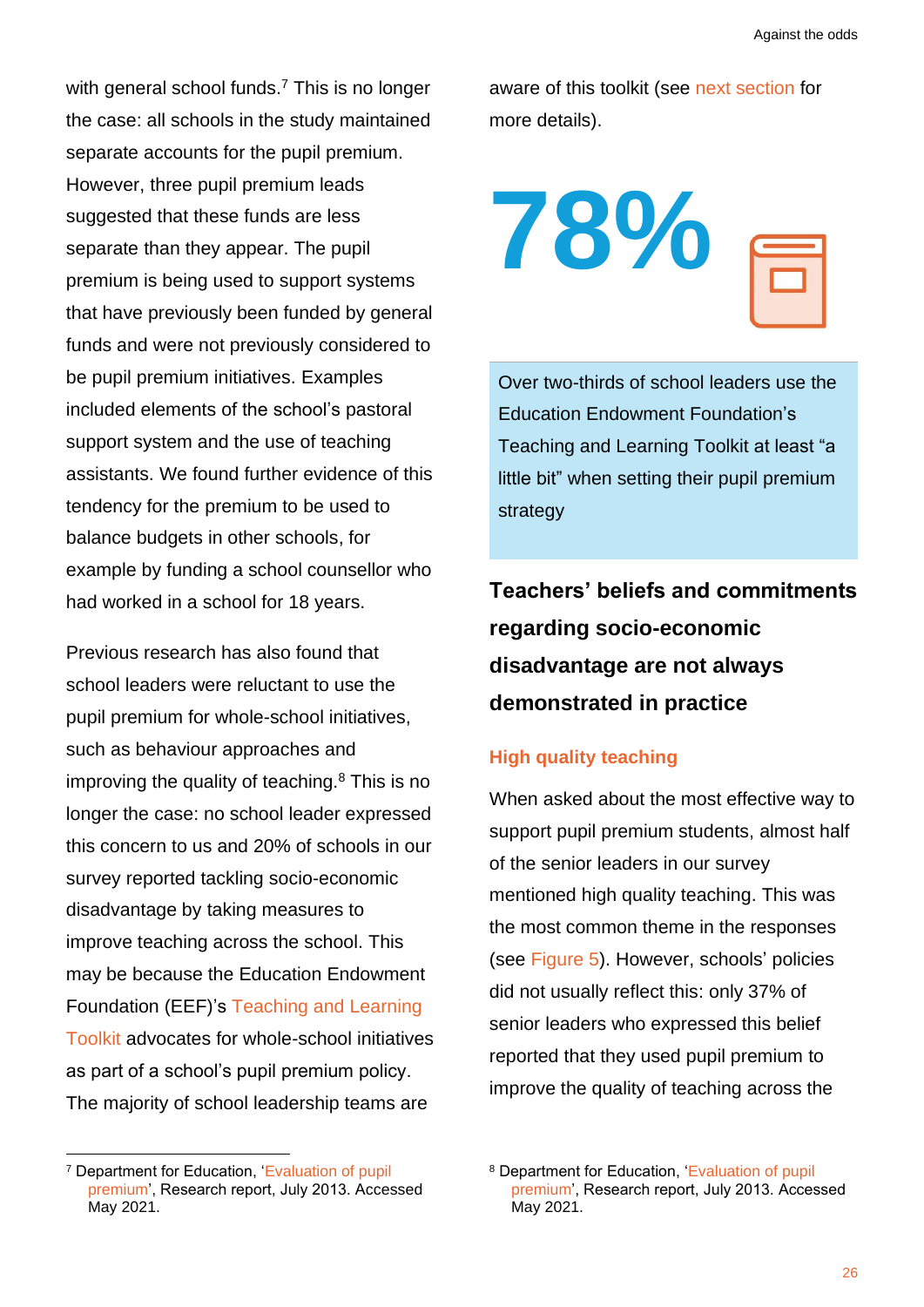with general school funds.[7] This is no longer the case: all schools in the study maintained separate accounts for the pupil premium. However, three pupil premium leads suggested that these funds are less separate than they appear. The pupil premium is being used to support systems that have previously been funded by general funds and were not previously considered to be pupil premium initiatives. Examples included elements of the school's pastoral support system and the use of teaching assistants. We found further evidence of this tendency for the premium to be used to balance budgets in other schools, for example by funding a school counsellor who had worked in a school for 18 years.

Previous research has also found that school leaders were reluctant to use the pupil premium for whole-school initiatives, such as behaviour approaches and improving the quality of teaching.[8] This is no longer the case: no school leader expressed this concern to us and 20% of schools in our survey reported tackling socio-economic disadvantage by taking measures to improve teaching across the school. This may be because the Education Endowment Foundation (EEF)'s Teaching and Learning Toolkit advocates for whole-school initiatives as part of a school's pupil premium policy. The majority of school leadership teams are aware of this toolkit (see next section for more details).

**78%**

Over two-thirds of school leaders use the Education Endowment Foundation's Teaching and Learning Toolkit at least "a little bit" when setting their pupil premium strategy

## Teachers' beliefs and commitments regarding socio-economic disadvantage are not always demonstrated in practice

### High quality teaching

When asked about the most effective way to support pupil premium students, almost half of the senior leaders in our survey mentioned high quality teaching. This was the most common theme in the responses (see Figure 5). However, schools' policies did not usually reflect this: only 37% of senior leaders who expressed this belief reported that they used pupil premium to improve the quality of teaching across the

---

[7] Department for Education, 'Evaluation of pupil premium', Research report, July 2013. Accessed May 2021.

[8] Department for Education, 'Evaluation of pupil premium', Research report, July 2013. Accessed May 2021.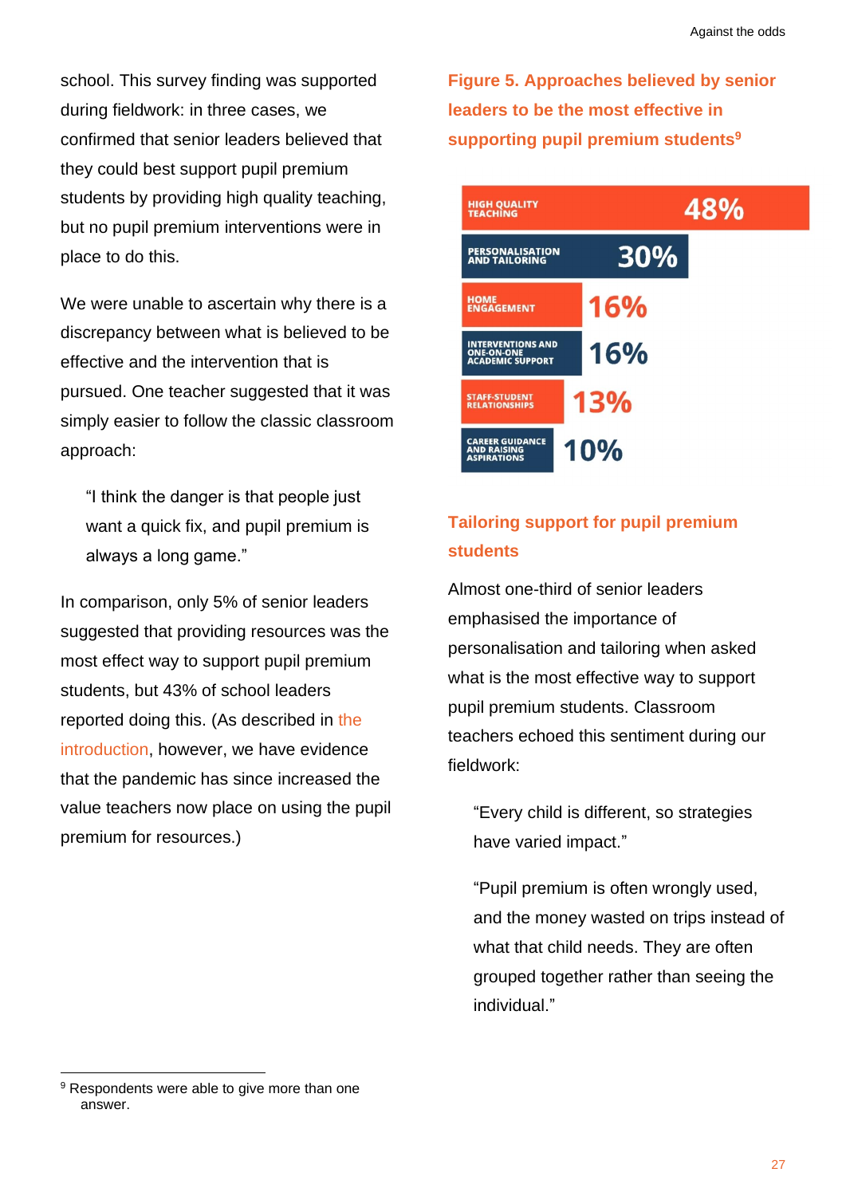school. This survey finding was supported during fieldwork: in three cases, we confirmed that senior leaders believed that they could best support pupil premium students by providing high quality teaching, but no pupil premium interventions were in place to do this.

We were unable to ascertain why there is a discrepancy between what is believed to be effective and the intervention that is pursued. One teacher suggested that it was simply easier to follow the classic classroom approach:

> "I think the danger is that people just want a quick fix, and pupil premium is always a long game."

In comparison, only 5% of senior leaders suggested that providing resources was the most effect way to support pupil premium students, but 43% of school leaders reported doing this. (As described in the introduction, however, we have evidence that the pandemic has since increased the value teachers now place on using the pupil premium for resources.)

**Figure 5. Approaches believed by senior leaders to be the most effective in supporting pupil premium students**[9]

| Approach | Percentage |
|---|---|
| High quality teaching | 48% |
| Personalisation and tailoring | 30% |
| Home engagement | 16% |
| Interventions and one-on-one academic support | 16% |
| Staff-student relationships | 13% |
| Career guidance and raising aspirations | 10% |

## Tailoring support for pupil premium students

Almost one-third of senior leaders emphasised the importance of personalisation and tailoring when asked what is the most effective way to support pupil premium students. Classroom teachers echoed this sentiment during our fieldwork:

> "Every child is different, so strategies have varied impact."

> "Pupil premium is often wrongly used, and the money wasted on trips instead of what that child needs. They are often grouped together rather than seeing the individual."

[9] Respondents were able to give more than one answer.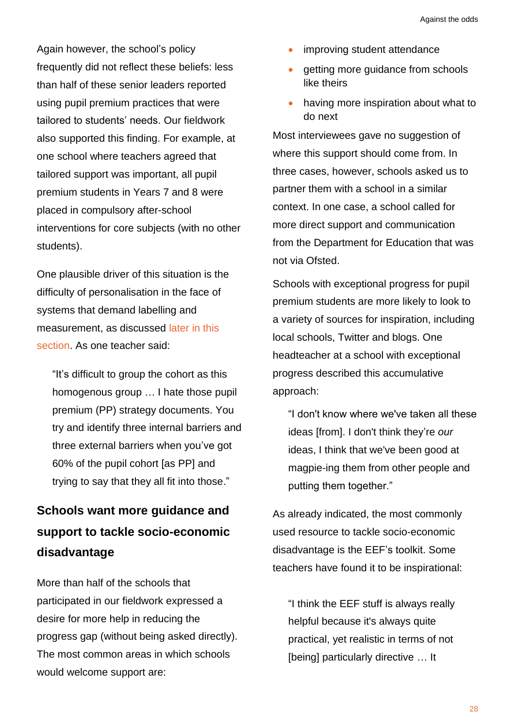Again however, the school's policy frequently did not reflect these beliefs: less than half of these senior leaders reported using pupil premium practices that were tailored to students' needs. Our fieldwork also supported this finding. For example, at one school where teachers agreed that tailored support was important, all pupil premium students in Years 7 and 8 were placed in compulsory after-school interventions for core subjects (with no other students).

One plausible driver of this situation is the difficulty of personalisation in the face of systems that demand labelling and measurement, as discussed later in this section. As one teacher said:

> "It's difficult to group the cohort as this homogenous group … I hate those pupil premium (PP) strategy documents. You try and identify three internal barriers and three external barriers when you've got 60% of the pupil cohort [as PP] and trying to say that they all fit into those."

## Schools want more guidance and support to tackle socio-economic disadvantage

More than half of the schools that participated in our fieldwork expressed a desire for more help in reducing the progress gap (without being asked directly). The most common areas in which schools would welcome support are:

- improving student attendance
- getting more guidance from schools like theirs
- having more inspiration about what to do next

Most interviewees gave no suggestion of where this support should come from. In three cases, however, schools asked us to partner them with a school in a similar context. In one case, a school called for more direct support and communication from the Department for Education that was not via Ofsted.

Schools with exceptional progress for pupil premium students are more likely to look to a variety of sources for inspiration, including local schools, Twitter and blogs. One headteacher at a school with exceptional progress described this accumulative approach:

> "I don't know where we've taken all these ideas [from]. I don't think they're *our* ideas, I think that we've been good at magpie-ing them from other people and putting them together."

As already indicated, the most commonly used resource to tackle socio-economic disadvantage is the EEF's toolkit. Some teachers have found it to be inspirational:

> "I think the EEF stuff is always really helpful because it's always quite practical, yet realistic in terms of not [being] particularly directive … It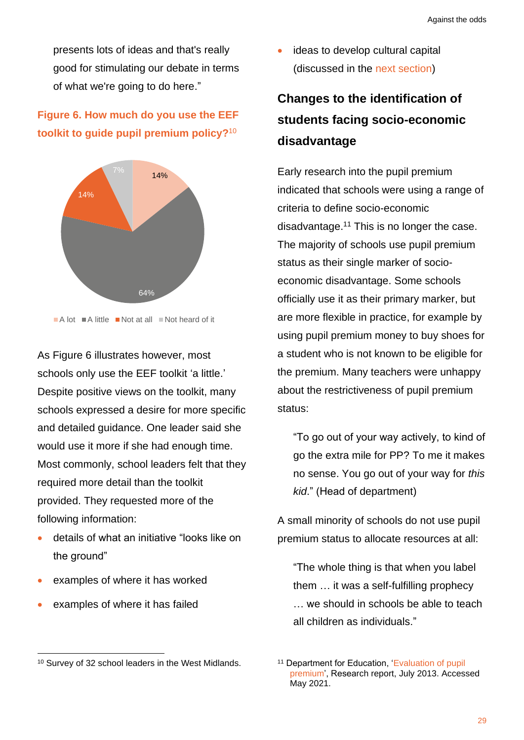presents lots of ideas and that's really good for stimulating our debate in terms of what we're going to do here."

**Figure 6. How much do you use the EEF toolkit to guide pupil premium policy?**[10]

| Response | Share |
| --- | --- |
| A lot | 14% |
| A little | 64% |
| Not at all | 14% |
| Not heard of it | 7% |

As Figure 6 illustrates however, most schools only use the EEF toolkit 'a little.' Despite positive views on the toolkit, many schools expressed a desire for more specific and detailed guidance. One leader said she would use it more if she had enough time. Most commonly, school leaders felt that they required more detail than the toolkit provided. They requested more of the following information:

- details of what an initiative "looks like on the ground"
- examples of where it has worked
- examples of where it has failed
- ideas to develop cultural capital (discussed in the next section)

## Changes to the identification of students facing socio-economic disadvantage

Early research into the pupil premium indicated that schools were using a range of criteria to define socio-economic disadvantage.[11] This is no longer the case. The majority of schools use pupil premium status as their single marker of socio-economic disadvantage. Some schools officially use it as their primary marker, but are more flexible in practice, for example by using pupil premium money to buy shoes for a student who is not known to be eligible for the premium. Many teachers were unhappy about the restrictiveness of pupil premium status:

> "To go out of your way actively, to kind of go the extra mile for PP? To me it makes no sense. You go out of your way for *this kid*." (Head of department)

A small minority of schools do not use pupil premium status to allocate resources at all:

> "The whole thing is that when you label them … it was a self-fulfilling prophecy … we should in schools be able to teach all children as individuals."

[10] Survey of 32 school leaders in the West Midlands.

[11] Department for Education, 'Evaluation of pupil premium', Research report, July 2013. Accessed May 2021.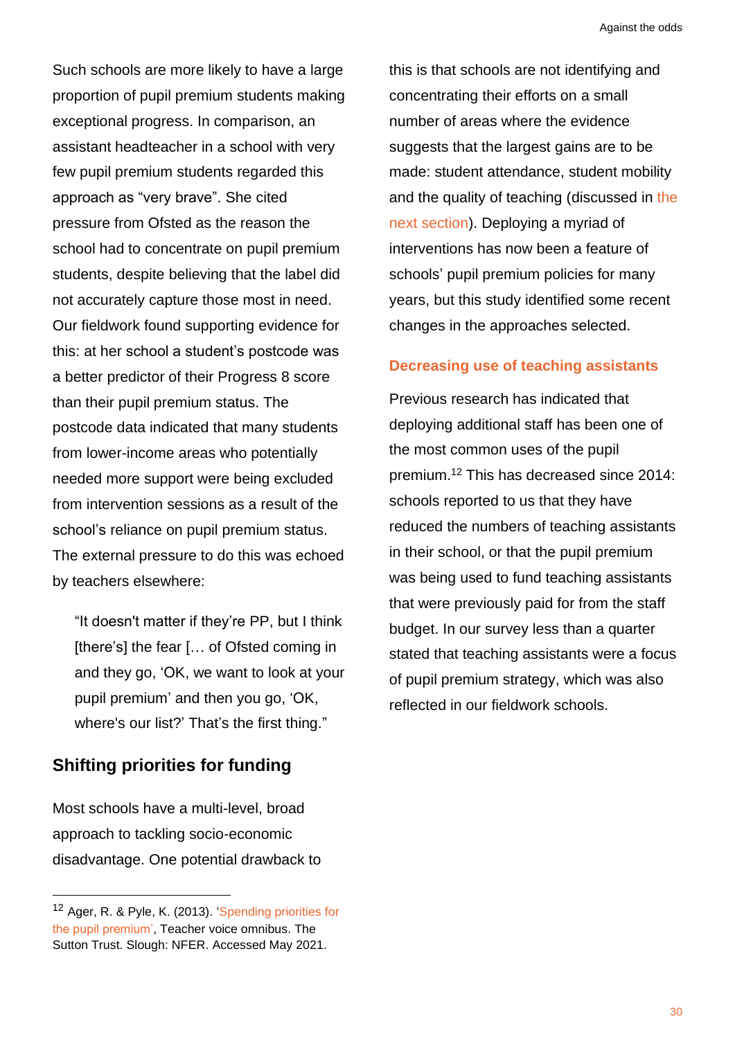Such schools are more likely to have a large proportion of pupil premium students making exceptional progress. In comparison, an assistant headteacher in a school with very few pupil premium students regarded this approach as "very brave". She cited pressure from Ofsted as the reason the school had to concentrate on pupil premium students, despite believing that the label did not accurately capture those most in need. Our fieldwork found supporting evidence for this: at her school a student's postcode was a better predictor of their Progress 8 score than their pupil premium status. The postcode data indicated that many students from lower-income areas who potentially needed more support were being excluded from intervention sessions as a result of the school's reliance on pupil premium status. The external pressure to do this was echoed by teachers elsewhere:

> "It doesn't matter if they're PP, but I think [there's] the fear [… of Ofsted coming in and they go, 'OK, we want to look at your pupil premium' and then you go, 'OK, where's our list?' That's the first thing."

## Shifting priorities for funding

Most schools have a multi-level, broad approach to tackling socio-economic disadvantage. One potential drawback to this is that schools are not identifying and concentrating their efforts on a small number of areas where the evidence suggests that the largest gains are to be made: student attendance, student mobility and the quality of teaching (discussed in the next section). Deploying a myriad of interventions has now been a feature of schools' pupil premium policies for many years, but this study identified some recent changes in the approaches selected.

### Decreasing use of teaching assistants

Previous research has indicated that deploying additional staff has been one of the most common uses of the pupil premium.[12] This has decreased since 2014: schools reported to us that they have reduced the numbers of teaching assistants in their school, or that the pupil premium was being used to fund teaching assistants that were previously paid for from the staff budget. In our survey less than a quarter stated that teaching assistants were a focus of pupil premium strategy, which was also reflected in our fieldwork schools.

---

[12] Ager, R. & Pyle, K. (2013). 'Spending priorities for the pupil premium', Teacher voice omnibus. The Sutton Trust. Slough: NFER. Accessed May 2021.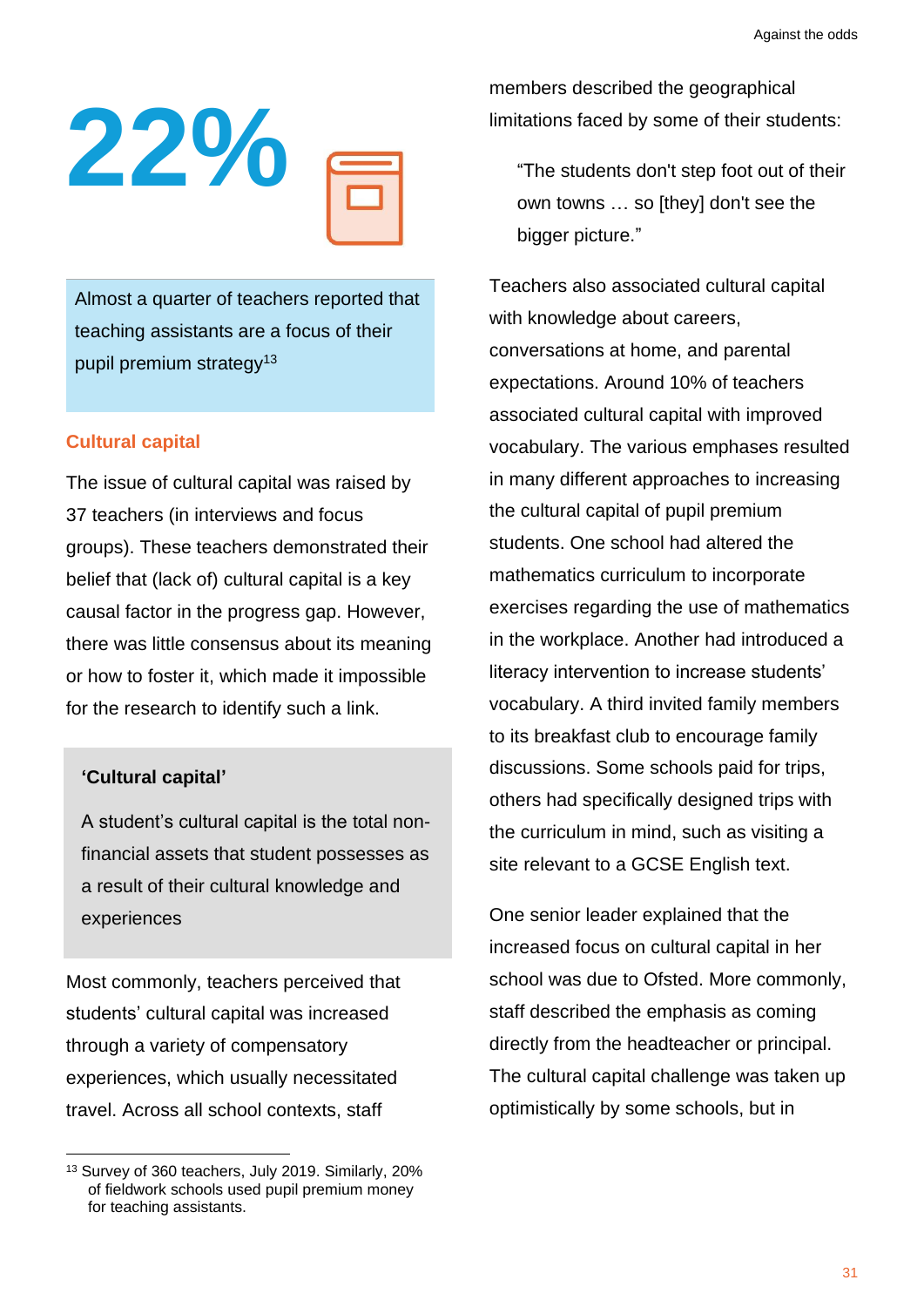**22%**

Almost a quarter of teachers reported that teaching assistants are a focus of their pupil premium strategy[13]

## Cultural capital

The issue of cultural capital was raised by 37 teachers (in interviews and focus groups). These teachers demonstrated their belief that (lack of) cultural capital is a key causal factor in the progress gap. However, there was little consensus about its meaning or how to foster it, which made it impossible for the research to identify such a link.

> **'Cultural capital'**
>
> A student's cultural capital is the total non-financial assets that student possesses as a result of their cultural knowledge and experiences

Most commonly, teachers perceived that students' cultural capital was increased through a variety of compensatory experiences, which usually necessitated travel. Across all school contexts, staff members described the geographical limitations faced by some of their students:

> "The students don't step foot out of their own towns … so [they] don't see the bigger picture."

Teachers also associated cultural capital with knowledge about careers, conversations at home, and parental expectations. Around 10% of teachers associated cultural capital with improved vocabulary. The various emphases resulted in many different approaches to increasing the cultural capital of pupil premium students. One school had altered the mathematics curriculum to incorporate exercises regarding the use of mathematics in the workplace. Another had introduced a literacy intervention to increase students' vocabulary. A third invited family members to its breakfast club to encourage family discussions. Some schools paid for trips, others had specifically designed trips with the curriculum in mind, such as visiting a site relevant to a GCSE English text.

One senior leader explained that the increased focus on cultural capital in her school was due to Ofsted. More commonly, staff described the emphasis as coming directly from the headteacher or principal. The cultural capital challenge was taken up optimistically by some schools, but in

---

[13] Survey of 360 teachers, July 2019. Similarly, 20% of fieldwork schools used pupil premium money for teaching assistants.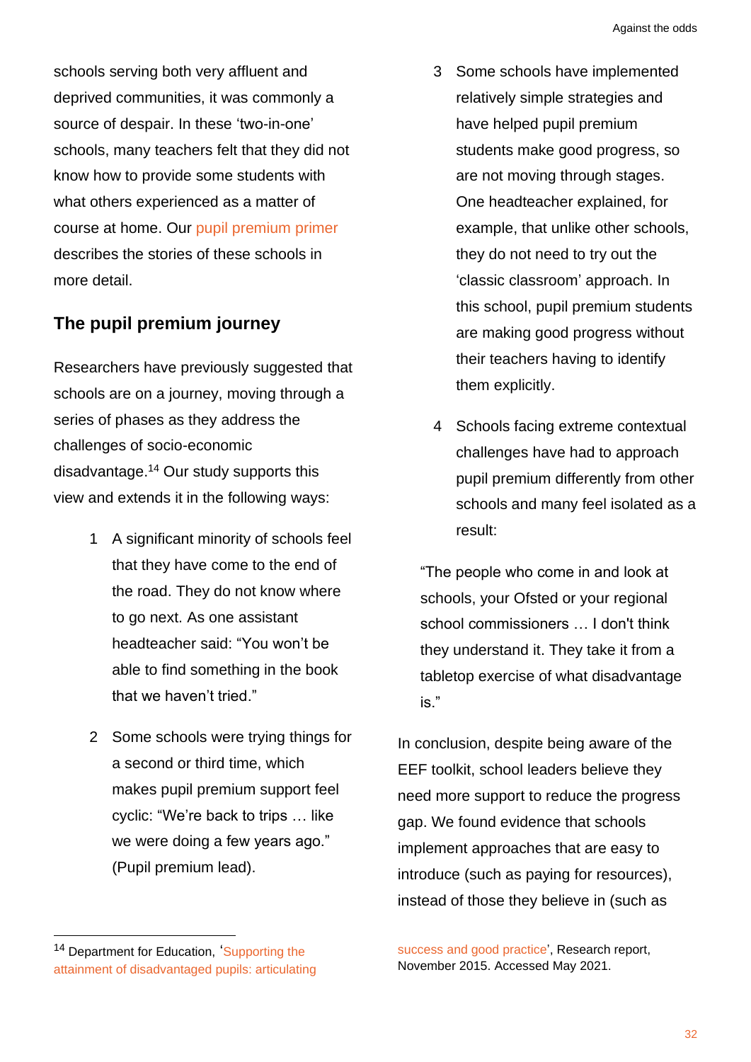schools serving both very affluent and deprived communities, it was commonly a source of despair. In these 'two-in-one' schools, many teachers felt that they did not know how to provide some students with what others experienced as a matter of course at home. Our pupil premium primer describes the stories of these schools in more detail.

## The pupil premium journey

Researchers have previously suggested that schools are on a journey, moving through a series of phases as they address the challenges of socio-economic disadvantage.[14] Our study supports this view and extends it in the following ways:

1. A significant minority of schools feel that they have come to the end of the road. They do not know where to go next. As one assistant headteacher said: "You won't be able to find something in the book that we haven't tried."
2. Some schools were trying things for a second or third time, which makes pupil premium support feel cyclic: "We're back to trips … like we were doing a few years ago." (Pupil premium lead).
3. Some schools have implemented relatively simple strategies and have helped pupil premium students make good progress, so are not moving through stages. One headteacher explained, for example, that unlike other schools, they do not need to try out the 'classic classroom' approach. In this school, pupil premium students are making good progress without their teachers having to identify them explicitly.
4. Schools facing extreme contextual challenges have had to approach pupil premium differently from other schools and many feel isolated as a result:

> "The people who come in and look at schools, your Ofsted or your regional school commissioners … I don't think they understand it. They take it from a tabletop exercise of what disadvantage is."

In conclusion, despite being aware of the EEF toolkit, school leaders believe they need more support to reduce the progress gap. We found evidence that schools implement approaches that are easy to introduce (such as paying for resources), instead of those they believe in (such as

[14] Department for Education, 'Supporting the attainment of disadvantaged pupils: articulating success and good practice', Research report, November 2015. Accessed May 2021.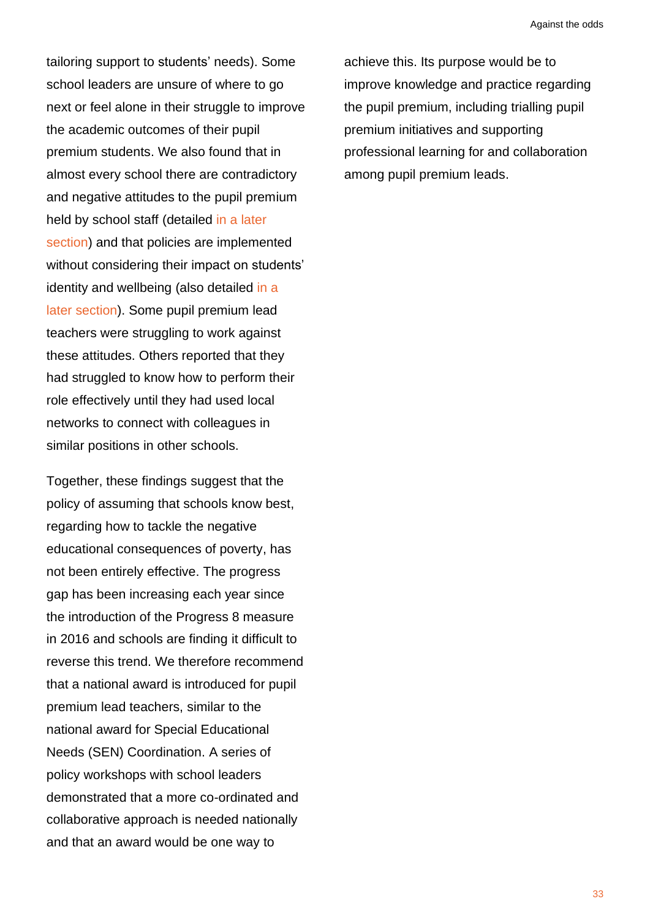tailoring support to students' needs). Some school leaders are unsure of where to go next or feel alone in their struggle to improve the academic outcomes of their pupil premium students. We also found that in almost every school there are contradictory and negative attitudes to the pupil premium held by school staff (detailed in a later section) and that policies are implemented without considering their impact on students' identity and wellbeing (also detailed in a later section). Some pupil premium lead teachers were struggling to work against these attitudes. Others reported that they had struggled to know how to perform their role effectively until they had used local networks to connect with colleagues in similar positions in other schools.

Together, these findings suggest that the policy of assuming that schools know best, regarding how to tackle the negative educational consequences of poverty, has not been entirely effective. The progress gap has been increasing each year since the introduction of the Progress 8 measure in 2016 and schools are finding it difficult to reverse this trend. We therefore recommend that a national award is introduced for pupil premium lead teachers, similar to the national award for Special Educational Needs (SEN) Coordination. A series of policy workshops with school leaders demonstrated that a more co-ordinated and collaborative approach is needed nationally and that an award would be one way to achieve this. Its purpose would be to improve knowledge and practice regarding the pupil premium, including trialling pupil premium initiatives and supporting professional learning for and collaboration among pupil premium leads.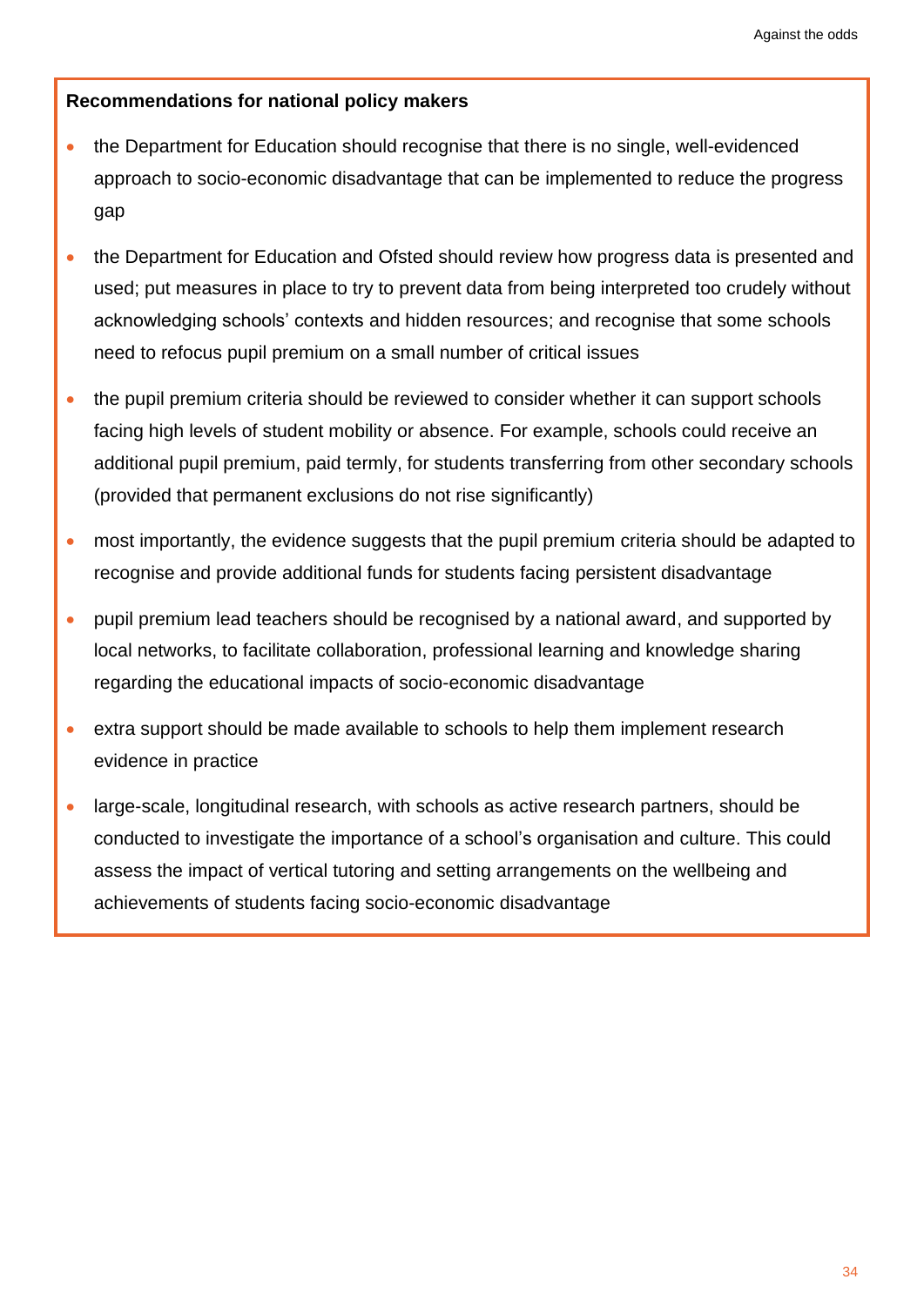**Recommendations for national policy makers**

- the Department for Education should recognise that there is no single, well-evidenced approach to socio-economic disadvantage that can be implemented to reduce the progress gap
- the Department for Education and Ofsted should review how progress data is presented and used; put measures in place to try to prevent data from being interpreted too crudely without acknowledging schools' contexts and hidden resources; and recognise that some schools need to refocus pupil premium on a small number of critical issues
- the pupil premium criteria should be reviewed to consider whether it can support schools facing high levels of student mobility or absence. For example, schools could receive an additional pupil premium, paid termly, for students transferring from other secondary schools (provided that permanent exclusions do not rise significantly)
- most importantly, the evidence suggests that the pupil premium criteria should be adapted to recognise and provide additional funds for students facing persistent disadvantage
- pupil premium lead teachers should be recognised by a national award, and supported by local networks, to facilitate collaboration, professional learning and knowledge sharing regarding the educational impacts of socio-economic disadvantage
- extra support should be made available to schools to help them implement research evidence in practice
- large-scale, longitudinal research, with schools as active research partners, should be conducted to investigate the importance of a school's organisation and culture. This could assess the impact of vertical tutoring and setting arrangements on the wellbeing and achievements of students facing socio-economic disadvantage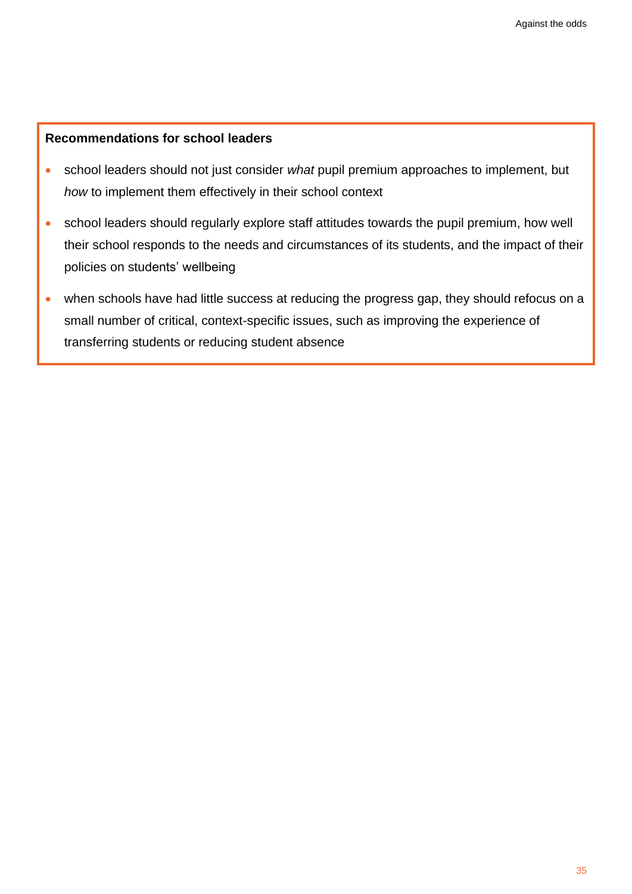**Recommendations for school leaders**

- school leaders should not just consider *what* pupil premium approaches to implement, but *how* to implement them effectively in their school context
- school leaders should regularly explore staff attitudes towards the pupil premium, how well their school responds to the needs and circumstances of its students, and the impact of their policies on students' wellbeing
- when schools have had little success at reducing the progress gap, they should refocus on a small number of critical, context-specific issues, such as improving the experience of transferring students or reducing student absence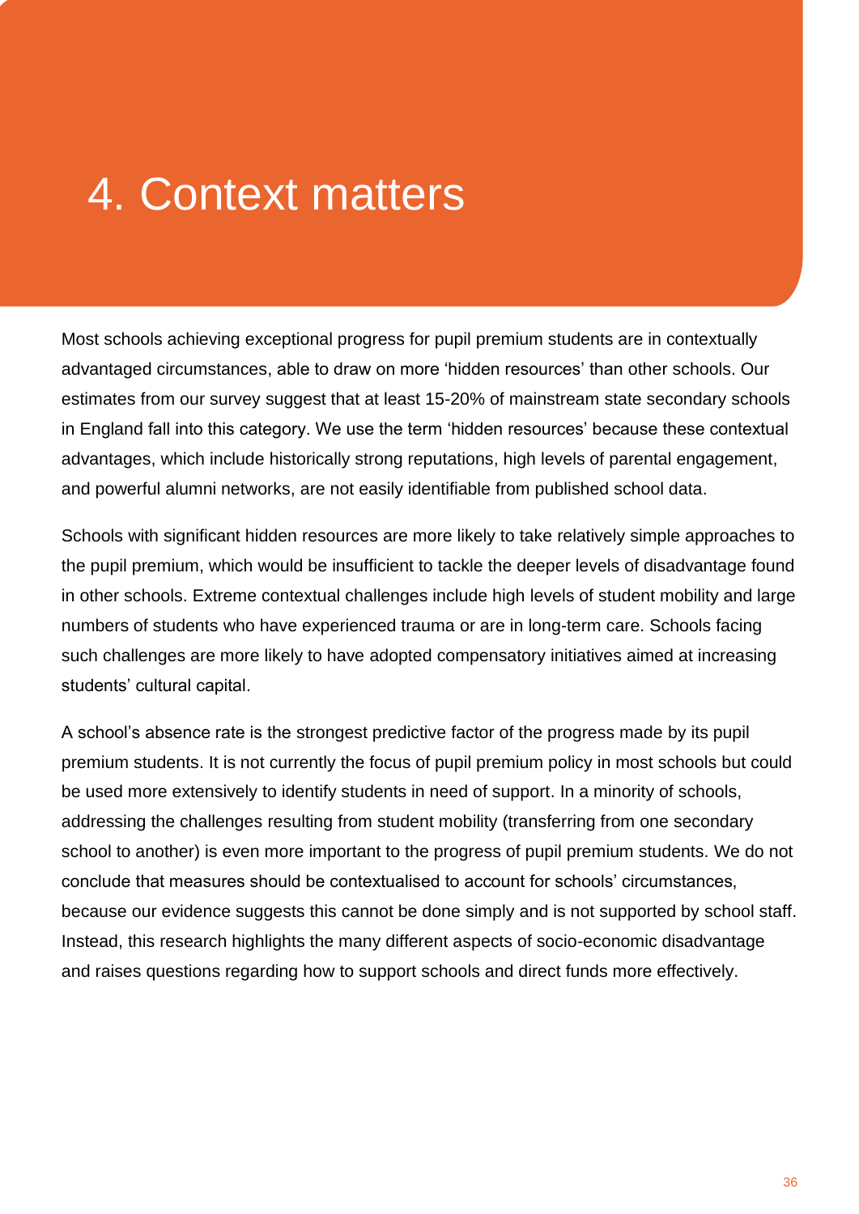# 4. Context matters

Most schools achieving exceptional progress for pupil premium students are in contextually advantaged circumstances, able to draw on more 'hidden resources' than other schools. Our estimates from our survey suggest that at least 15-20% of mainstream state secondary schools in England fall into this category. We use the term 'hidden resources' because these contextual advantages, which include historically strong reputations, high levels of parental engagement, and powerful alumni networks, are not easily identifiable from published school data.

Schools with significant hidden resources are more likely to take relatively simple approaches to the pupil premium, which would be insufficient to tackle the deeper levels of disadvantage found in other schools. Extreme contextual challenges include high levels of student mobility and large numbers of students who have experienced trauma or are in long-term care. Schools facing such challenges are more likely to have adopted compensatory initiatives aimed at increasing students' cultural capital.

A school's absence rate is the strongest predictive factor of the progress made by its pupil premium students. It is not currently the focus of pupil premium policy in most schools but could be used more extensively to identify students in need of support. In a minority of schools, addressing the challenges resulting from student mobility (transferring from one secondary school to another) is even more important to the progress of pupil premium students. We do not conclude that measures should be contextualised to account for schools' circumstances, because our evidence suggests this cannot be done simply and is not supported by school staff. Instead, this research highlights the many different aspects of socio-economic disadvantage and raises questions regarding how to support schools and direct funds more effectively.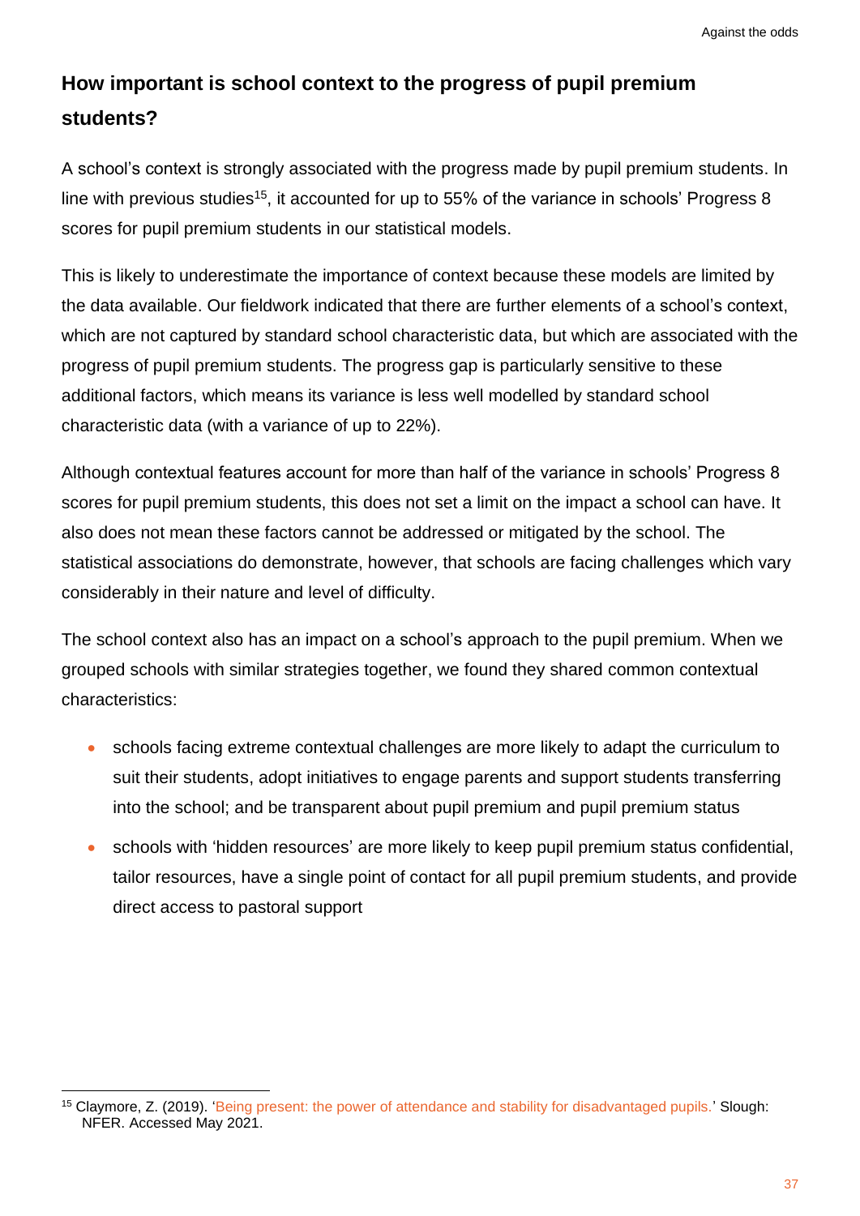## How important is school context to the progress of pupil premium students?

A school's context is strongly associated with the progress made by pupil premium students. In line with previous studies[15], it accounted for up to 55% of the variance in schools' Progress 8 scores for pupil premium students in our statistical models.

This is likely to underestimate the importance of context because these models are limited by the data available. Our fieldwork indicated that there are further elements of a school's context, which are not captured by standard school characteristic data, but which are associated with the progress of pupil premium students. The progress gap is particularly sensitive to these additional factors, which means its variance is less well modelled by standard school characteristic data (with a variance of up to 22%).

Although contextual features account for more than half of the variance in schools' Progress 8 scores for pupil premium students, this does not set a limit on the impact a school can have. It also does not mean these factors cannot be addressed or mitigated by the school. The statistical associations do demonstrate, however, that schools are facing challenges which vary considerably in their nature and level of difficulty.

The school context also has an impact on a school's approach to the pupil premium. When we grouped schools with similar strategies together, we found they shared common contextual characteristics:

- schools facing extreme contextual challenges are more likely to adapt the curriculum to suit their students, adopt initiatives to engage parents and support students transferring into the school; and be transparent about pupil premium and pupil premium status
- schools with 'hidden resources' are more likely to keep pupil premium status confidential, tailor resources, have a single point of contact for all pupil premium students, and provide direct access to pastoral support

[15] Claymore, Z. (2019). 'Being present: the power of attendance and stability for disadvantaged pupils.' Slough: NFER. Accessed May 2021.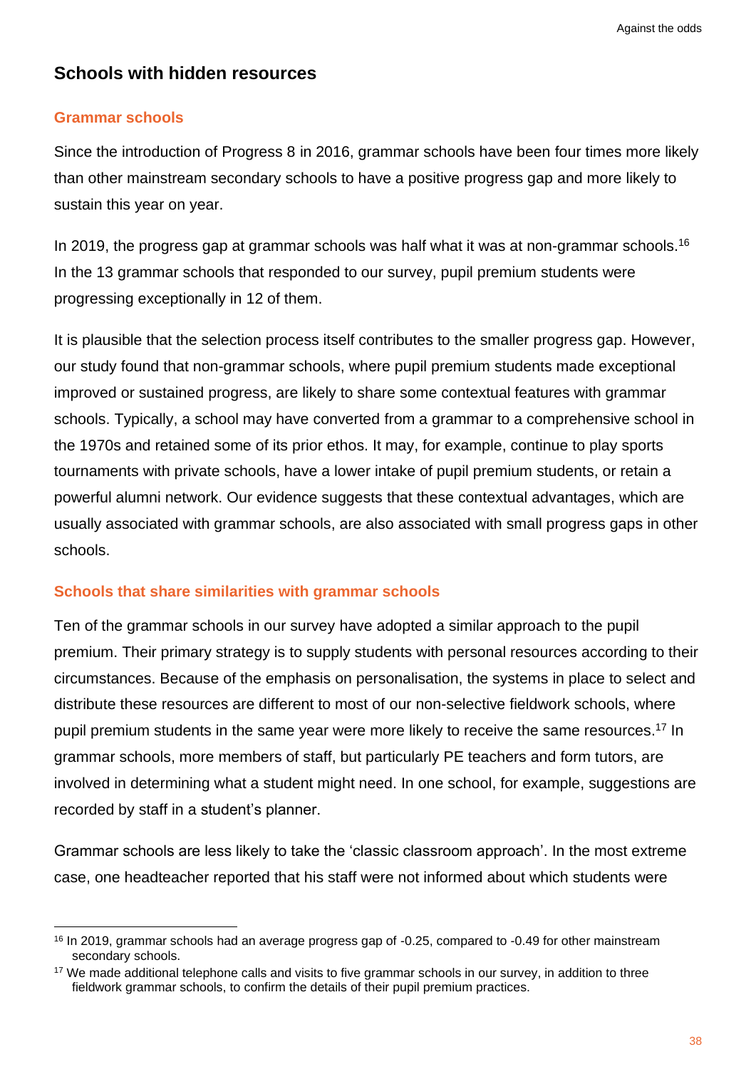## Schools with hidden resources

### Grammar schools

Since the introduction of Progress 8 in 2016, grammar schools have been four times more likely than other mainstream secondary schools to have a positive progress gap and more likely to sustain this year on year.

In 2019, the progress gap at grammar schools was half what it was at non-grammar schools.[16] In the 13 grammar schools that responded to our survey, pupil premium students were progressing exceptionally in 12 of them.

It is plausible that the selection process itself contributes to the smaller progress gap. However, our study found that non-grammar schools, where pupil premium students made exceptional improved or sustained progress, are likely to share some contextual features with grammar schools. Typically, a school may have converted from a grammar to a comprehensive school in the 1970s and retained some of its prior ethos. It may, for example, continue to play sports tournaments with private schools, have a lower intake of pupil premium students, or retain a powerful alumni network. Our evidence suggests that these contextual advantages, which are usually associated with grammar schools, are also associated with small progress gaps in other schools.

### Schools that share similarities with grammar schools

Ten of the grammar schools in our survey have adopted a similar approach to the pupil premium. Their primary strategy is to supply students with personal resources according to their circumstances. Because of the emphasis on personalisation, the systems in place to select and distribute these resources are different to most of our non-selective fieldwork schools, where pupil premium students in the same year were more likely to receive the same resources.[17] In grammar schools, more members of staff, but particularly PE teachers and form tutors, are involved in determining what a student might need. In one school, for example, suggestions are recorded by staff in a student's planner.

Grammar schools are less likely to take the 'classic classroom approach'. In the most extreme case, one headteacher reported that his staff were not informed about which students were

---

[16] In 2019, grammar schools had an average progress gap of -0.25, compared to -0.49 for other mainstream secondary schools.

[17] We made additional telephone calls and visits to five grammar schools in our survey, in addition to three fieldwork grammar schools, to confirm the details of their pupil premium practices.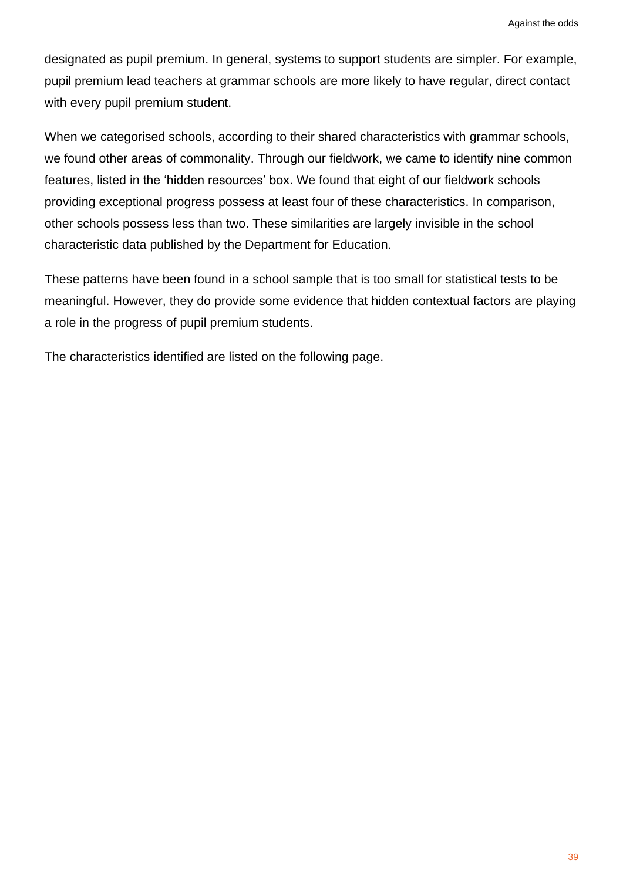designated as pupil premium. In general, systems to support students are simpler. For example, pupil premium lead teachers at grammar schools are more likely to have regular, direct contact with every pupil premium student.

When we categorised schools, according to their shared characteristics with grammar schools, we found other areas of commonality. Through our fieldwork, we came to identify nine common features, listed in the 'hidden resources' box. We found that eight of our fieldwork schools providing exceptional progress possess at least four of these characteristics. In comparison, other schools possess less than two. These similarities are largely invisible in the school characteristic data published by the Department for Education.

These patterns have been found in a school sample that is too small for statistical tests to be meaningful. However, they do provide some evidence that hidden contextual factors are playing a role in the progress of pupil premium students.

The characteristics identified are listed on the following page.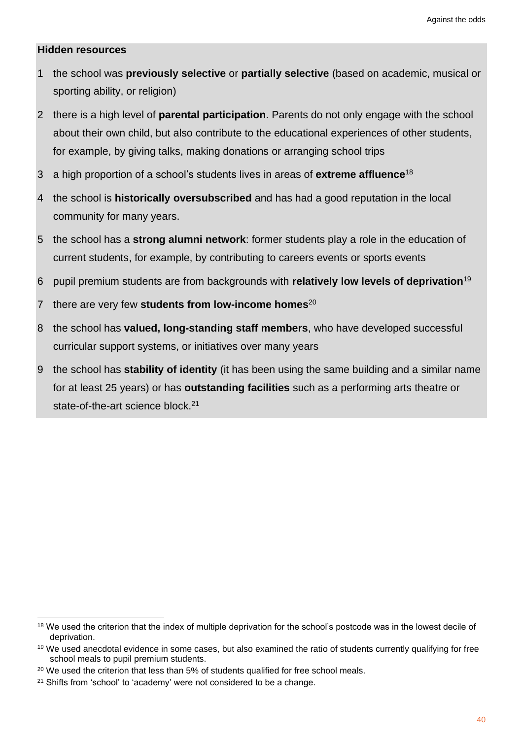**Hidden resources**

1. the school was **previously selective** or **partially selective** (based on academic, musical or sporting ability, or religion)
2. there is a high level of **parental participation**. Parents do not only engage with the school about their own child, but also contribute to the educational experiences of other students, for example, by giving talks, making donations or arranging school trips
3. a high proportion of a school's students lives in areas of **extreme affluence**[18]
4. the school is **historically oversubscribed** and has had a good reputation in the local community for many years.
5. the school has a **strong alumni network**: former students play a role in the education of current students, for example, by contributing to careers events or sports events
6. pupil premium students are from backgrounds with **relatively low levels of deprivation**[19]
7. there are very few **students from low-income homes**[20]
8. the school has **valued, long-standing staff members**, who have developed successful curricular support systems, or initiatives over many years
9. the school has **stability of identity** (it has been using the same building and a similar name for at least 25 years) or has **outstanding facilities** such as a performing arts theatre or state-of-the-art science block.[21]

---

[18] We used the criterion that the index of multiple deprivation for the school's postcode was in the lowest decile of deprivation.

[19] We used anecdotal evidence in some cases, but also examined the ratio of students currently qualifying for free school meals to pupil premium students.

[20] We used the criterion that less than 5% of students qualified for free school meals.

[21] Shifts from 'school' to 'academy' were not considered to be a change.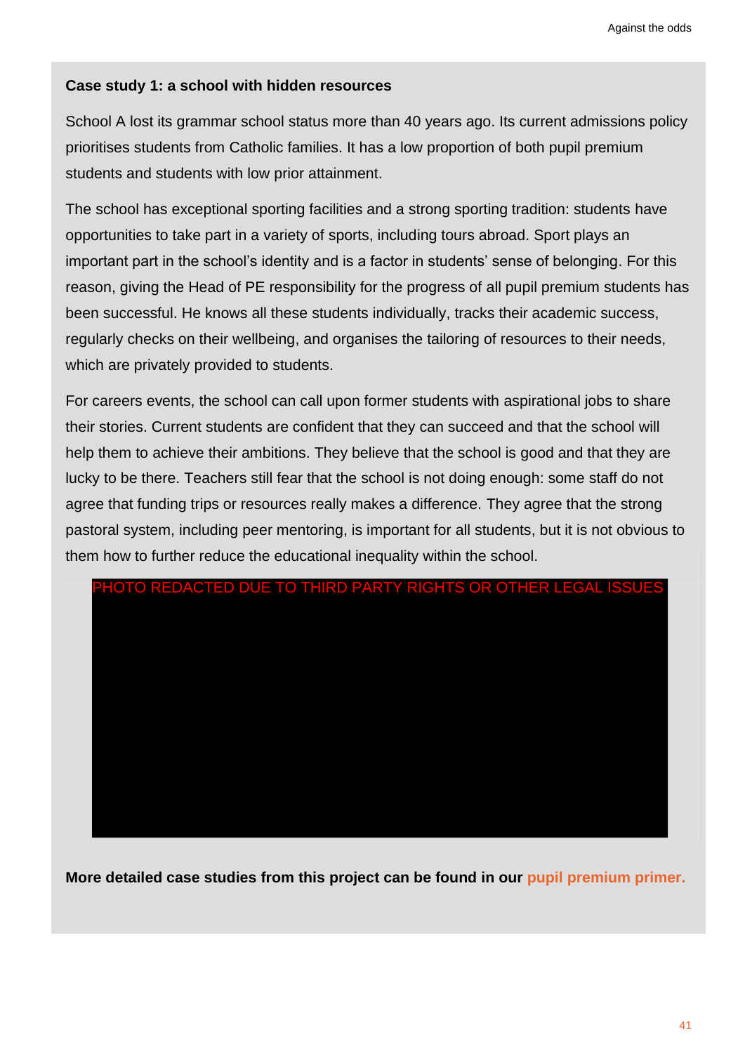**Case study 1: a school with hidden resources**

School A lost its grammar school status more than 40 years ago. Its current admissions policy prioritises students from Catholic families. It has a low proportion of both pupil premium students and students with low prior attainment.

The school has exceptional sporting facilities and a strong sporting tradition: students have opportunities to take part in a variety of sports, including tours abroad. Sport plays an important part in the school's identity and is a factor in students' sense of belonging. For this reason, giving the Head of PE responsibility for the progress of all pupil premium students has been successful. He knows all these students individually, tracks their academic success, regularly checks on their wellbeing, and organises the tailoring of resources to their needs, which are privately provided to students.

For careers events, the school can call upon former students with aspirational jobs to share their stories. Current students are confident that they can succeed and that the school will help them to achieve their ambitions. They believe that the school is good and that they are lucky to be there. Teachers still fear that the school is not doing enough: some staff do not agree that funding trips or resources really makes a difference. They agree that the strong pastoral system, including peer mentoring, is important for all students, but it is not obvious to them how to further reduce the educational inequality within the school.

PHOTO REDACTED DUE TO THIRD PARTY RIGHTS OR OTHER LEGAL ISSUES

**More detailed case studies from this project can be found in our pupil premium primer.**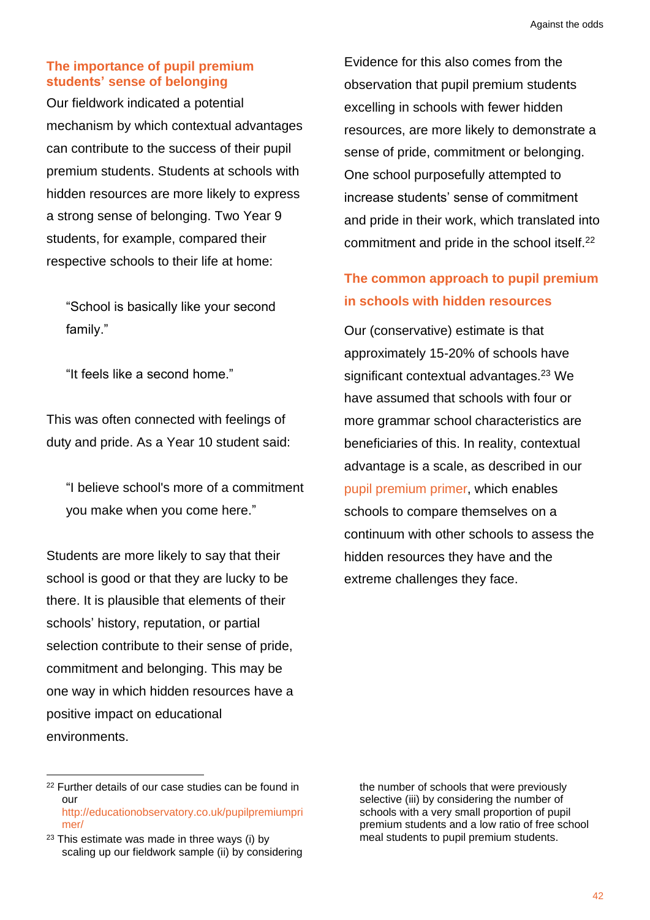### The importance of pupil premium students' sense of belonging

Our fieldwork indicated a potential mechanism by which contextual advantages can contribute to the success of their pupil premium students. Students at schools with hidden resources are more likely to express a strong sense of belonging. Two Year 9 students, for example, compared their respective schools to their life at home:

> "School is basically like your second family."

> "It feels like a second home."

This was often connected with feelings of duty and pride. As a Year 10 student said:

> "I believe school's more of a commitment you make when you come here."

Students are more likely to say that their school is good or that they are lucky to be there. It is plausible that elements of their schools' history, reputation, or partial selection contribute to their sense of pride, commitment and belonging. This may be one way in which hidden resources have a positive impact on educational environments.

Evidence for this also comes from the observation that pupil premium students excelling in schools with fewer hidden resources, are more likely to demonstrate a sense of pride, commitment or belonging. One school purposefully attempted to increase students' sense of commitment and pride in their work, which translated into commitment and pride in the school itself.[22]

### The common approach to pupil premium in schools with hidden resources

Our (conservative) estimate is that approximately 15-20% of schools have significant contextual advantages.[23] We have assumed that schools with four or more grammar school characteristics are beneficiaries of this. In reality, contextual advantage is a scale, as described in our pupil premium primer, which enables schools to compare themselves on a continuum with other schools to assess the hidden resources they have and the extreme challenges they face.

---

[22] Further details of our case studies can be found in our http://educationobservatory.co.uk/pupilpremiumprimer/

[23] This estimate was made in three ways (i) by scaling up our fieldwork sample (ii) by considering the number of schools that were previously selective (iii) by considering the number of schools with a very small proportion of pupil premium students and a low ratio of free school meal students to pupil premium students.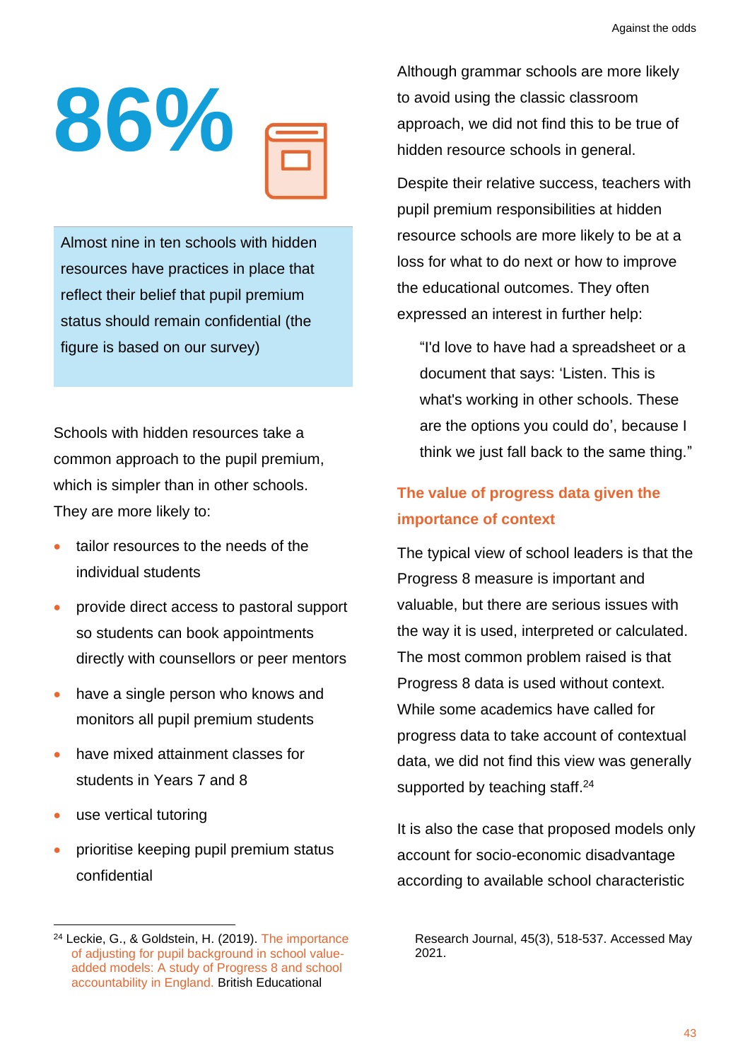**86%**

Almost nine in ten schools with hidden resources have practices in place that reflect their belief that pupil premium status should remain confidential (the figure is based on our survey)

Schools with hidden resources take a common approach to the pupil premium, which is simpler than in other schools. They are more likely to:

- tailor resources to the needs of the individual students
- provide direct access to pastoral support so students can book appointments directly with counsellors or peer mentors
- have a single person who knows and monitors all pupil premium students
- have mixed attainment classes for students in Years 7 and 8
- use vertical tutoring
- prioritise keeping pupil premium status confidential

Although grammar schools are more likely to avoid using the classic classroom approach, we did not find this to be true of hidden resource schools in general.

Despite their relative success, teachers with pupil premium responsibilities at hidden resource schools are more likely to be at a loss for what to do next or how to improve the educational outcomes. They often expressed an interest in further help:

> "I'd love to have had a spreadsheet or a document that says: 'Listen. This is what's working in other schools. These are the options you could do', because I think we just fall back to the same thing."

### The value of progress data given the importance of context

The typical view of school leaders is that the Progress 8 measure is important and valuable, but there are serious issues with the way it is used, interpreted or calculated. The most common problem raised is that Progress 8 data is used without context. While some academics have called for progress data to take account of contextual data, we did not find this view was generally supported by teaching staff.[24]

It is also the case that proposed models only account for socio-economic disadvantage according to available school characteristic

---

[24] Leckie, G., & Goldstein, H. (2019). The importance of adjusting for pupil background in school value-added models: A study of Progress 8 and school accountability in England. British Educational Research Journal, 45(3), 518-537. Accessed May 2021.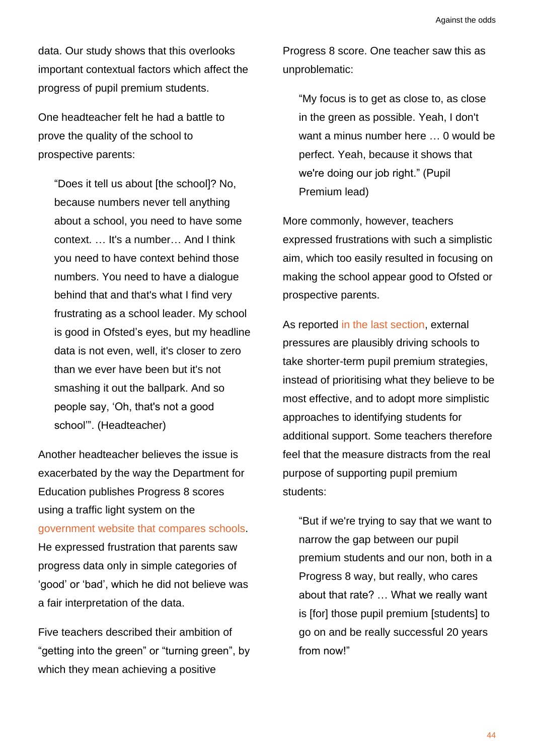data. Our study shows that this overlooks important contextual factors which affect the progress of pupil premium students.

One headteacher felt he had a battle to prove the quality of the school to prospective parents:

> "Does it tell us about [the school]? No, because numbers never tell anything about a school, you need to have some context. … It's a number… And I think you need to have context behind those numbers. You need to have a dialogue behind that and that's what I find very frustrating as a school leader. My school is good in Ofsted's eyes, but my headline data is not even, well, it's closer to zero than we ever have been but it's not smashing it out the ballpark. And so people say, 'Oh, that's not a good school'". (Headteacher)

Another headteacher believes the issue is exacerbated by the way the Department for Education publishes Progress 8 scores using a traffic light system on the government website that compares schools. He expressed frustration that parents saw progress data only in simple categories of 'good' or 'bad', which he did not believe was a fair interpretation of the data.

Five teachers described their ambition of "getting into the green" or "turning green", by which they mean achieving a positive Progress 8 score. One teacher saw this as unproblematic:

> "My focus is to get as close to, as close in the green as possible. Yeah, I don't want a minus number here … 0 would be perfect. Yeah, because it shows that we're doing our job right." (Pupil Premium lead)

More commonly, however, teachers expressed frustrations with such a simplistic aim, which too easily resulted in focusing on making the school appear good to Ofsted or prospective parents.

As reported in the last section, external pressures are plausibly driving schools to take shorter-term pupil premium strategies, instead of prioritising what they believe to be most effective, and to adopt more simplistic approaches to identifying students for additional support. Some teachers therefore feel that the measure distracts from the real purpose of supporting pupil premium students:

> "But if we're trying to say that we want to narrow the gap between our pupil premium students and our non, both in a Progress 8 way, but really, who cares about that rate? … What we really want is [for] those pupil premium [students] to go on and be really successful 20 years from now!"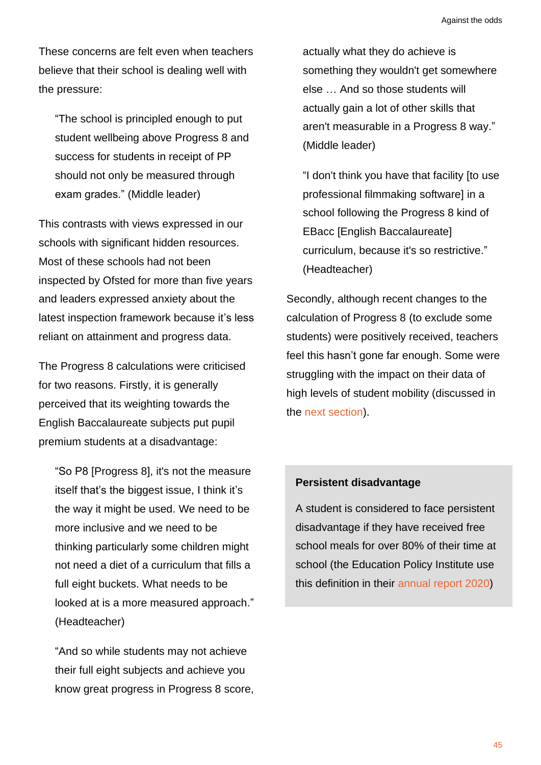These concerns are felt even when teachers believe that their school is dealing well with the pressure:

> "The school is principled enough to put student wellbeing above Progress 8 and success for students in receipt of PP should not only be measured through exam grades." (Middle leader)

This contrasts with views expressed in our schools with significant hidden resources. Most of these schools had not been inspected by Ofsted for more than five years and leaders expressed anxiety about the latest inspection framework because it's less reliant on attainment and progress data.

The Progress 8 calculations were criticised for two reasons. Firstly, it is generally perceived that its weighting towards the English Baccalaureate subjects put pupil premium students at a disadvantage:

> "So P8 [Progress 8], it's not the measure itself that's the biggest issue, I think it's the way it might be used. We need to be more inclusive and we need to be thinking particularly some children might not need a diet of a curriculum that fills a full eight buckets. What needs to be looked at is a more measured approach." (Headteacher)

> "And so while students may not achieve their full eight subjects and achieve you know great progress in Progress 8 score, actually what they do achieve is something they wouldn't get somewhere else … And so those students will actually gain a lot of other skills that aren't measurable in a Progress 8 way." (Middle leader)

> "I don't think you have that facility [to use professional filmmaking software] in a school following the Progress 8 kind of EBacc [English Baccalaureate] curriculum, because it's so restrictive." (Headteacher)

Secondly, although recent changes to the calculation of Progress 8 (to exclude some students) were positively received, teachers feel this hasn't gone far enough. Some were struggling with the impact on their data of high levels of student mobility (discussed in the next section).

**Persistent disadvantage**

A student is considered to face persistent disadvantage if they have received free school meals for over 80% of their time at school (the Education Policy Institute use this definition in their annual report 2020)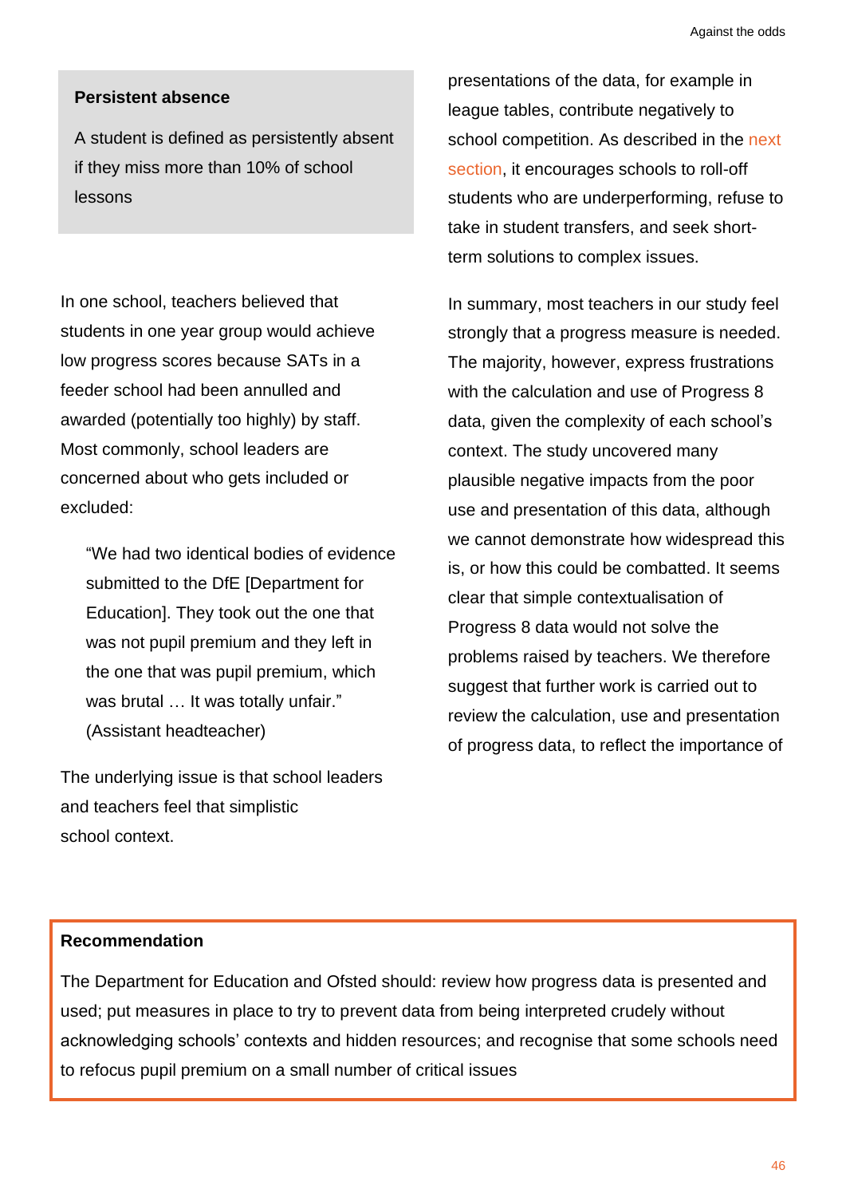**Persistent absence**

A student is defined as persistently absent if they miss more than 10% of school lessons

In one school, teachers believed that students in one year group would achieve low progress scores because SATs in a feeder school had been annulled and awarded (potentially too highly) by staff. Most commonly, school leaders are concerned about who gets included or excluded:

> "We had two identical bodies of evidence submitted to the DfE [Department for Education]. They took out the one that was not pupil premium and they left in the one that was pupil premium, which was brutal … It was totally unfair." (Assistant headteacher)

The underlying issue is that school leaders and teachers feel that simplistic presentations of the data, for example in league tables, contribute negatively to school competition. As described in the next section, it encourages schools to roll-off students who are underperforming, refuse to take in student transfers, and seek short-term solutions to complex issues.

In summary, most teachers in our study feel strongly that a progress measure is needed. The majority, however, express frustrations with the calculation and use of Progress 8 data, given the complexity of each school's context. The study uncovered many plausible negative impacts from the poor use and presentation of this data, although we cannot demonstrate how widespread this is, or how this could be combatted. It seems clear that simple contextualisation of Progress 8 data would not solve the problems raised by teachers. We therefore suggest that further work is carried out to review the calculation, use and presentation of progress data, to reflect the importance of school context.

**Recommendation**

The Department for Education and Ofsted should: review how progress data is presented and used; put measures in place to try to prevent data from being interpreted crudely without acknowledging schools' contexts and hidden resources; and recognise that some schools need to refocus pupil premium on a small number of critical issues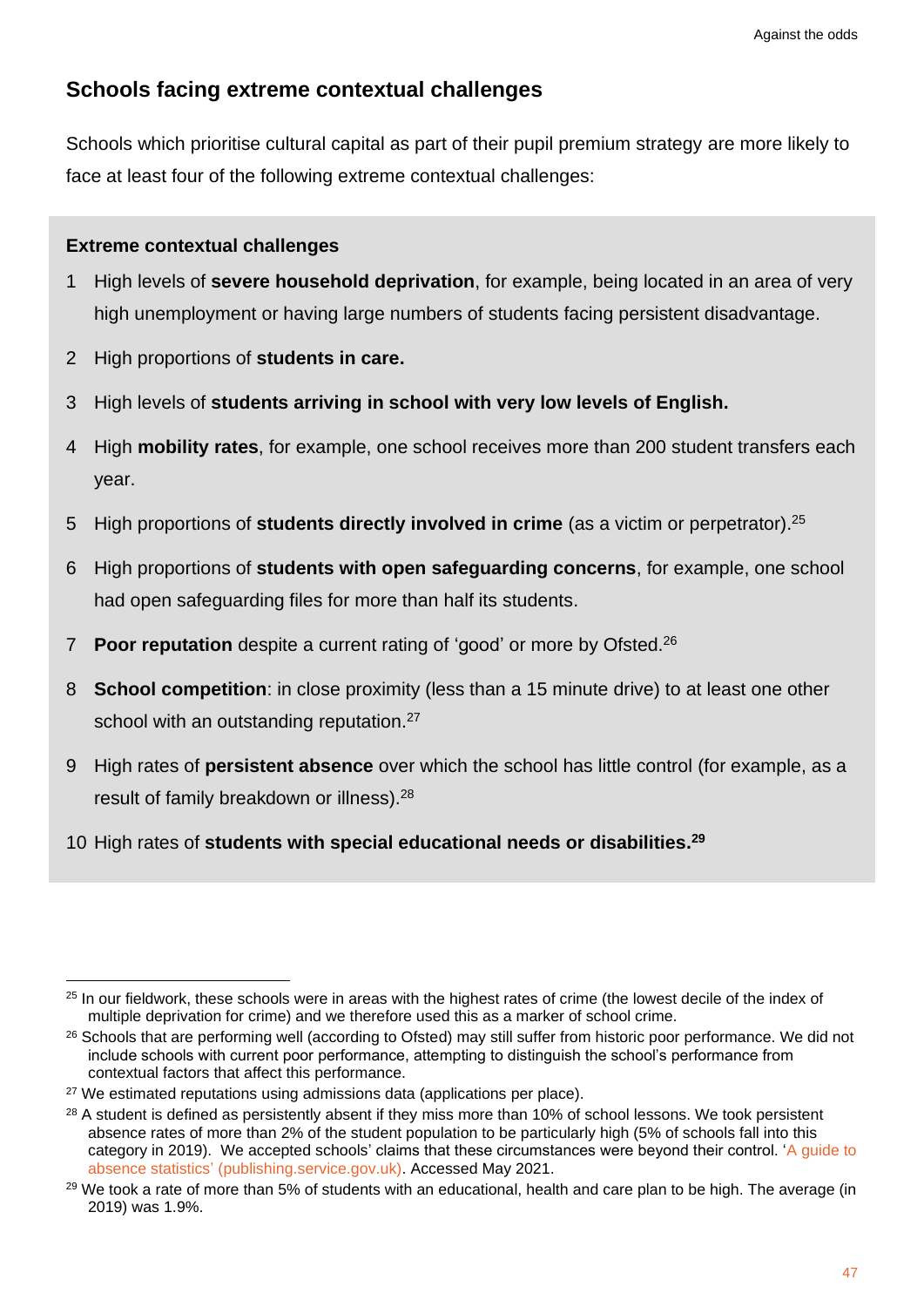## Schools facing extreme contextual challenges

Schools which prioritise cultural capital as part of their pupil premium strategy are more likely to face at least four of the following extreme contextual challenges:

**Extreme contextual challenges**

1. High levels of **severe household deprivation**, for example, being located in an area of very high unemployment or having large numbers of students facing persistent disadvantage.
2. High proportions of **students in care.**
3. High levels of **students arriving in school with very low levels of English.**
4. High **mobility rates**, for example, one school receives more than 200 student transfers each year.
5. High proportions of **students directly involved in crime** (as a victim or perpetrator).[25]
6. High proportions of **students with open safeguarding concerns**, for example, one school had open safeguarding files for more than half its students.
7. **Poor reputation** despite a current rating of 'good' or more by Ofsted.[26]
8. **School competition**: in close proximity (less than a 15 minute drive) to at least one other school with an outstanding reputation.[27]
9. High rates of **persistent absence** over which the school has little control (for example, as a result of family breakdown or illness).[28]
10. High rates of **students with special educational needs or disabilities.**[29]

---

[25] In our fieldwork, these schools were in areas with the highest rates of crime (the lowest decile of the index of multiple deprivation for crime) and we therefore used this as a marker of school crime.

[26] Schools that are performing well (according to Ofsted) may still suffer from historic poor performance. We did not include schools with current poor performance, attempting to distinguish the school's performance from contextual factors that affect this performance.

[27] We estimated reputations using admissions data (applications per place).

[28] A student is defined as persistently absent if they miss more than 10% of school lessons. We took persistent absence rates of more than 2% of the student population to be particularly high (5% of schools fall into this category in 2019). We accepted schools' claims that these circumstances were beyond their control. 'A guide to absence statistics' (publishing.service.gov.uk). Accessed May 2021.

[29] We took a rate of more than 5% of students with an educational, health and care plan to be high. The average (in 2019) was 1.9%.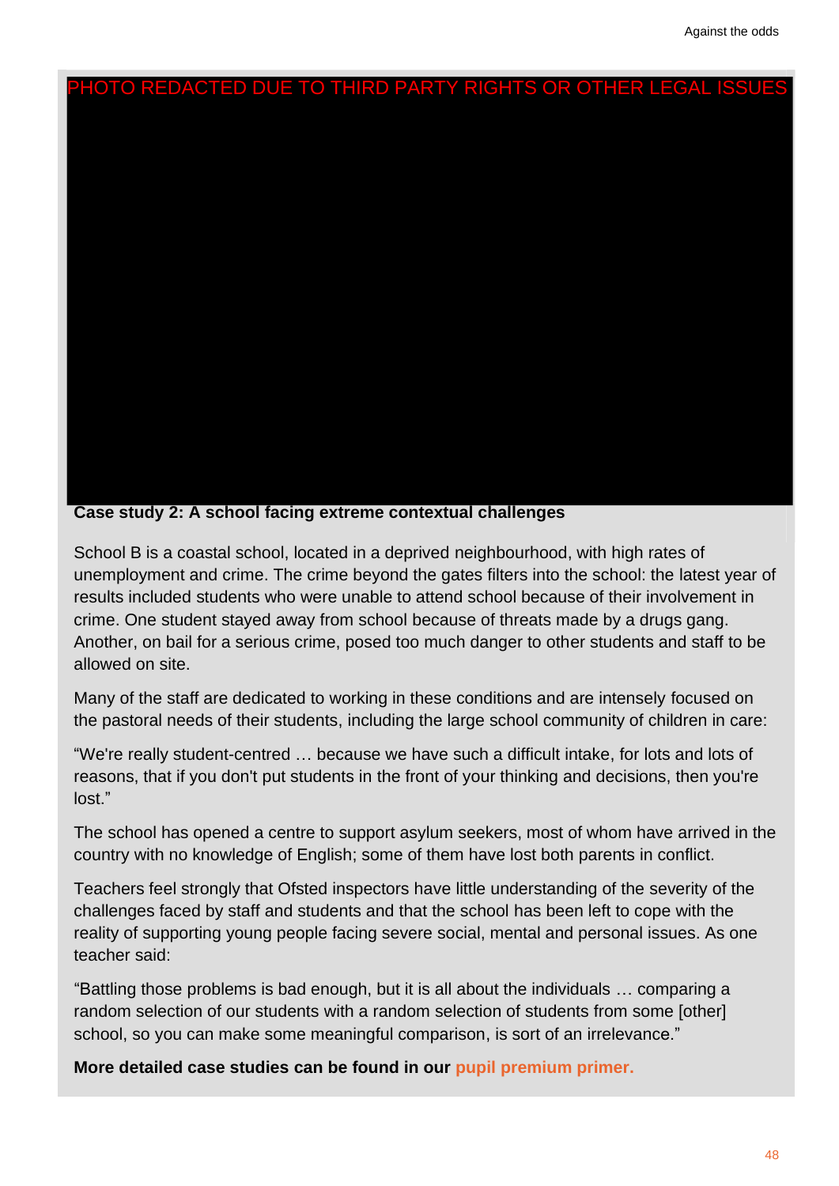PHOTO REDACTED DUE TO THIRD PARTY RIGHTS OR OTHER LEGAL ISSUES

**Case study 2: A school facing extreme contextual challenges**

School B is a coastal school, located in a deprived neighbourhood, with high rates of unemployment and crime. The crime beyond the gates filters into the school: the latest year of results included students who were unable to attend school because of their involvement in crime. One student stayed away from school because of threats made by a drugs gang. Another, on bail for a serious crime, posed too much danger to other students and staff to be allowed on site.

Many of the staff are dedicated to working in these conditions and are intensely focused on the pastoral needs of their students, including the large school community of children in care:

"We're really student-centred … because we have such a difficult intake, for lots and lots of reasons, that if you don't put students in the front of your thinking and decisions, then you're lost."

The school has opened a centre to support asylum seekers, most of whom have arrived in the country with no knowledge of English; some of them have lost both parents in conflict.

Teachers feel strongly that Ofsted inspectors have little understanding of the severity of the challenges faced by staff and students and that the school has been left to cope with the reality of supporting young people facing severe social, mental and personal issues. As one teacher said:

"Battling those problems is bad enough, but it is all about the individuals … comparing a random selection of our students with a random selection of students from some [other] school, so you can make some meaningful comparison, is sort of an irrelevance."

**More detailed case studies can be found in our pupil premium primer.**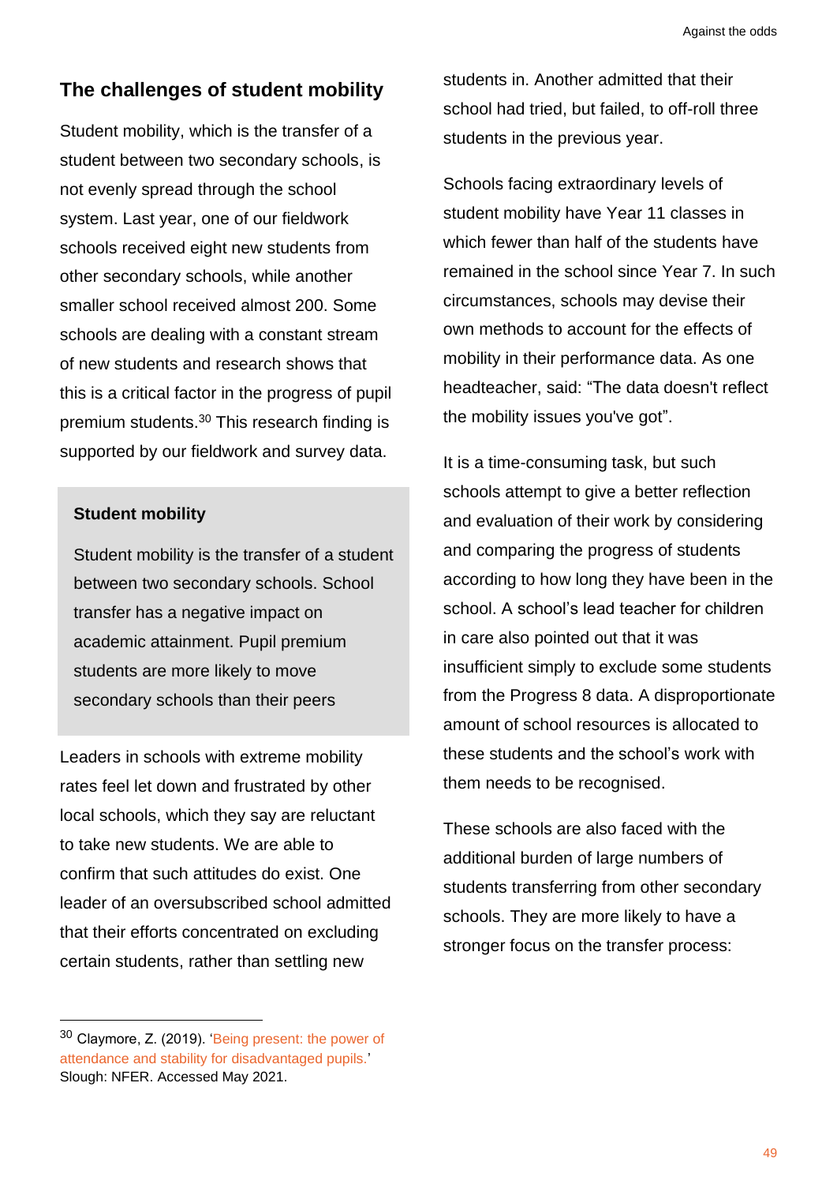## The challenges of student mobility

Student mobility, which is the transfer of a student between two secondary schools, is not evenly spread through the school system. Last year, one of our fieldwork schools received eight new students from other secondary schools, while another smaller school received almost 200. Some schools are dealing with a constant stream of new students and research shows that this is a critical factor in the progress of pupil premium students.[30] This research finding is supported by our fieldwork and survey data.

> **Student mobility**
>
> Student mobility is the transfer of a student between two secondary schools. School transfer has a negative impact on academic attainment. Pupil premium students are more likely to move secondary schools than their peers

Leaders in schools with extreme mobility rates feel let down and frustrated by other local schools, which they say are reluctant to take new students. We are able to confirm that such attitudes do exist. One leader of an oversubscribed school admitted that their efforts concentrated on excluding certain students, rather than settling new students in. Another admitted that their school had tried, but failed, to off-roll three students in the previous year.

Schools facing extraordinary levels of student mobility have Year 11 classes in which fewer than half of the students have remained in the school since Year 7. In such circumstances, schools may devise their own methods to account for the effects of mobility in their performance data. As one headteacher, said: "The data doesn't reflect the mobility issues you've got".

It is a time-consuming task, but such schools attempt to give a better reflection and evaluation of their work by considering and comparing the progress of students according to how long they have been in the school. A school's lead teacher for children in care also pointed out that it was insufficient simply to exclude some students from the Progress 8 data. A disproportionate amount of school resources is allocated to these students and the school's work with them needs to be recognised.

These schools are also faced with the additional burden of large numbers of students transferring from other secondary schools. They are more likely to have a stronger focus on the transfer process:

---

[30] Claymore, Z. (2019). 'Being present: the power of attendance and stability for disadvantaged pupils.' Slough: NFER. Accessed May 2021.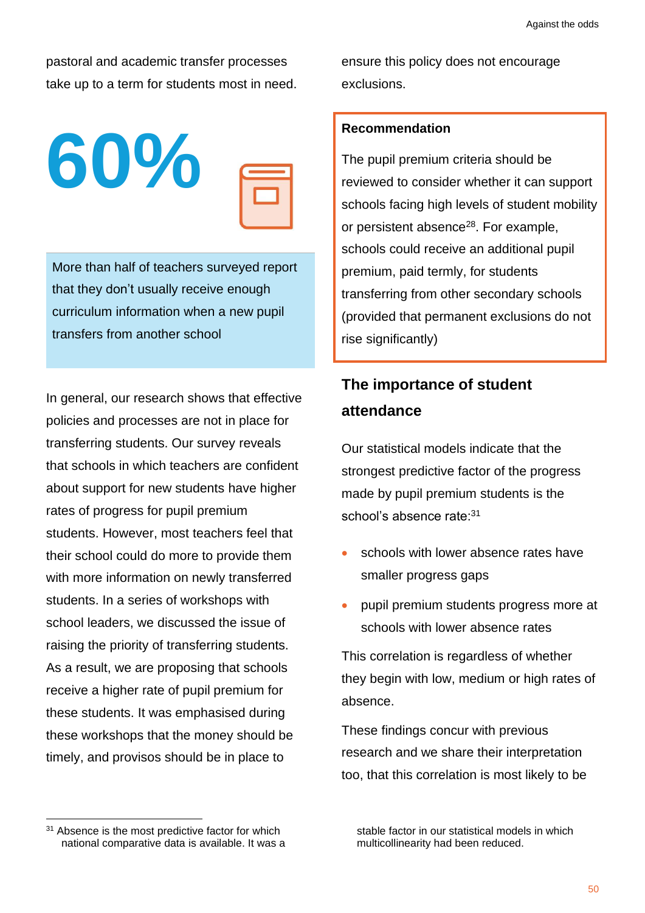pastoral and academic transfer processes take up to a term for students most in need.

**60%**

More than half of teachers surveyed report that they don't usually receive enough curriculum information when a new pupil transfers from another school

In general, our research shows that effective policies and processes are not in place for transferring students. Our survey reveals that schools in which teachers are confident about support for new students have higher rates of progress for pupil premium students. However, most teachers feel that their school could do more to provide them with more information on newly transferred students. In a series of workshops with school leaders, we discussed the issue of raising the priority of transferring students. As a result, we are proposing that schools receive a higher rate of pupil premium for these students. It was emphasised during these workshops that the money should be timely, and provisos should be in place to ensure this policy does not encourage exclusions.

**Recommendation**

The pupil premium criteria should be reviewed to consider whether it can support schools facing high levels of student mobility or persistent absence[28]. For example, schools could receive an additional pupil premium, paid termly, for students transferring from other secondary schools (provided that permanent exclusions do not rise significantly)

## The importance of student attendance

Our statistical models indicate that the strongest predictive factor of the progress made by pupil premium students is the school's absence rate:[31]

- schools with lower absence rates have smaller progress gaps
- pupil premium students progress more at schools with lower absence rates

This correlation is regardless of whether they begin with low, medium or high rates of absence.

These findings concur with previous research and we share their interpretation too, that this correlation is most likely to be

---

[31] Absence is the most predictive factor for which national comparative data is available. It was a stable factor in our statistical models in which multicollinearity had been reduced.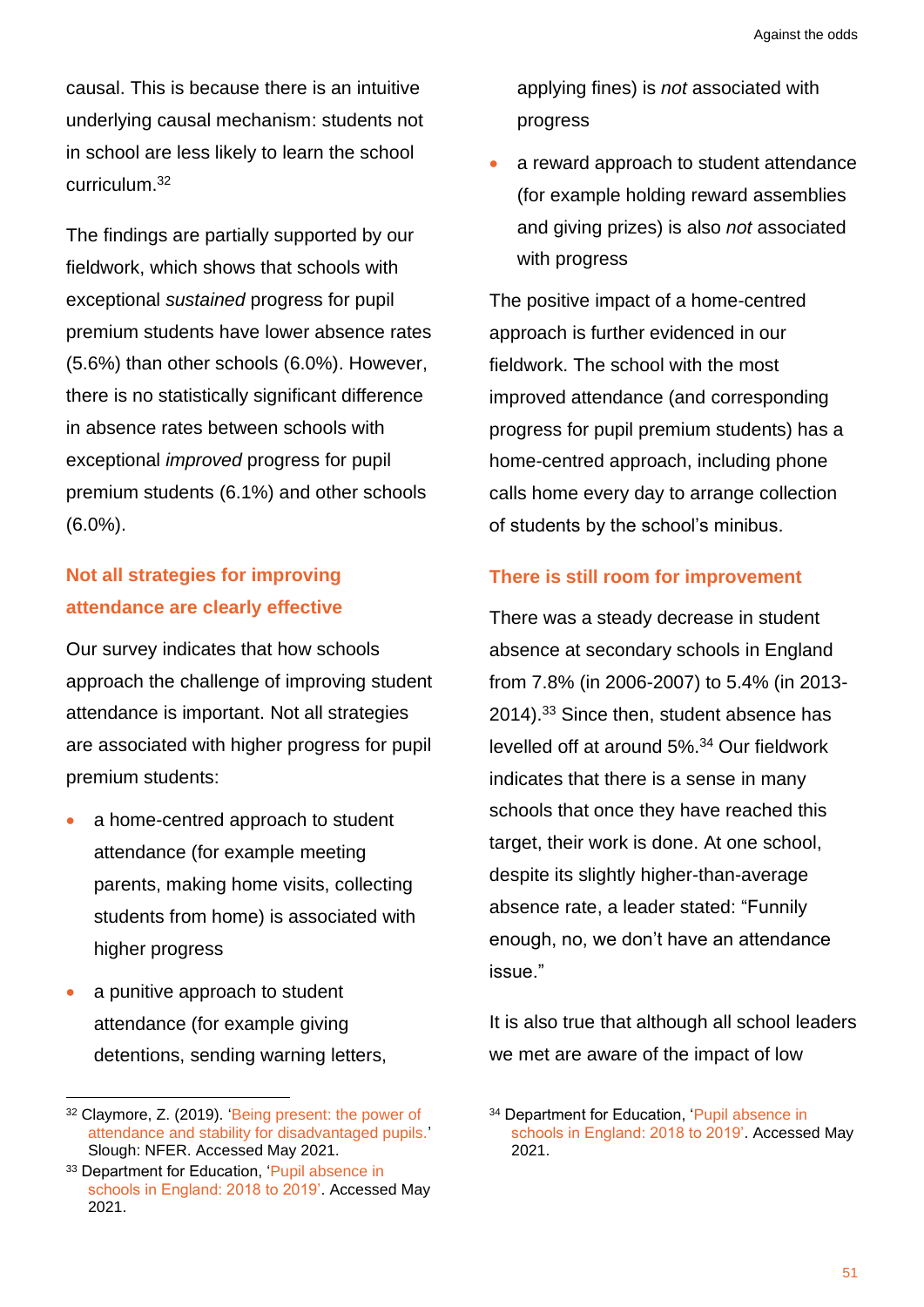causal. This is because there is an intuitive underlying causal mechanism: students not in school are less likely to learn the school curriculum.[32]

The findings are partially supported by our fieldwork, which shows that schools with exceptional *sustained* progress for pupil premium students have lower absence rates (5.6%) than other schools (6.0%). However, there is no statistically significant difference in absence rates between schools with exceptional *improved* progress for pupil premium students (6.1%) and other schools (6.0%).

## Not all strategies for improving attendance are clearly effective

Our survey indicates that how schools approach the challenge of improving student attendance is important. Not all strategies are associated with higher progress for pupil premium students:

- a home-centred approach to student attendance (for example meeting parents, making home visits, collecting students from home) is associated with higher progress
- a punitive approach to student attendance (for example giving detentions, sending warning letters, applying fines) is *not* associated with progress
- a reward approach to student attendance (for example holding reward assemblies and giving prizes) is also *not* associated with progress

The positive impact of a home-centred approach is further evidenced in our fieldwork. The school with the most improved attendance (and corresponding progress for pupil premium students) has a home-centred approach, including phone calls home every day to arrange collection of students by the school's minibus.

## There is still room for improvement

There was a steady decrease in student absence at secondary schools in England from 7.8% (in 2006-2007) to 5.4% (in 2013-2014).[33] Since then, student absence has levelled off at around 5%.[34] Our fieldwork indicates that there is a sense in many schools that once they have reached this target, their work is done. At one school, despite its slightly higher-than-average absence rate, a leader stated: "Funnily enough, no, we don't have an attendance issue."

It is also true that although all school leaders we met are aware of the impact of low

---

[32] Claymore, Z. (2019). 'Being present: the power of attendance and stability for disadvantaged pupils.' Slough: NFER. Accessed May 2021.

[33] Department for Education, 'Pupil absence in schools in England: 2018 to 2019'. Accessed May 2021.

[34] Department for Education, 'Pupil absence in schools in England: 2018 to 2019'. Accessed May 2021.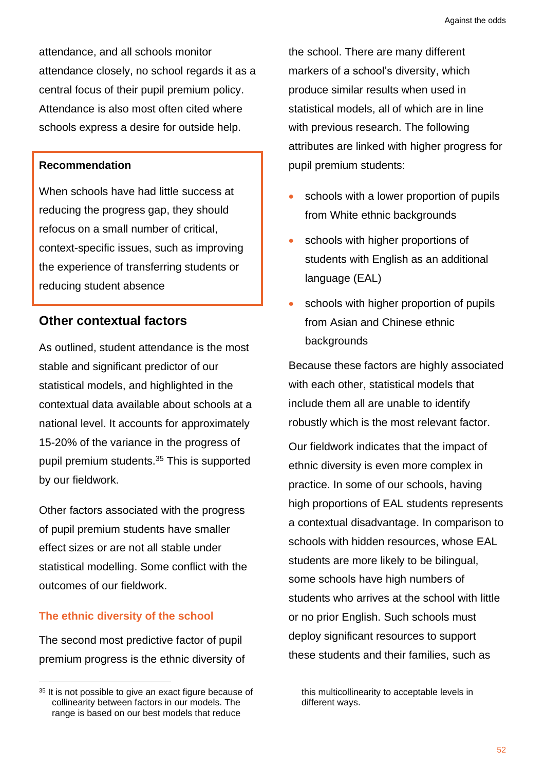attendance, and all schools monitor attendance closely, no school regards it as a central focus of their pupil premium policy. Attendance is also most often cited where schools express a desire for outside help.

> **Recommendation**
>
> When schools have had little success at reducing the progress gap, they should refocus on a small number of critical, context-specific issues, such as improving the experience of transferring students or reducing student absence

## Other contextual factors

As outlined, student attendance is the most stable and significant predictor of our statistical models, and highlighted in the contextual data available about schools at a national level. It accounts for approximately 15-20% of the variance in the progress of pupil premium students.[35] This is supported by our fieldwork.

Other factors associated with the progress of pupil premium students have smaller effect sizes or are not all stable under statistical modelling. Some conflict with the outcomes of our fieldwork.

### The ethnic diversity of the school

The second most predictive factor of pupil premium progress is the ethnic diversity of the school. There are many different markers of a school's diversity, which produce similar results when used in statistical models, all of which are in line with previous research. The following attributes are linked with higher progress for pupil premium students:

- schools with a lower proportion of pupils from White ethnic backgrounds
- schools with higher proportions of students with English as an additional language (EAL)
- schools with higher proportion of pupils from Asian and Chinese ethnic backgrounds

Because these factors are highly associated with each other, statistical models that include them all are unable to identify robustly which is the most relevant factor.

Our fieldwork indicates that the impact of ethnic diversity is even more complex in practice. In some of our schools, having high proportions of EAL students represents a contextual disadvantage. In comparison to schools with hidden resources, whose EAL students are more likely to be bilingual, some schools have high numbers of students who arrives at the school with little or no prior English. Such schools must deploy significant resources to support these students and their families, such as

[35] It is not possible to give an exact figure because of collinearity between factors in our models. The range is based on our best models that reduce this multicollinearity to acceptable levels in different ways.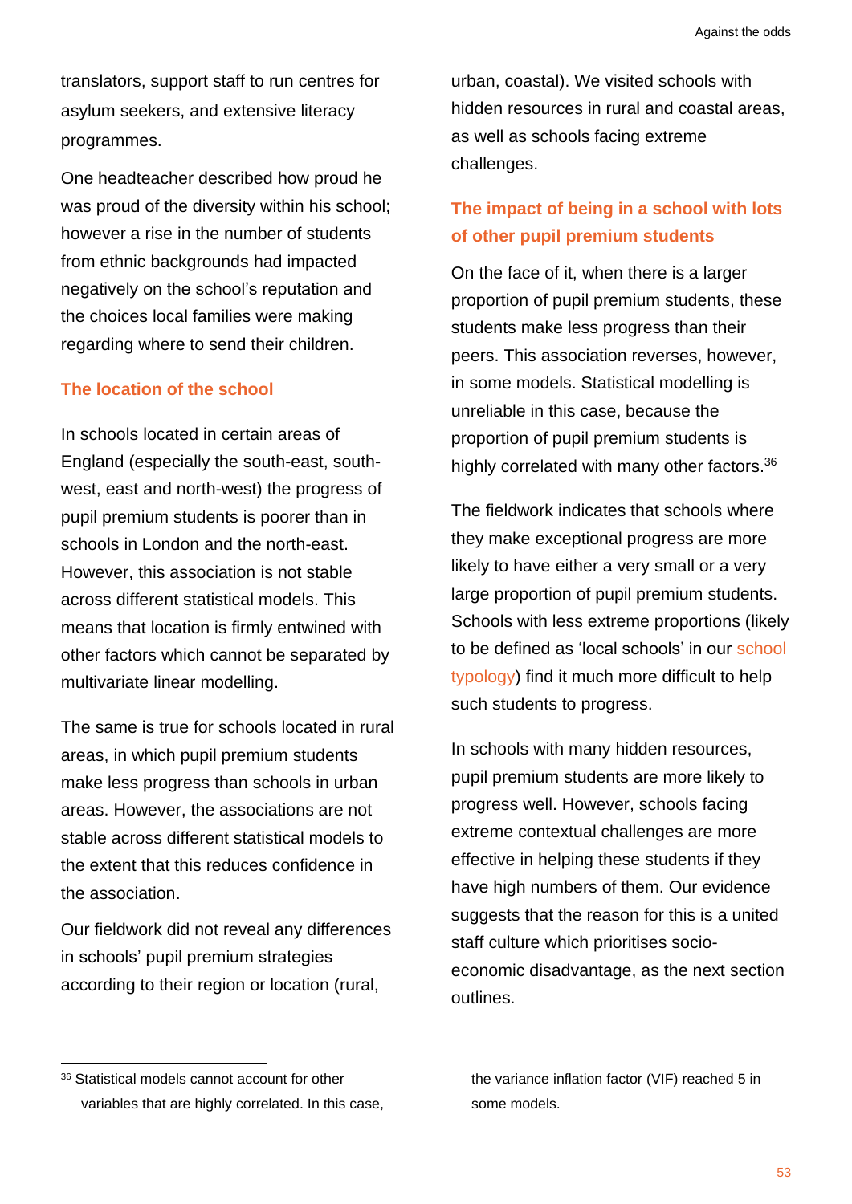translators, support staff to run centres for asylum seekers, and extensive literacy programmes.

One headteacher described how proud he was proud of the diversity within his school; however a rise in the number of students from ethnic backgrounds had impacted negatively on the school's reputation and the choices local families were making regarding where to send their children.

### The location of the school

In schools located in certain areas of England (especially the south-east, south-west, east and north-west) the progress of pupil premium students is poorer than in schools in London and the north-east. However, this association is not stable across different statistical models. This means that location is firmly entwined with other factors which cannot be separated by multivariate linear modelling.

The same is true for schools located in rural areas, in which pupil premium students make less progress than schools in urban areas. However, the associations are not stable across different statistical models to the extent that this reduces confidence in the association.

Our fieldwork did not reveal any differences in schools' pupil premium strategies according to their region or location (rural, urban, coastal). We visited schools with hidden resources in rural and coastal areas, as well as schools facing extreme challenges.

### The impact of being in a school with lots of other pupil premium students

On the face of it, when there is a larger proportion of pupil premium students, these students make less progress than their peers. This association reverses, however, in some models. Statistical modelling is unreliable in this case, because the proportion of pupil premium students is highly correlated with many other factors.[36]

The fieldwork indicates that schools where they make exceptional progress are more likely to have either a very small or a very large proportion of pupil premium students. Schools with less extreme proportions (likely to be defined as 'local schools' in our school typology) find it much more difficult to help such students to progress.

In schools with many hidden resources, pupil premium students are more likely to progress well. However, schools facing extreme contextual challenges are more effective in helping these students if they have high numbers of them. Our evidence suggests that the reason for this is a united staff culture which prioritises socio-economic disadvantage, as the next section outlines.

---

[36] Statistical models cannot account for other variables that are highly correlated. In this case, the variance inflation factor (VIF) reached 5 in some models.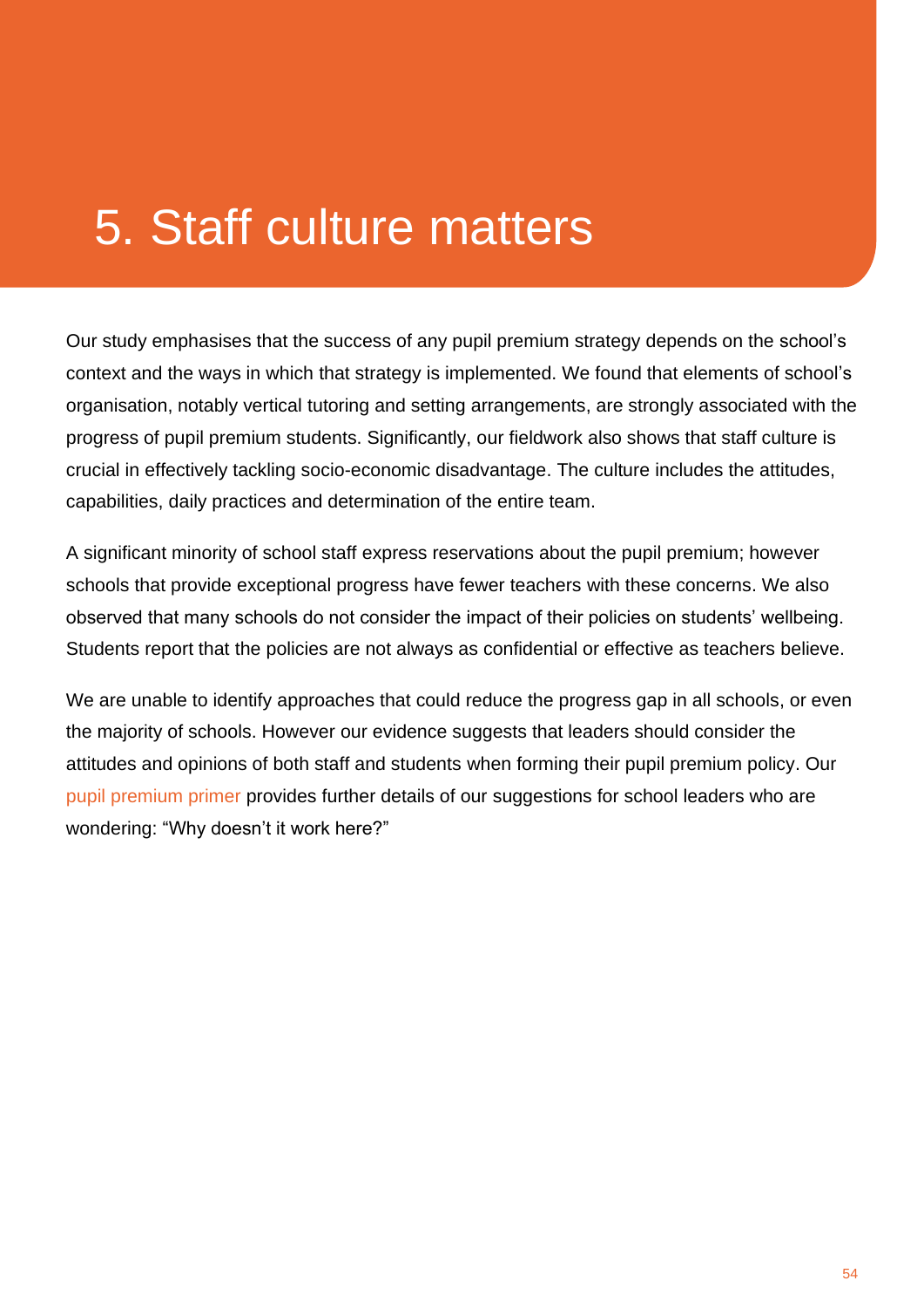# 5. Staff culture matters

Our study emphasises that the success of any pupil premium strategy depends on the school's context and the ways in which that strategy is implemented. We found that elements of school's organisation, notably vertical tutoring and setting arrangements, are strongly associated with the progress of pupil premium students. Significantly, our fieldwork also shows that staff culture is crucial in effectively tackling socio-economic disadvantage. The culture includes the attitudes, capabilities, daily practices and determination of the entire team.

A significant minority of school staff express reservations about the pupil premium; however schools that provide exceptional progress have fewer teachers with these concerns. We also observed that many schools do not consider the impact of their policies on students' wellbeing. Students report that the policies are not always as confidential or effective as teachers believe.

We are unable to identify approaches that could reduce the progress gap in all schools, or even the majority of schools. However our evidence suggests that leaders should consider the attitudes and opinions of both staff and students when forming their pupil premium policy. Our pupil premium primer provides further details of our suggestions for school leaders who are wondering: "Why doesn't it work here?"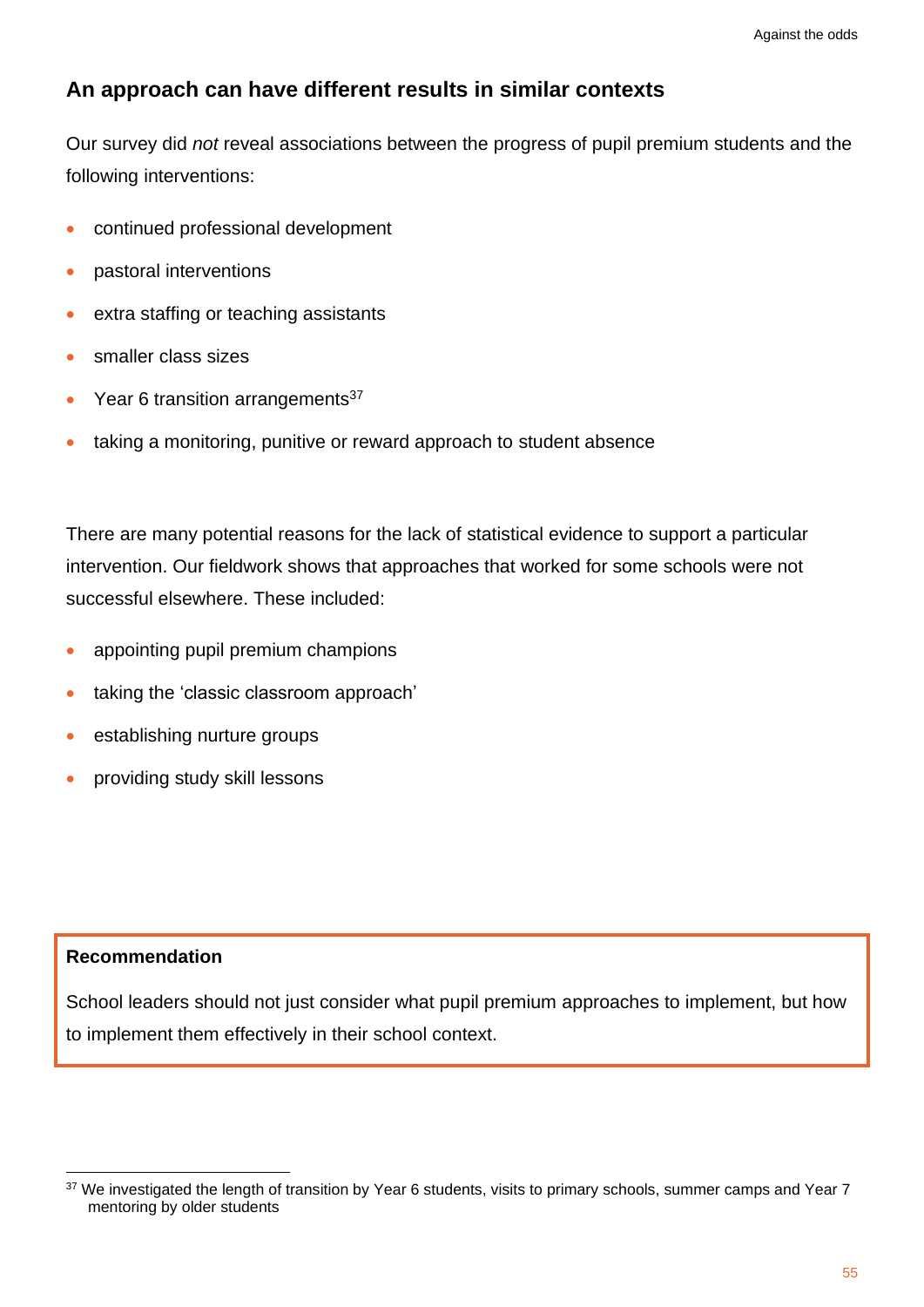## An approach can have different results in similar contexts

Our survey did *not* reveal associations between the progress of pupil premium students and the following interventions:

- continued professional development
- pastoral interventions
- extra staffing or teaching assistants
- smaller class sizes
- Year 6 transition arrangements[37]
- taking a monitoring, punitive or reward approach to student absence

There are many potential reasons for the lack of statistical evidence to support a particular intervention. Our fieldwork shows that approaches that worked for some schools were not successful elsewhere. These included:

- appointing pupil premium champions
- taking the 'classic classroom approach'
- establishing nurture groups
- providing study skill lessons

**Recommendation**

School leaders should not just consider what pupil premium approaches to implement, but how to implement them effectively in their school context.

---

[37] We investigated the length of transition by Year 6 students, visits to primary schools, summer camps and Year 7 mentoring by older students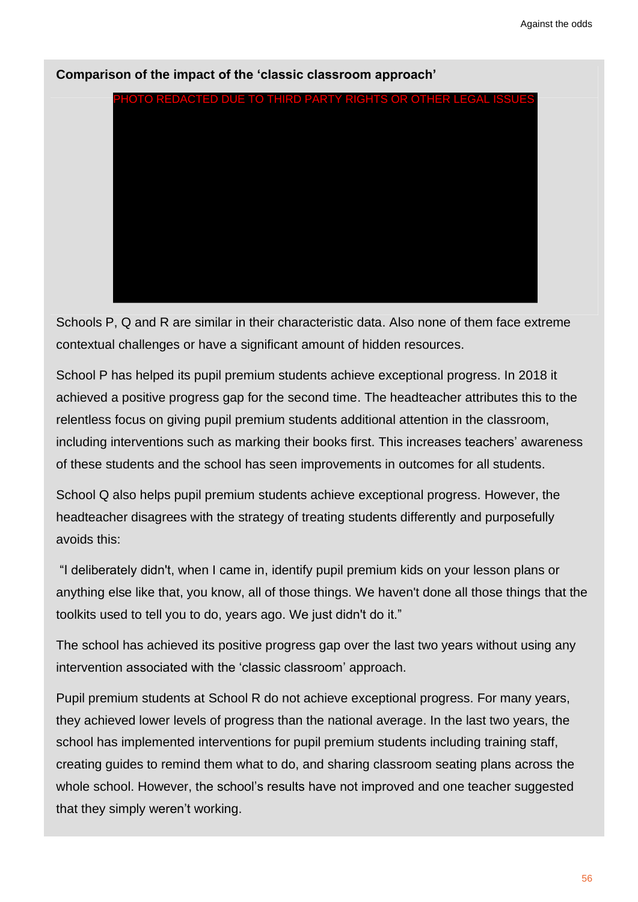**Comparison of the impact of the 'classic classroom approach'**

PHOTO REDACTED DUE TO THIRD PARTY RIGHTS OR OTHER LEGAL ISSUES

Schools P, Q and R are similar in their characteristic data. Also none of them face extreme contextual challenges or have a significant amount of hidden resources.

School P has helped its pupil premium students achieve exceptional progress. In 2018 it achieved a positive progress gap for the second time. The headteacher attributes this to the relentless focus on giving pupil premium students additional attention in the classroom, including interventions such as marking their books first. This increases teachers' awareness of these students and the school has seen improvements in outcomes for all students.

School Q also helps pupil premium students achieve exceptional progress. However, the headteacher disagrees with the strategy of treating students differently and purposefully avoids this:

"I deliberately didn't, when I came in, identify pupil premium kids on your lesson plans or anything else like that, you know, all of those things. We haven't done all those things that the toolkits used to tell you to do, years ago. We just didn't do it."

The school has achieved its positive progress gap over the last two years without using any intervention associated with the 'classic classroom' approach.

Pupil premium students at School R do not achieve exceptional progress. For many years, they achieved lower levels of progress than the national average. In the last two years, the school has implemented interventions for pupil premium students including training staff, creating guides to remind them what to do, and sharing classroom seating plans across the whole school. However, the school's results have not improved and one teacher suggested that they simply weren't working.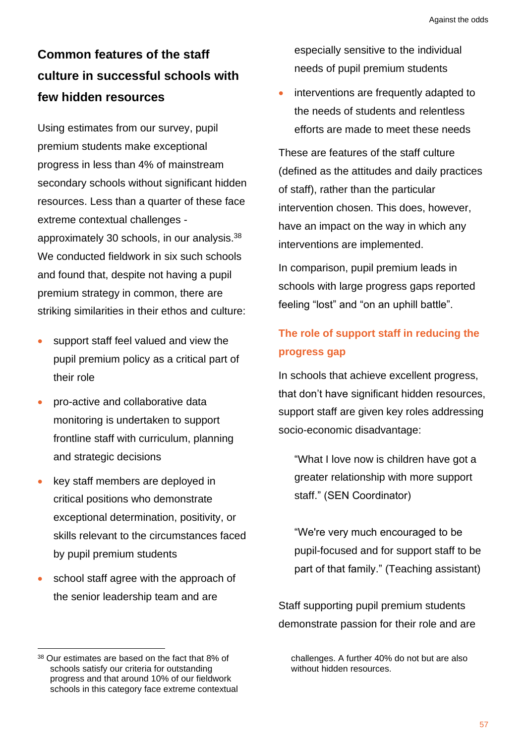## Common features of the staff culture in successful schools with few hidden resources

Using estimates from our survey, pupil premium students make exceptional progress in less than 4% of mainstream secondary schools without significant hidden resources. Less than a quarter of these face extreme contextual challenges - approximately 30 schools, in our analysis.[38] We conducted fieldwork in six such schools and found that, despite not having a pupil premium strategy in common, there are striking similarities in their ethos and culture:

- support staff feel valued and view the pupil premium policy as a critical part of their role
- pro-active and collaborative data monitoring is undertaken to support frontline staff with curriculum, planning and strategic decisions
- key staff members are deployed in critical positions who demonstrate exceptional determination, positivity, or skills relevant to the circumstances faced by pupil premium students
- school staff agree with the approach of the senior leadership team and are especially sensitive to the individual needs of pupil premium students
- interventions are frequently adapted to the needs of students and relentless efforts are made to meet these needs

These are features of the staff culture (defined as the attitudes and daily practices of staff), rather than the particular intervention chosen. This does, however, have an impact on the way in which any interventions are implemented.

In comparison, pupil premium leads in schools with large progress gaps reported feeling "lost" and "on an uphill battle".

### The role of support staff in reducing the progress gap

In schools that achieve excellent progress, that don't have significant hidden resources, support staff are given key roles addressing socio-economic disadvantage:

> "What I love now is children have got a greater relationship with more support staff." (SEN Coordinator)

> "We're very much encouraged to be pupil-focused and for support staff to be part of that family." (Teaching assistant)

Staff supporting pupil premium students demonstrate passion for their role and are

---

[38] Our estimates are based on the fact that 8% of schools satisfy our criteria for outstanding progress and that around 10% of our fieldwork schools in this category face extreme contextual challenges. A further 40% do not but are also without hidden resources.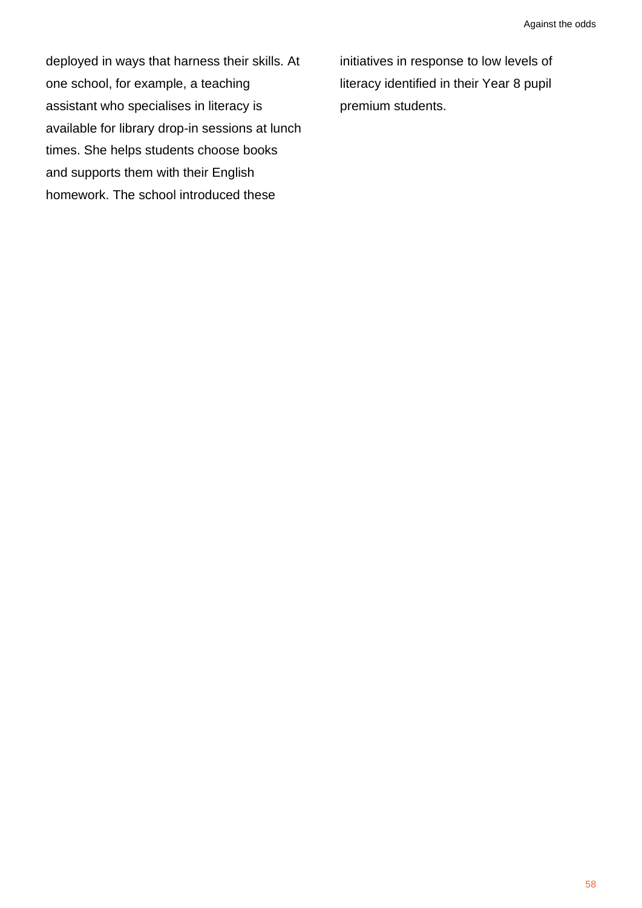deployed in ways that harness their skills. At one school, for example, a teaching assistant who specialises in literacy is available for library drop-in sessions at lunch times. She helps students choose books and supports them with their English homework. The school introduced these initiatives in response to low levels of literacy identified in their Year 8 pupil premium students.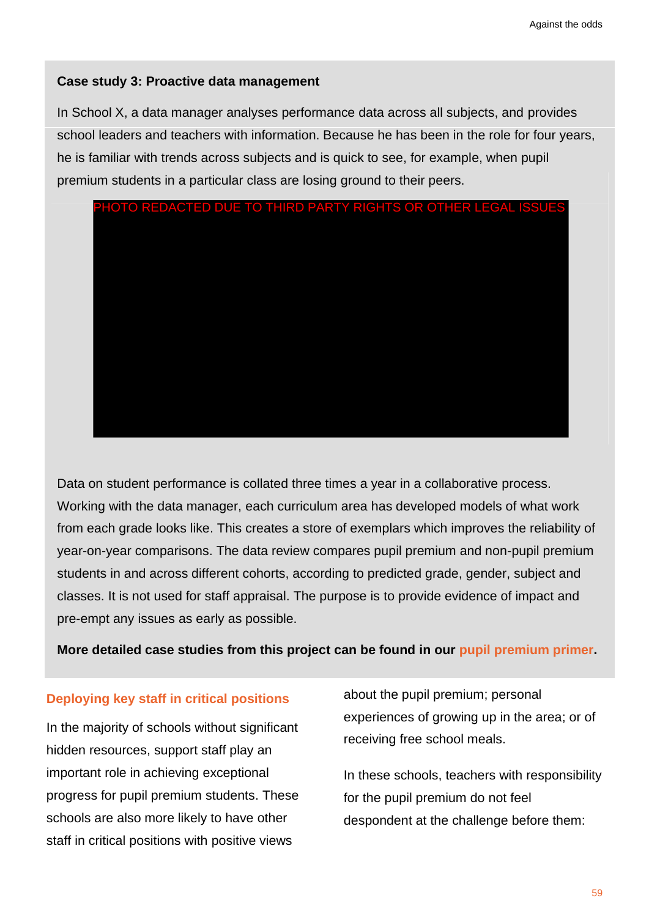### Case study 3: Proactive data management

In School X, a data manager analyses performance data across all subjects, and provides school leaders and teachers with information. Because he has been in the role for four years, he is familiar with trends across subjects and is quick to see, for example, when pupil premium students in a particular class are losing ground to their peers.

PHOTO REDACTED DUE TO THIRD PARTY RIGHTS OR OTHER LEGAL ISSUES

Data on student performance is collated three times a year in a collaborative process. Working with the data manager, each curriculum area has developed models of what work from each grade looks like. This creates a store of exemplars which improves the reliability of year-on-year comparisons. The data review compares pupil premium and non-pupil premium students in and across different cohorts, according to predicted grade, gender, subject and classes. It is not used for staff appraisal. The purpose is to provide evidence of impact and pre-empt any issues as early as possible.

**More detailed case studies from this project can be found in our pupil premium primer.**

### Deploying key staff in critical positions

In the majority of schools without significant hidden resources, support staff play an important role in achieving exceptional progress for pupil premium students. These schools are also more likely to have other staff in critical positions with positive views about the pupil premium; personal experiences of growing up in the area; or of receiving free school meals.

In these schools, teachers with responsibility for the pupil premium do not feel despondent at the challenge before them: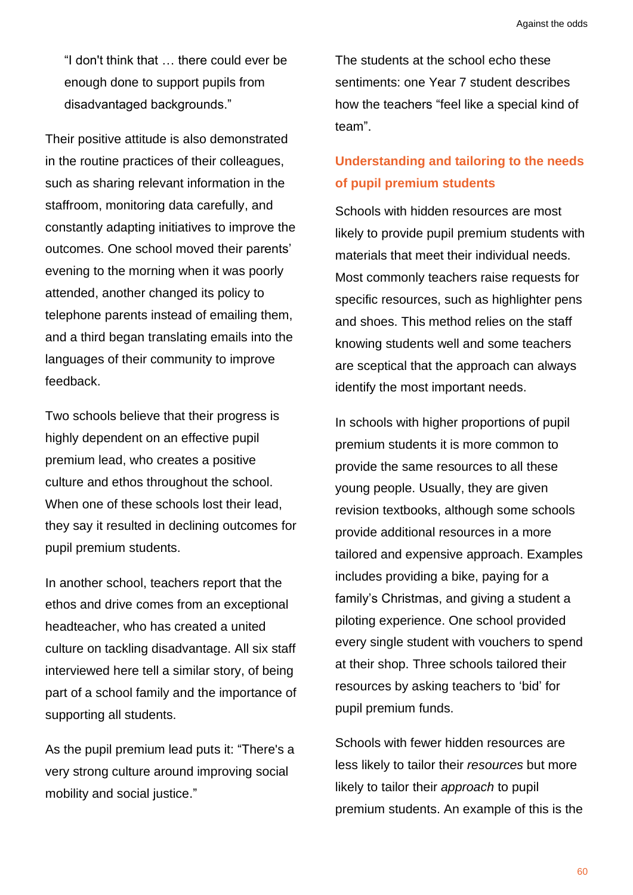> "I don't think that … there could ever be enough done to support pupils from disadvantaged backgrounds."

Their positive attitude is also demonstrated in the routine practices of their colleagues, such as sharing relevant information in the staffroom, monitoring data carefully, and constantly adapting initiatives to improve the outcomes. One school moved their parents' evening to the morning when it was poorly attended, another changed its policy to telephone parents instead of emailing them, and a third began translating emails into the languages of their community to improve feedback.

Two schools believe that their progress is highly dependent on an effective pupil premium lead, who creates a positive culture and ethos throughout the school. When one of these schools lost their lead, they say it resulted in declining outcomes for pupil premium students.

In another school, teachers report that the ethos and drive comes from an exceptional headteacher, who has created a united culture on tackling disadvantage. All six staff interviewed here tell a similar story, of being part of a school family and the importance of supporting all students.

As the pupil premium lead puts it: "There's a very strong culture around improving social mobility and social justice."

The students at the school echo these sentiments: one Year 7 student describes how the teachers "feel like a special kind of team".

### Understanding and tailoring to the needs of pupil premium students

Schools with hidden resources are most likely to provide pupil premium students with materials that meet their individual needs. Most commonly teachers raise requests for specific resources, such as highlighter pens and shoes. This method relies on the staff knowing students well and some teachers are sceptical that the approach can always identify the most important needs.

In schools with higher proportions of pupil premium students it is more common to provide the same resources to all these young people. Usually, they are given revision textbooks, although some schools provide additional resources in a more tailored and expensive approach. Examples includes providing a bike, paying for a family's Christmas, and giving a student a piloting experience. One school provided every single student with vouchers to spend at their shop. Three schools tailored their resources by asking teachers to 'bid' for pupil premium funds.

Schools with fewer hidden resources are less likely to tailor their *resources* but more likely to tailor their *approach* to pupil premium students. An example of this is the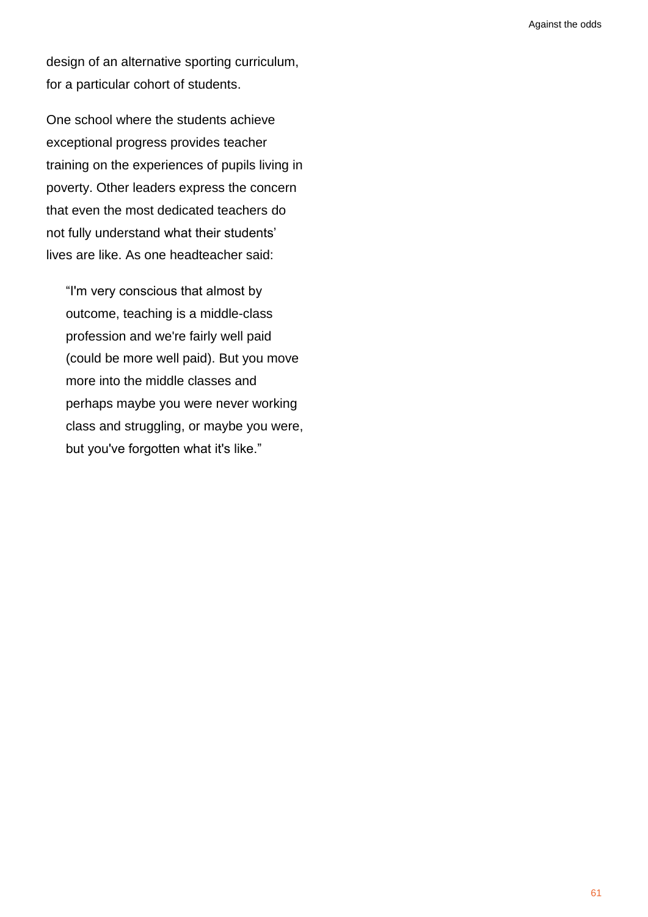design of an alternative sporting curriculum, for a particular cohort of students.

One school where the students achieve exceptional progress provides teacher training on the experiences of pupils living in poverty. Other leaders express the concern that even the most dedicated teachers do not fully understand what their students' lives are like. As one headteacher said:

> "I'm very conscious that almost by outcome, teaching is a middle-class profession and we're fairly well paid (could be more well paid). But you move more into the middle classes and perhaps maybe you were never working class and struggling, or maybe you were, but you've forgotten what it's like."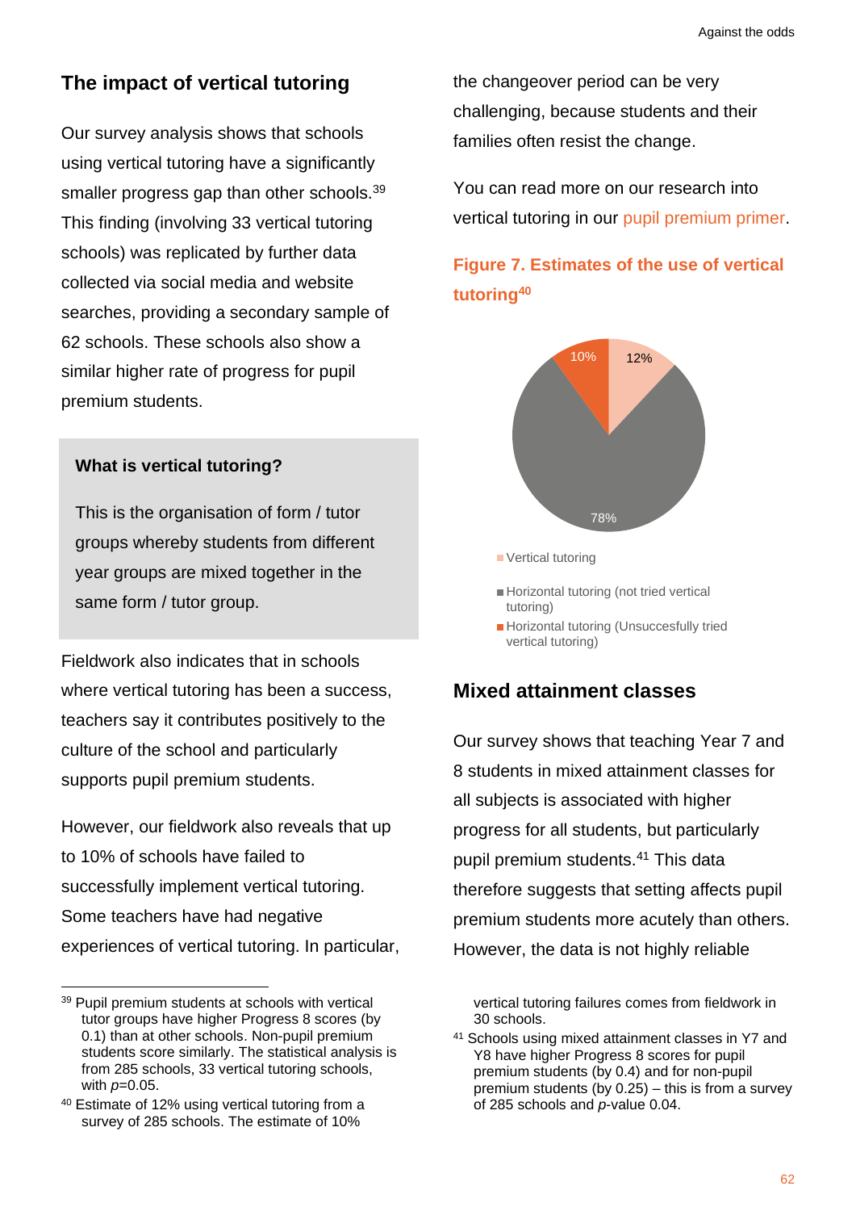## The impact of vertical tutoring

Our survey analysis shows that schools using vertical tutoring have a significantly smaller progress gap than other schools.[39] This finding (involving 33 vertical tutoring schools) was replicated by further data collected via social media and website searches, providing a secondary sample of 62 schools. These schools also show a similar higher rate of progress for pupil premium students.

> **What is vertical tutoring?**
>
> This is the organisation of form / tutor groups whereby students from different year groups are mixed together in the same form / tutor group.

Fieldwork also indicates that in schools where vertical tutoring has been a success, teachers say it contributes positively to the culture of the school and particularly supports pupil premium students.

However, our fieldwork also reveals that up to 10% of schools have failed to successfully implement vertical tutoring. Some teachers have had negative experiences of vertical tutoring. In particular, the changeover period can be very challenging, because students and their families often resist the change.

You can read more on our research into vertical tutoring in our pupil premium primer.

**Figure 7. Estimates of the use of vertical tutoring[40]**

| Category | Share |
| --- | --- |
| Vertical tutoring | 12% |
| Horizontal tutoring (not tried vertical tutoring) | 78% |
| Horizontal tutoring (Unsuccesfully tried vertical tutoring) | 10% |

## Mixed attainment classes

Our survey shows that teaching Year 7 and 8 students in mixed attainment classes for all subjects is associated with higher progress for all students, but particularly pupil premium students.[41] This data therefore suggests that setting affects pupil premium students more acutely than others. However, the data is not highly reliable

---

[39] Pupil premium students at schools with vertical tutor groups have higher Progress 8 scores (by 0.1) than at other schools. Non-pupil premium students score similarly. The statistical analysis is from 285 schools, 33 vertical tutoring schools, with $p$=0.05.

[40] Estimate of 12% using vertical tutoring from a survey of 285 schools. The estimate of 10% vertical tutoring failures comes from fieldwork in 30 schools.

[41] Schools using mixed attainment classes in Y7 and Y8 have higher Progress 8 scores for pupil premium students (by 0.4) and for non-pupil premium students (by 0.25) – this is from a survey of 285 schools and $p$-value 0.04.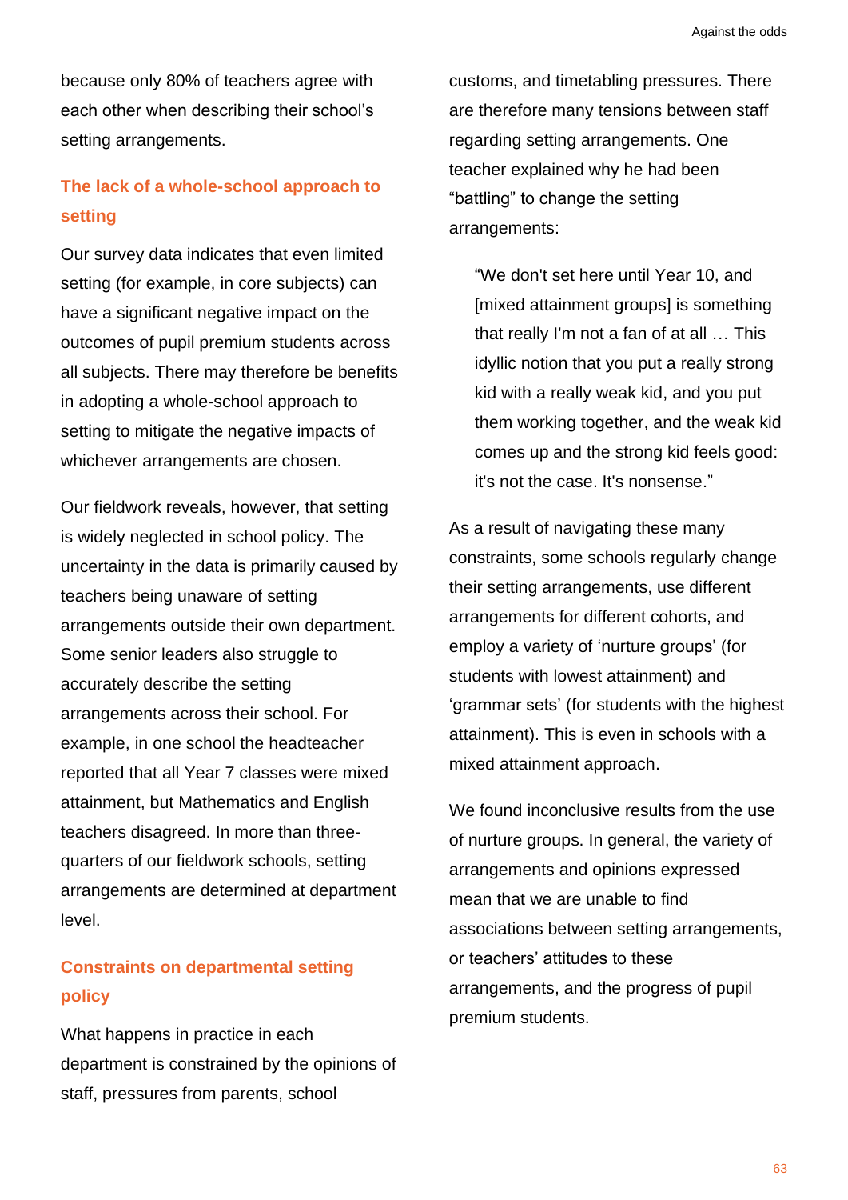because only 80% of teachers agree with each other when describing their school's setting arrangements.

### The lack of a whole-school approach to setting

Our survey data indicates that even limited setting (for example, in core subjects) can have a significant negative impact on the outcomes of pupil premium students across all subjects. There may therefore be benefits in adopting a whole-school approach to setting to mitigate the negative impacts of whichever arrangements are chosen.

Our fieldwork reveals, however, that setting is widely neglected in school policy. The uncertainty in the data is primarily caused by teachers being unaware of setting arrangements outside their own department. Some senior leaders also struggle to accurately describe the setting arrangements across their school. For example, in one school the headteacher reported that all Year 7 classes were mixed attainment, but Mathematics and English teachers disagreed. In more than three-quarters of our fieldwork schools, setting arrangements are determined at department level.

### Constraints on departmental setting policy

What happens in practice in each department is constrained by the opinions of staff, pressures from parents, school customs, and timetabling pressures. There are therefore many tensions between staff regarding setting arrangements. One teacher explained why he had been "battling" to change the setting arrangements:

> "We don't set here until Year 10, and [mixed attainment groups] is something that really I'm not a fan of at all … This idyllic notion that you put a really strong kid with a really weak kid, and you put them working together, and the weak kid comes up and the strong kid feels good: it's not the case. It's nonsense."

As a result of navigating these many constraints, some schools regularly change their setting arrangements, use different arrangements for different cohorts, and employ a variety of 'nurture groups' (for students with lowest attainment) and 'grammar sets' (for students with the highest attainment). This is even in schools with a mixed attainment approach.

We found inconclusive results from the use of nurture groups. In general, the variety of arrangements and opinions expressed mean that we are unable to find associations between setting arrangements, or teachers' attitudes to these arrangements, and the progress of pupil premium students.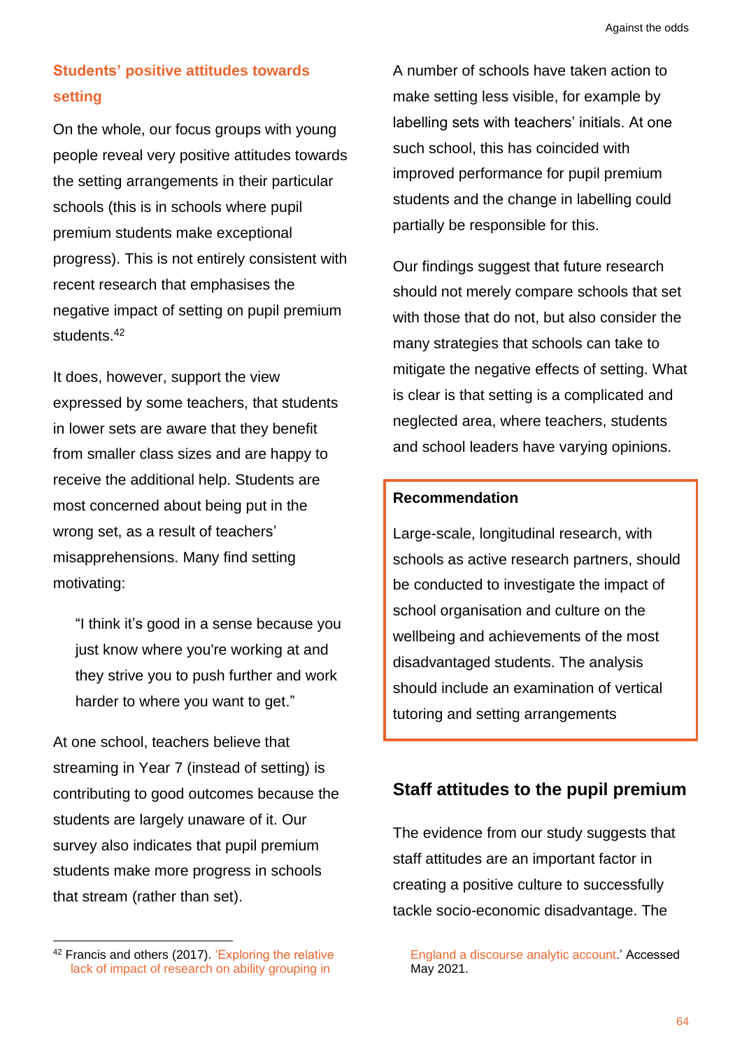### Students' positive attitudes towards setting

On the whole, our focus groups with young people reveal very positive attitudes towards the setting arrangements in their particular schools (this is in schools where pupil premium students make exceptional progress). This is not entirely consistent with recent research that emphasises the negative impact of setting on pupil premium students.[42]

It does, however, support the view expressed by some teachers, that students in lower sets are aware that they benefit from smaller class sizes and are happy to receive the additional help. Students are most concerned about being put in the wrong set, as a result of teachers' misapprehensions. Many find setting motivating:

> "I think it's good in a sense because you just know where you're working at and they strive you to push further and work harder to where you want to get."

At one school, teachers believe that streaming in Year 7 (instead of setting) is contributing to good outcomes because the students are largely unaware of it. Our survey also indicates that pupil premium students make more progress in schools that stream (rather than set).

A number of schools have taken action to make setting less visible, for example by labelling sets with teachers' initials. At one such school, this has coincided with improved performance for pupil premium students and the change in labelling could partially be responsible for this.

Our findings suggest that future research should not merely compare schools that set with those that do not, but also consider the many strategies that schools can take to mitigate the negative effects of setting. What is clear is that setting is a complicated and neglected area, where teachers, students and school leaders have varying opinions.

**Recommendation**

Large-scale, longitudinal research, with schools as active research partners, should be conducted to investigate the impact of school organisation and culture on the wellbeing and achievements of the most disadvantaged students. The analysis should include an examination of vertical tutoring and setting arrangements

## Staff attitudes to the pupil premium

The evidence from our study suggests that staff attitudes are an important factor in creating a positive culture to successfully tackle socio-economic disadvantage. The

[42] Francis and others (2017). 'Exploring the relative lack of impact of research on ability grouping in England a discourse analytic account.' Accessed May 2021.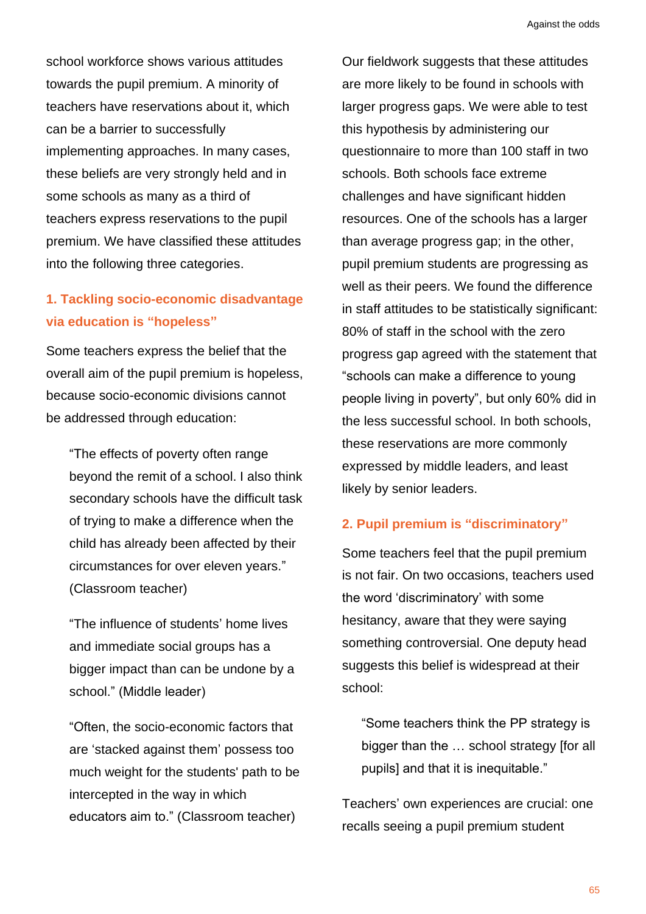school workforce shows various attitudes towards the pupil premium. A minority of teachers have reservations about it, which can be a barrier to successfully implementing approaches. In many cases, these beliefs are very strongly held and in some schools as many as a third of teachers express reservations to the pupil premium. We have classified these attitudes into the following three categories.

### 1. Tackling socio-economic disadvantage via education is "hopeless"

Some teachers express the belief that the overall aim of the pupil premium is hopeless, because socio-economic divisions cannot be addressed through education:

> "The effects of poverty often range beyond the remit of a school. I also think secondary schools have the difficult task of trying to make a difference when the child has already been affected by their circumstances for over eleven years." (Classroom teacher)

> "The influence of students' home lives and immediate social groups has a bigger impact than can be undone by a school." (Middle leader)

> "Often, the socio-economic factors that are 'stacked against them' possess too much weight for the students' path to be intercepted in the way in which educators aim to." (Classroom teacher)

Our fieldwork suggests that these attitudes are more likely to be found in schools with larger progress gaps. We were able to test this hypothesis by administering our questionnaire to more than 100 staff in two schools. Both schools face extreme challenges and have significant hidden resources. One of the schools has a larger than average progress gap; in the other, pupil premium students are progressing as well as their peers. We found the difference in staff attitudes to be statistically significant: 80% of staff in the school with the zero progress gap agreed with the statement that "schools can make a difference to young people living in poverty", but only 60% did in the less successful school. In both schools, these reservations are more commonly expressed by middle leaders, and least likely by senior leaders.

### 2. Pupil premium is "discriminatory"

Some teachers feel that the pupil premium is not fair. On two occasions, teachers used the word 'discriminatory' with some hesitancy, aware that they were saying something controversial. One deputy head suggests this belief is widespread at their school:

> "Some teachers think the PP strategy is bigger than the … school strategy [for all pupils] and that it is inequitable."

Teachers' own experiences are crucial: one recalls seeing a pupil premium student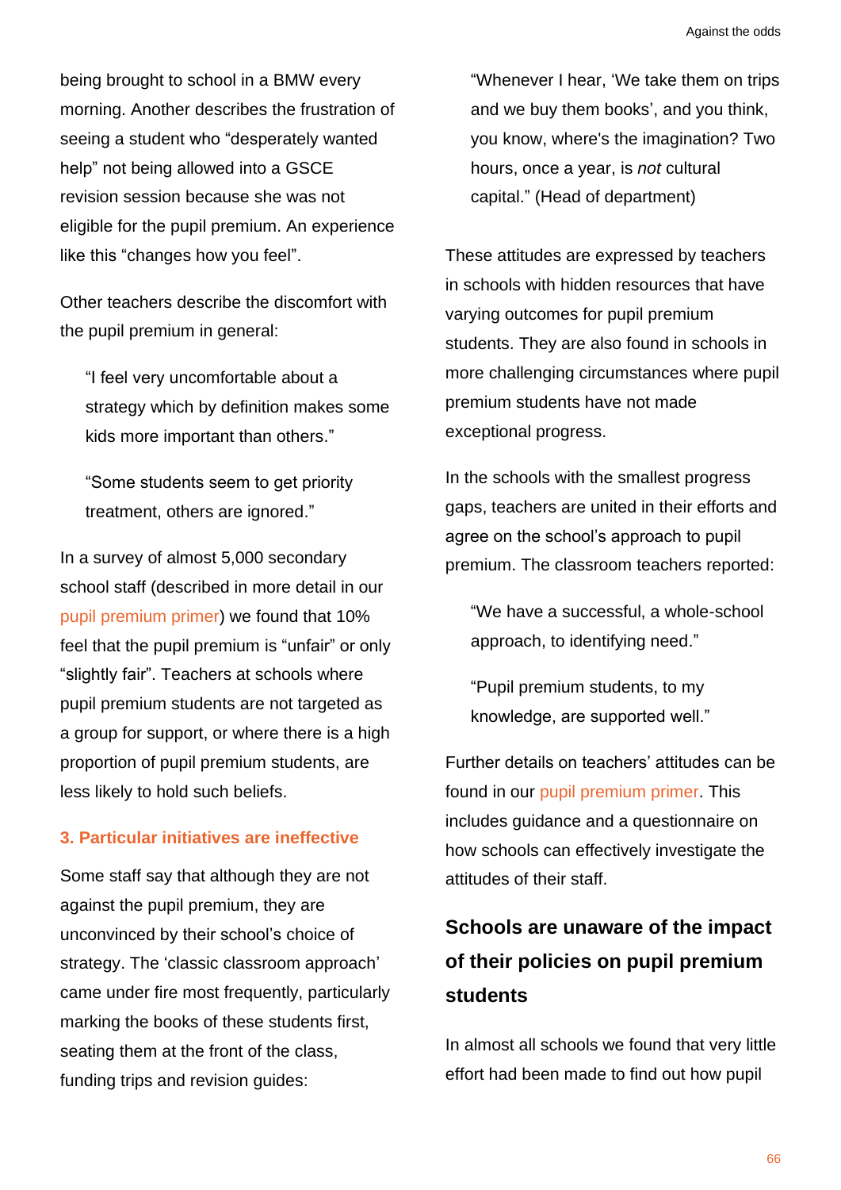being brought to school in a BMW every morning. Another describes the frustration of seeing a student who "desperately wanted help" not being allowed into a GCSE revision session because she was not eligible for the pupil premium. An experience like this "changes how you feel".

Other teachers describe the discomfort with the pupil premium in general:

> "I feel very uncomfortable about a strategy which by definition makes some kids more important than others."

> "Some students seem to get priority treatment, others are ignored."

In a survey of almost 5,000 secondary school staff (described in more detail in our pupil premium primer) we found that 10% feel that the pupil premium is "unfair" or only "slightly fair". Teachers at schools where pupil premium students are not targeted as a group for support, or where there is a high proportion of pupil premium students, are less likely to hold such beliefs.

### 3. Particular initiatives are ineffective

Some staff say that although they are not against the pupil premium, they are unconvinced by their school's choice of strategy. The 'classic classroom approach' came under fire most frequently, particularly marking the books of these students first, seating them at the front of the class, funding trips and revision guides:

> "Whenever I hear, 'We take them on trips and we buy them books', and you think, you know, where's the imagination? Two hours, once a year, is *not* cultural capital." (Head of department)

These attitudes are expressed by teachers in schools with hidden resources that have varying outcomes for pupil premium students. They are also found in schools in more challenging circumstances where pupil premium students have not made exceptional progress.

In the schools with the smallest progress gaps, teachers are united in their efforts and agree on the school's approach to pupil premium. The classroom teachers reported:

> "We have a successful, a whole-school approach, to identifying need."

> "Pupil premium students, to my knowledge, are supported well."

Further details on teachers' attitudes can be found in our pupil premium primer. This includes guidance and a questionnaire on how schools can effectively investigate the attitudes of their staff.

## Schools are unaware of the impact of their policies on pupil premium students

In almost all schools we found that very little effort had been made to find out how pupil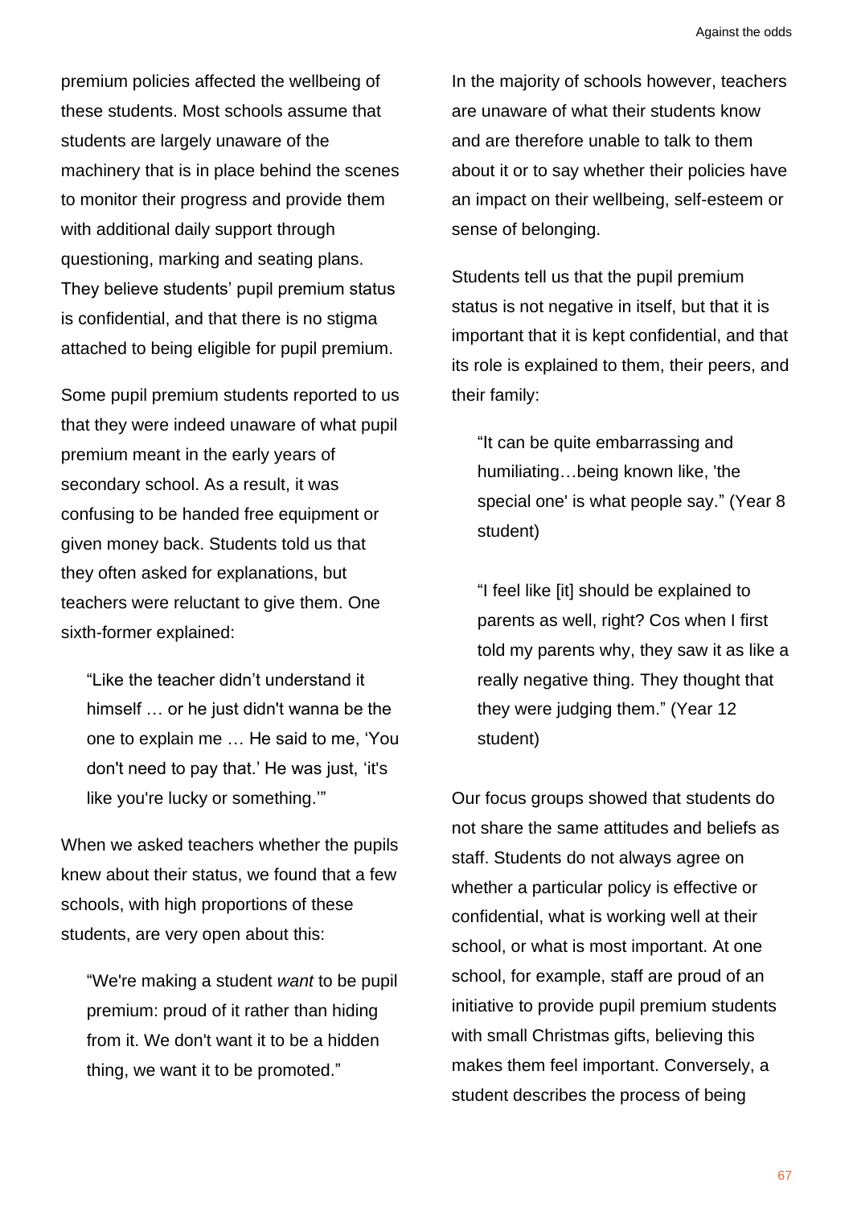premium policies affected the wellbeing of these students. Most schools assume that students are largely unaware of the machinery that is in place behind the scenes to monitor their progress and provide them with additional daily support through questioning, marking and seating plans. They believe students' pupil premium status is confidential, and that there is no stigma attached to being eligible for pupil premium.

Some pupil premium students reported to us that they were indeed unaware of what pupil premium meant in the early years of secondary school. As a result, it was confusing to be handed free equipment or given money back. Students told us that they often asked for explanations, but teachers were reluctant to give them. One sixth-former explained:

> "Like the teacher didn't understand it himself … or he just didn't wanna be the one to explain me … He said to me, 'You don't need to pay that.' He was just, 'it's like you're lucky or something.'"

When we asked teachers whether the pupils knew about their status, we found that a few schools, with high proportions of these students, are very open about this:

> "We're making a student *want* to be pupil premium: proud of it rather than hiding from it. We don't want it to be a hidden thing, we want it to be promoted."

In the majority of schools however, teachers are unaware of what their students know and are therefore unable to talk to them about it or to say whether their policies have an impact on their wellbeing, self-esteem or sense of belonging.

Students tell us that the pupil premium status is not negative in itself, but that it is important that it is kept confidential, and that its role is explained to them, their peers, and their family:

> "It can be quite embarrassing and humiliating…being known like, 'the special one' is what people say." (Year 8 student)

> "I feel like [it] should be explained to parents as well, right? Cos when I first told my parents why, they saw it as like a really negative thing. They thought that they were judging them." (Year 12 student)

Our focus groups showed that students do not share the same attitudes and beliefs as staff. Students do not always agree on whether a particular policy is effective or confidential, what is working well at their school, or what is most important. At one school, for example, staff are proud of an initiative to provide pupil premium students with small Christmas gifts, believing this makes them feel important. Conversely, a student describes the process of being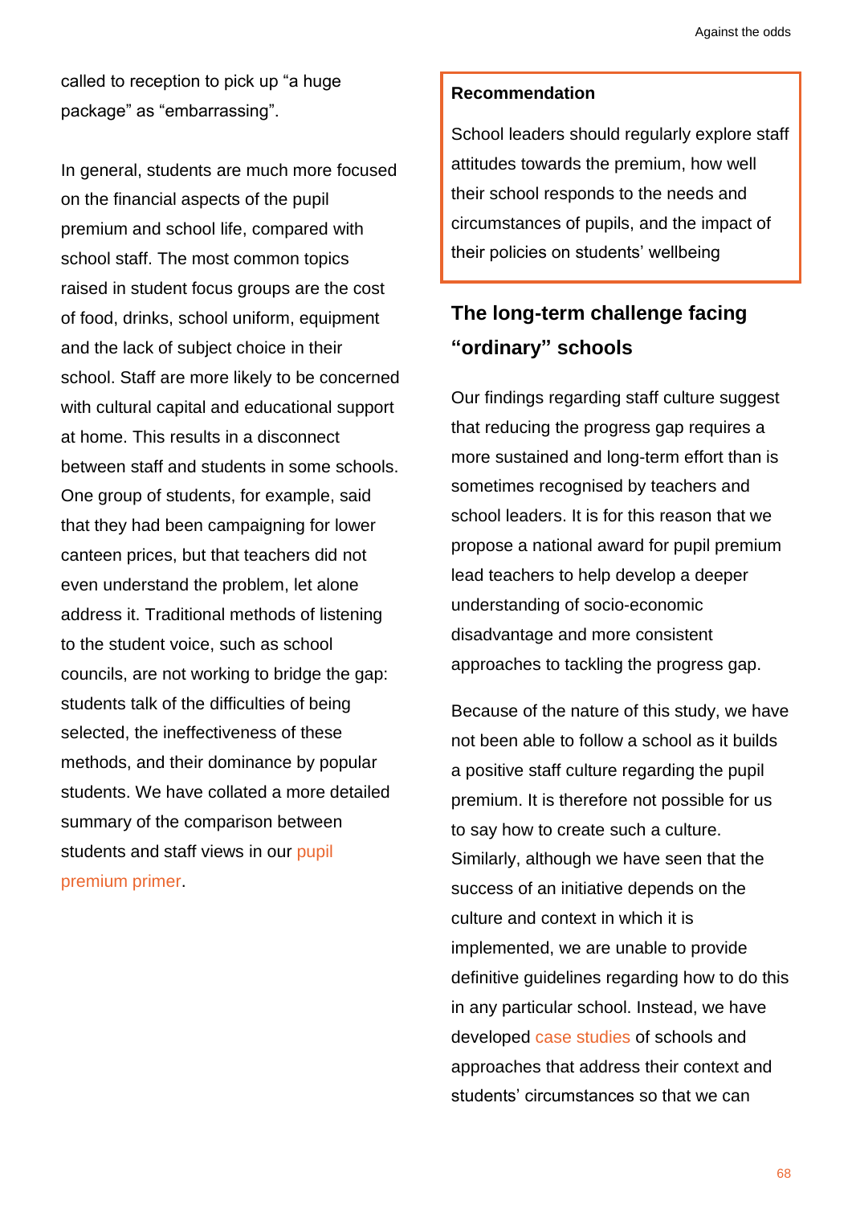called to reception to pick up "a huge package" as "embarrassing".

In general, students are much more focused on the financial aspects of the pupil premium and school life, compared with school staff. The most common topics raised in student focus groups are the cost of food, drinks, school uniform, equipment and the lack of subject choice in their school. Staff are more likely to be concerned with cultural capital and educational support at home. This results in a disconnect between staff and students in some schools. One group of students, for example, said that they had been campaigning for lower canteen prices, but that teachers did not even understand the problem, let alone address it. Traditional methods of listening to the student voice, such as school councils, are not working to bridge the gap: students talk of the difficulties of being selected, the ineffectiveness of these methods, and their dominance by popular students. We have collated a more detailed summary of the comparison between students and staff views in our pupil premium primer.

> **Recommendation**
>
> School leaders should regularly explore staff attitudes towards the premium, how well their school responds to the needs and circumstances of pupils, and the impact of their policies on students' wellbeing

## The long-term challenge facing "ordinary" schools

Our findings regarding staff culture suggest that reducing the progress gap requires a more sustained and long-term effort than is sometimes recognised by teachers and school leaders. It is for this reason that we propose a national award for pupil premium lead teachers to help develop a deeper understanding of socio-economic disadvantage and more consistent approaches to tackling the progress gap.

Because of the nature of this study, we have not been able to follow a school as it builds a positive staff culture regarding the pupil premium. It is therefore not possible for us to say how to create such a culture. Similarly, although we have seen that the success of an initiative depends on the culture and context in which it is implemented, we are unable to provide definitive guidelines regarding how to do this in any particular school. Instead, we have developed case studies of schools and approaches that address their context and students' circumstances so that we can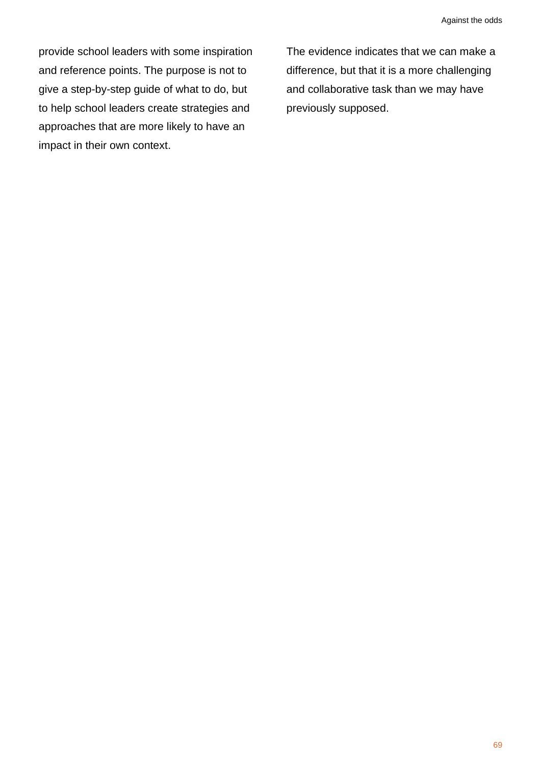provide school leaders with some inspiration and reference points. The purpose is not to give a step-by-step guide of what to do, but to help school leaders create strategies and approaches that are more likely to have an impact in their own context.

The evidence indicates that we can make a difference, but that it is a more challenging and collaborative task than we may have previously supposed.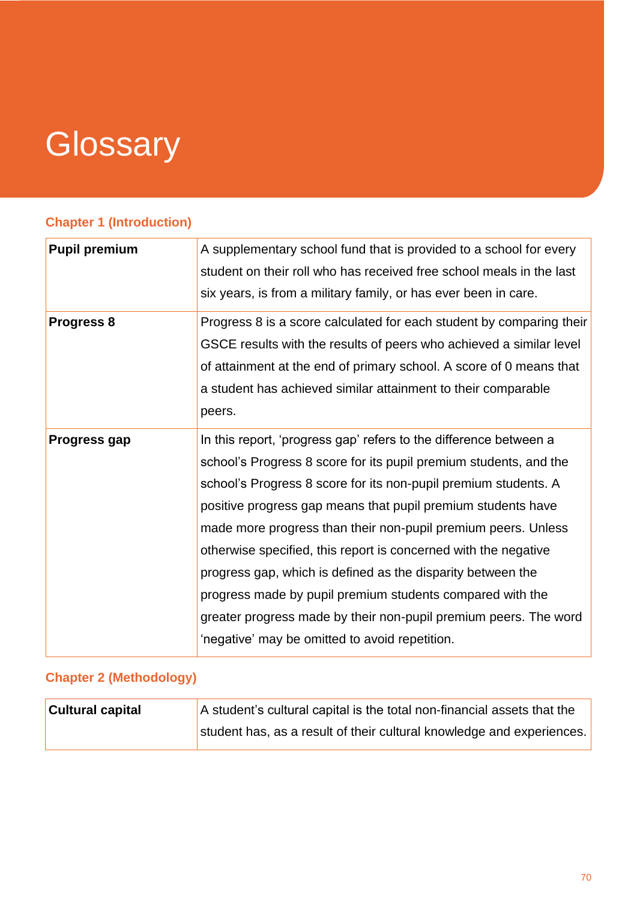# Glossary

### Chapter 1 (Introduction)

| | |
|---|---|
| **Pupil premium** | A supplementary school fund that is provided to a school for every student on their roll who has received free school meals in the last six years, is from a military family, or has ever been in care. |
| **Progress 8** | Progress 8 is a score calculated for each student by comparing their GSCE results with the results of peers who achieved a similar level of attainment at the end of primary school. A score of 0 means that a student has achieved similar attainment to their comparable peers. |
| **Progress gap** | In this report, 'progress gap' refers to the difference between a school's Progress 8 score for its pupil premium students, and the school's Progress 8 score for its non-pupil premium students. A positive progress gap means that pupil premium students have made more progress than their non-pupil premium peers. Unless otherwise specified, this report is concerned with the negative progress gap, which is defined as the disparity between the progress made by pupil premium students compared with the greater progress made by their non-pupil premium peers. The word 'negative' may be omitted to avoid repetition. |

### Chapter 2 (Methodology)

| | |
|---|---|
| **Cultural capital** | A student's cultural capital is the total non-financial assets that the student has, as a result of their cultural knowledge and experiences. |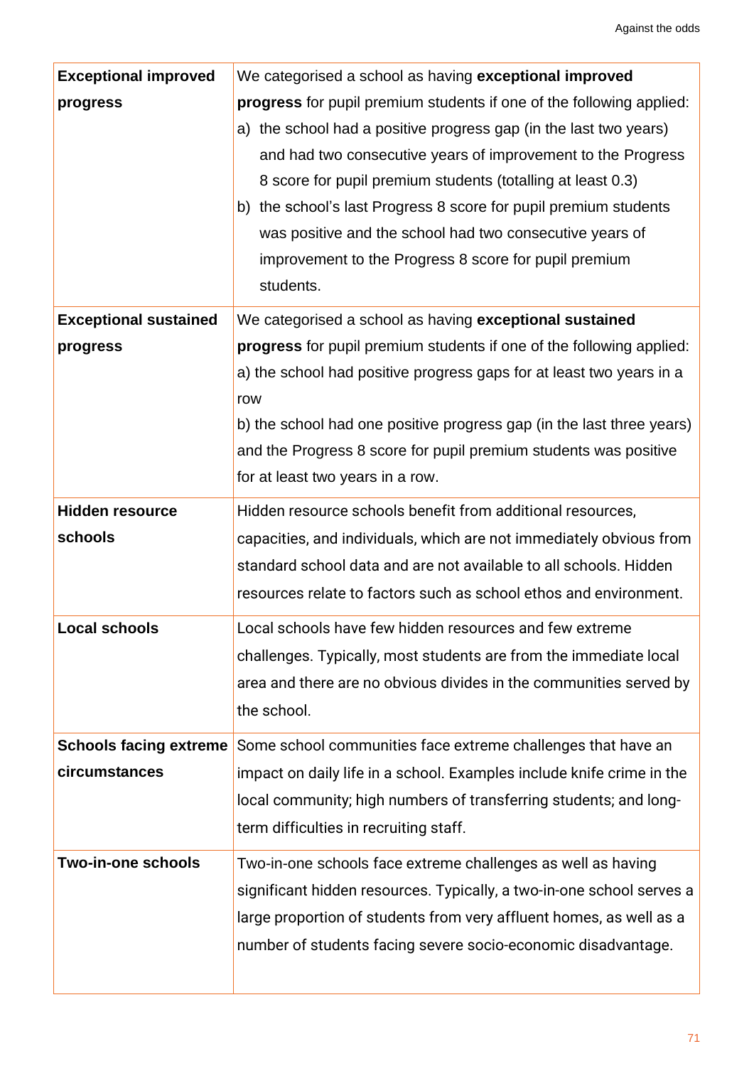| | |
|---|---|
| **Exceptional improved progress** | We categorised a school as having **exceptional improved progress** for pupil premium students if one of the following applied: a) the school had a positive progress gap (in the last two years) and had two consecutive years of improvement to the Progress 8 score for pupil premium students (totalling at least 0.3) b) the school's last Progress 8 score for pupil premium students was positive and the school had two consecutive years of improvement to the Progress 8 score for pupil premium students. |
| **Exceptional sustained progress** | We categorised a school as having **exceptional sustained progress** for pupil premium students if one of the following applied: a) the school had positive progress gaps for at least two years in a row b) the school had one positive progress gap (in the last three years) and the Progress 8 score for pupil premium students was positive for at least two years in a row. |
| **Hidden resource schools** | Hidden resource schools benefit from additional resources, capacities, and individuals, which are not immediately obvious from standard school data and are not available to all schools. Hidden resources relate to factors such as school ethos and environment. |
| **Local schools** | Local schools have few hidden resources and few extreme challenges. Typically, most students are from the immediate local area and there are no obvious divides in the communities served by the school. |
| **Schools facing extreme circumstances** | Some school communities face extreme challenges that have an impact on daily life in a school. Examples include knife crime in the local community; high numbers of transferring students; and long-term difficulties in recruiting staff. |
| **Two-in-one schools** | Two-in-one schools face extreme challenges as well as having significant hidden resources. Typically, a two-in-one school serves a large proportion of students from very affluent homes, as well as a number of students facing severe socio-economic disadvantage. |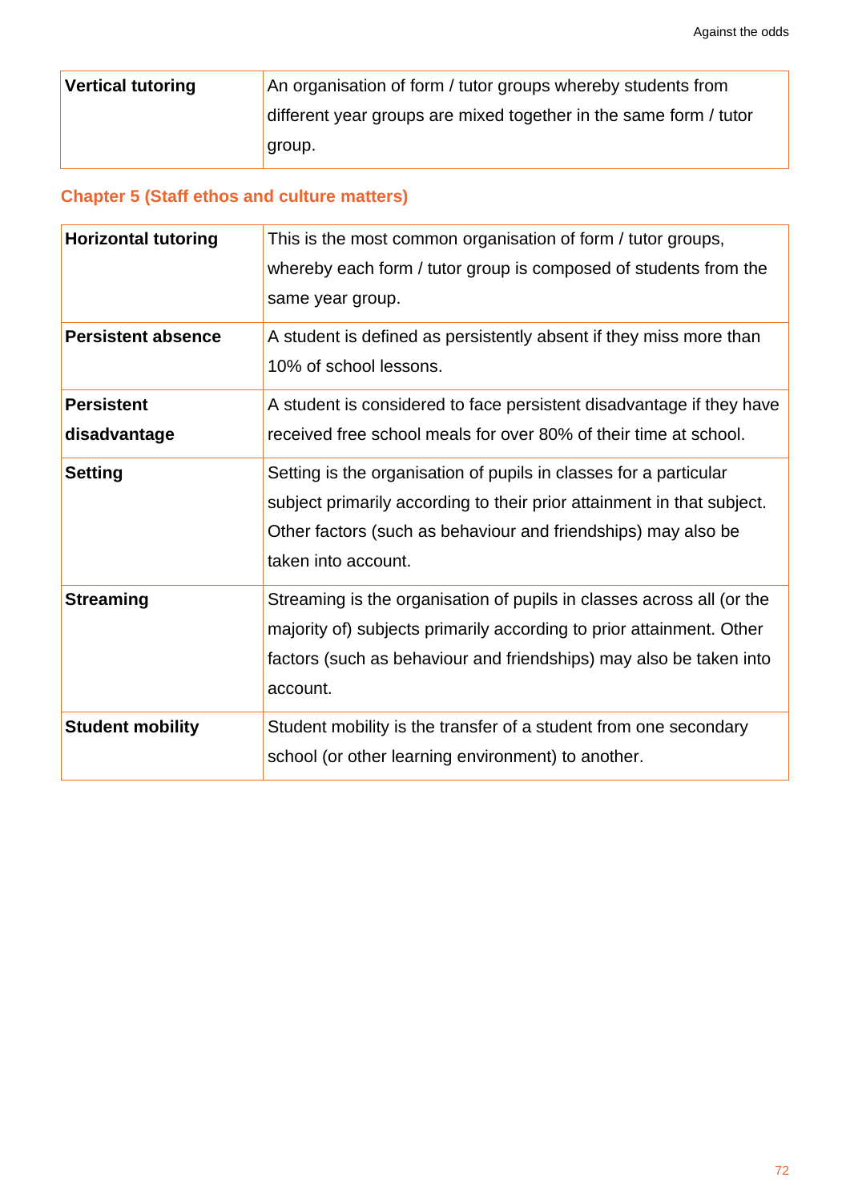| | |
|---|---|
| **Vertical tutoring** | An organisation of form / tutor groups whereby students from different year groups are mixed together in the same form / tutor group. |

## Chapter 5 (Staff ethos and culture matters)

| | |
|---|---|
| **Horizontal tutoring** | This is the most common organisation of form / tutor groups, whereby each form / tutor group is composed of students from the same year group. |
| **Persistent absence** | A student is defined as persistently absent if they miss more than 10% of school lessons. |
| **Persistent disadvantage** | A student is considered to face persistent disadvantage if they have received free school meals for over 80% of their time at school. |
| **Setting** | Setting is the organisation of pupils in classes for a particular subject primarily according to their prior attainment in that subject. Other factors (such as behaviour and friendships) may also be taken into account. |
| **Streaming** | Streaming is the organisation of pupils in classes across all (or the majority of) subjects primarily according to prior attainment. Other factors (such as behaviour and friendships) may also be taken into account. |
| **Student mobility** | Student mobility is the transfer of a student from one secondary school (or other learning environment) to another. |